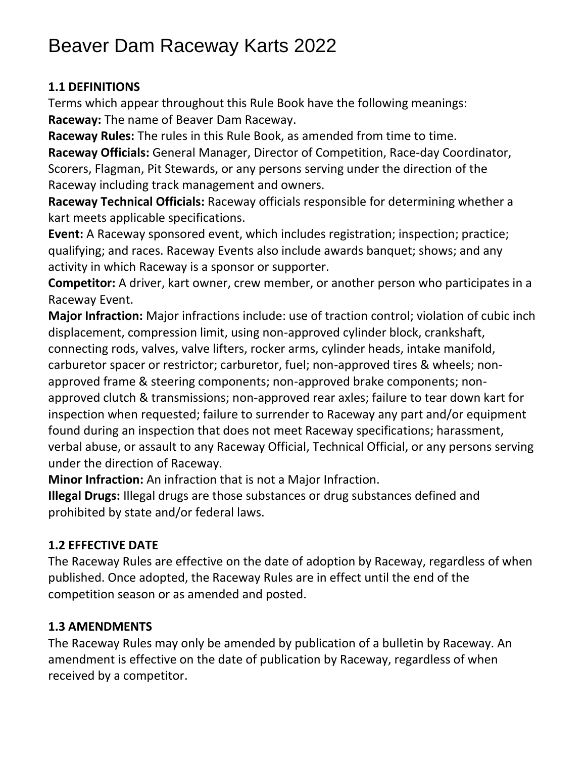# Beaver Dam Raceway Karts 2022

## 1.1 DEFINITIONS

Terms which appear throughout this Rule Book have the following meanings:

**Raceway:** The name of Beaver Dam Raceway.

**Raceway Rules:** The rules in this Rule Book, as amended from time to time.

**Raceway Officials:** General Manager, Director of Competition, Race-day Coordinator, Scorers, Flagman, Pit Stewards, or any persons serving under the direction of the Raceway including track management and owners.

**Raceway Technical Officials:** Raceway officials responsible for determining whether a kart meets applicable specifications.

**Event:** A Raceway sponsored event, which includes registration; inspection; practice; qualifying; and races. Raceway Events also include awards banquet; shows; and any activity in which Raceway is a sponsor or supporter.

**Competitor:** A driver, kart owner, crew member, or another person who participates in a Raceway Event.

**Major Infraction:** Major infractions include: use of traction control; violation of cubic inch displacement, compression limit, using non-approved cylinder block, crankshaft, connecting rods, valves, valve lifters, rocker arms, cylinder heads, intake manifold, carburetor spacer or restrictor; carburetor, fuel; non-approved tires & wheels; non-approved frame & steering components; non-approved brake components; non-approved clutch & transmissions; non-approved rear axles; failure to tear down kart for inspection when requested; failure to surrender to Raceway any part and/or equipment found during an inspection that does not meet Raceway specifications; harassment, verbal abuse, or assault to any Raceway Official, Technical Official, or any persons serving under the direction of Raceway.

**Minor Infraction:** An infraction that is not a Major Infraction.

**Illegal Drugs:** Illegal drugs are those substances or drug substances defined and prohibited by state and/or federal laws.

## 1.2 EFFECTIVE DATE

The Raceway Rules are effective on the date of adoption by Raceway, regardless of when published. Once adopted, the Raceway Rules are in effect until the end of the competition season or as amended and posted.

## 1.3 AMENDMENTS

The Raceway Rules may only be amended by publication of a bulletin by Raceway. An amendment is effective on the date of publication by Raceway, regardless of when received by a competitor.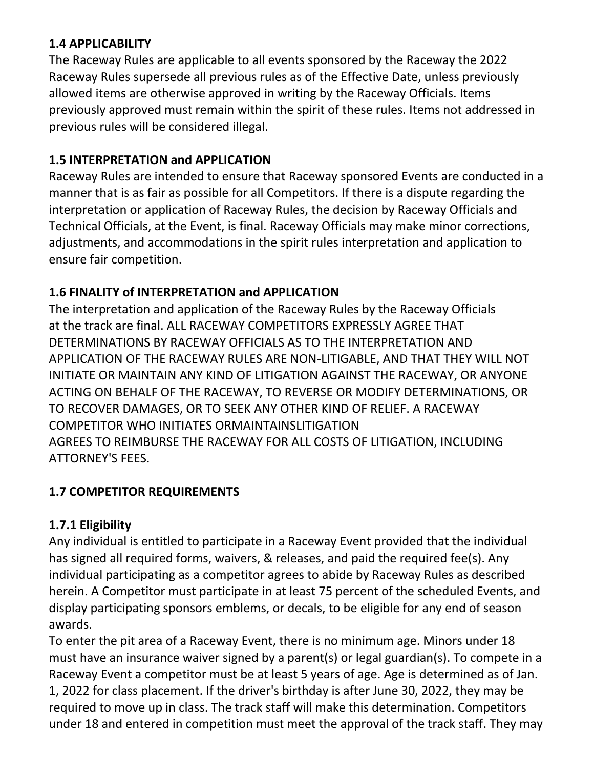### 1.4 APPLICABILITY

The Raceway Rules are applicable to all events sponsored by the Raceway the 2022 Raceway Rules supersede all previous rules as of the Effective Date, unless previously allowed items are otherwise approved in writing by the Raceway Officials. Items previously approved must remain within the spirit of these rules. Items not addressed in previous rules will be considered illegal.

### 1.5 INTERPRETATION and APPLICATION

Raceway Rules are intended to ensure that Raceway sponsored Events are conducted in a manner that is as fair as possible for all Competitors. If there is a dispute regarding the interpretation or application of Raceway Rules, the decision by Raceway Officials and Technical Officials, at the Event, is final. Raceway Officials may make minor corrections, adjustments, and accommodations in the spirit rules interpretation and application to ensure fair competition.

### 1.6 FINALITY of INTERPRETATION and APPLICATION

The interpretation and application of the Raceway Rules by the Raceway Officials at the track are final. ALL RACEWAY COMPETITORS EXPRESSLY AGREE THAT DETERMINATIONS BY RACEWAY OFFICIALS AS TO THE INTERPRETATION AND APPLICATION OF THE RACEWAY RULES ARE NON-LITIGABLE, AND THAT THEY WILL NOT INITIATE OR MAINTAIN ANY KIND OF LITIGATION AGAINST THE RACEWAY, OR ANYONE ACTING ON BEHALF OF THE RACEWAY, TO REVERSE OR MODIFY DETERMINATIONS, OR TO RECOVER DAMAGES, OR TO SEEK ANY OTHER KIND OF RELIEF. A RACEWAY COMPETITOR WHO INITIATES ORMAINTAINSLITIGATION AGREES TO REIMBURSE THE RACEWAY FOR ALL COSTS OF LITIGATION, INCLUDING ATTORNEY'S FEES.

### 1.7 COMPETITOR REQUIREMENTS

#### 1.7.1 Eligibility

Any individual is entitled to participate in a Raceway Event provided that the individual has signed all required forms, waivers, & releases, and paid the required fee(s). Any individual participating as a competitor agrees to abide by Raceway Rules as described herein. A Competitor must participate in at least 75 percent of the scheduled Events, and display participating sponsors emblems, or decals, to be eligible for any end of season awards.

To enter the pit area of a Raceway Event, there is no minimum age. Minors under 18 must have an insurance waiver signed by a parent(s) or legal guardian(s). To compete in a Raceway Event a competitor must be at least 5 years of age. Age is determined as of Jan. 1, 2022 for class placement. If the driver's birthday is after June 30, 2022, they may be required to move up in class. The track staff will make this determination. Competitors under 18 and entered in competition must meet the approval of the track staff. They may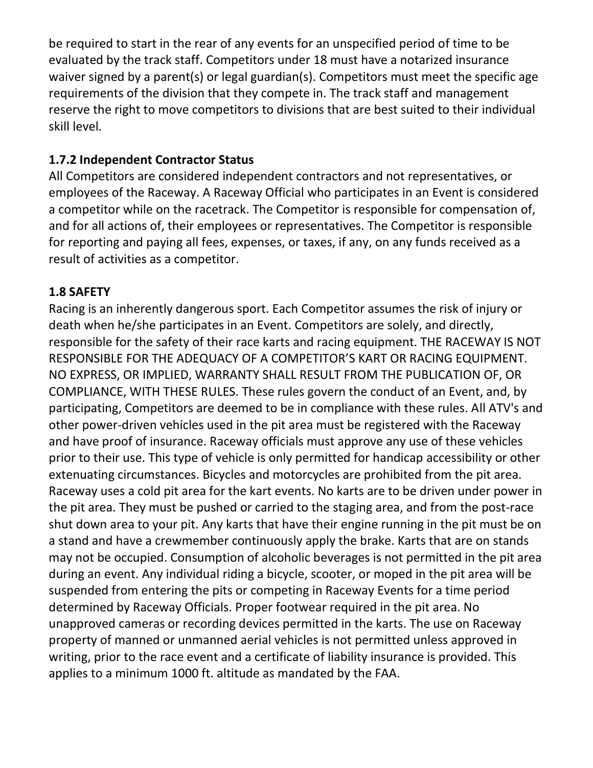be required to start in the rear of any events for an unspecified period of time to be evaluated by the track staff. Competitors under 18 must have a notarized insurance waiver signed by a parent(s) or legal guardian(s). Competitors must meet the specific age requirements of the division that they compete in. The track staff and management reserve the right to move competitors to divisions that are best suited to their individual skill level.

### 1.7.2 Independent Contractor Status

All Competitors are considered independent contractors and not representatives, or employees of the Raceway. A Raceway Official who participates in an Event is considered a competitor while on the racetrack. The Competitor is responsible for compensation of, and for all actions of, their employees or representatives. The Competitor is responsible for reporting and paying all fees, expenses, or taxes, if any, on any funds received as a result of activities as a competitor.

## 1.8 SAFETY

Racing is an inherently dangerous sport. Each Competitor assumes the risk of injury or death when he/she participates in an Event. Competitors are solely, and directly, responsible for the safety of their race karts and racing equipment. THE RACEWAY IS NOT RESPONSIBLE FOR THE ADEQUACY OF A COMPETITOR'S KART OR RACING EQUIPMENT. NO EXPRESS, OR IMPLIED, WARRANTY SHALL RESULT FROM THE PUBLICATION OF, OR COMPLIANCE, WITH THESE RULES. These rules govern the conduct of an Event, and, by participating, Competitors are deemed to be in compliance with these rules. All ATV's and other power-driven vehicles used in the pit area must be registered with the Raceway and have proof of insurance. Raceway officials must approve any use of these vehicles prior to their use. This type of vehicle is only permitted for handicap accessibility or other extenuating circumstances. Bicycles and motorcycles are prohibited from the pit area. Raceway uses a cold pit area for the kart events. No karts are to be driven under power in the pit area. They must be pushed or carried to the staging area, and from the post-race shut down area to your pit. Any karts that have their engine running in the pit must be on a stand and have a crewmember continuously apply the brake. Karts that are on stands may not be occupied. Consumption of alcoholic beverages is not permitted in the pit area during an event. Any individual riding a bicycle, scooter, or moped in the pit area will be suspended from entering the pits or competing in Raceway Events for a time period determined by Raceway Officials. Proper footwear required in the pit area. No unapproved cameras or recording devices permitted in the karts. The use on Raceway property of manned or unmanned aerial vehicles is not permitted unless approved in writing, prior to the race event and a certificate of liability insurance is provided. This applies to a minimum 1000 ft. altitude as mandated by the FAA.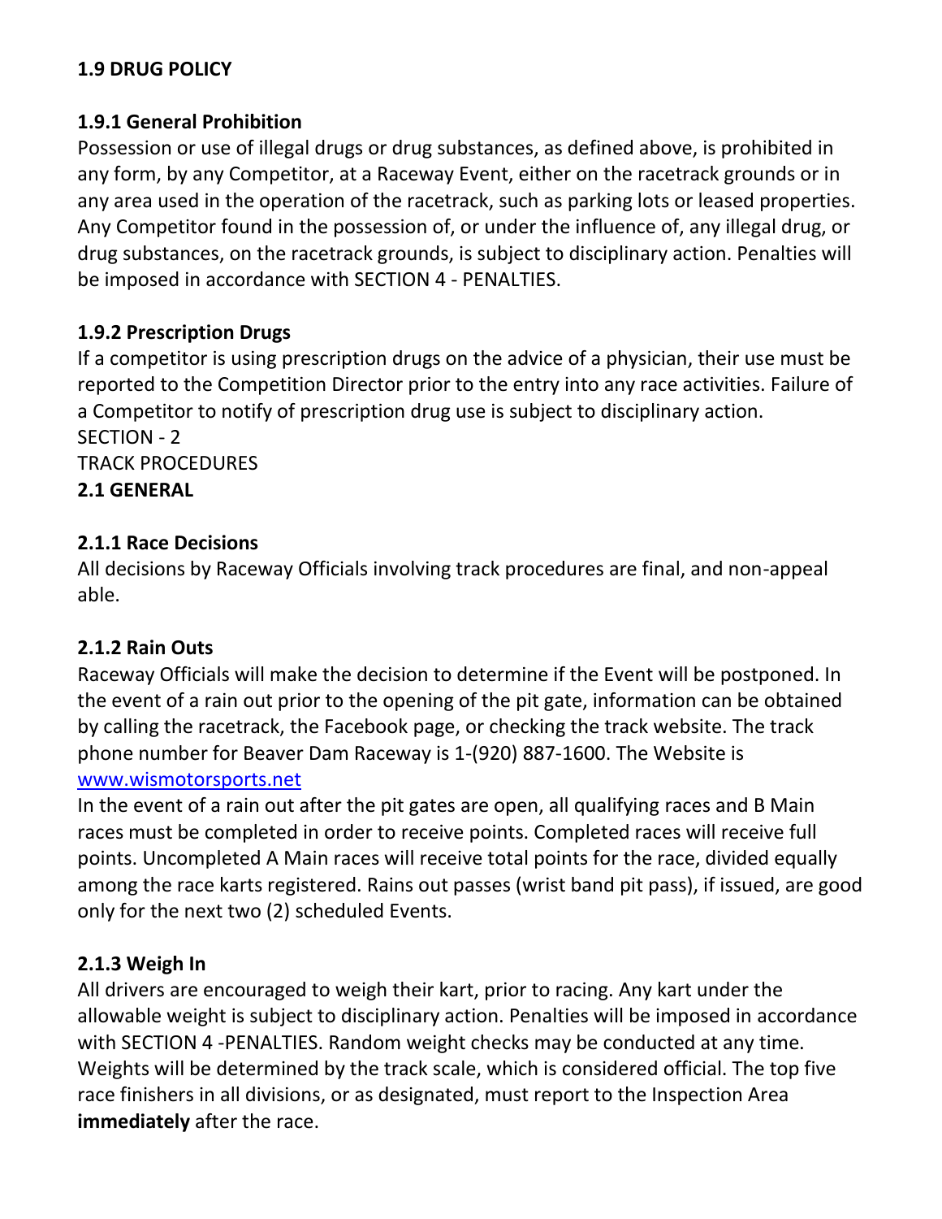**1.9 DRUG POLICY**

**1.9.1 General Prohibition**

Possession or use of illegal drugs or drug substances, as defined above, is prohibited in any form, by any Competitor, at a Raceway Event, either on the racetrack grounds or in any area used in the operation of the racetrack, such as parking lots or leased properties. Any Competitor found in the possession of, or under the influence of, any illegal drug, or drug substances, on the racetrack grounds, is subject to disciplinary action. Penalties will be imposed in accordance with SECTION 4 - PENALTIES.

**1.9.2 Prescription Drugs**

If a competitor is using prescription drugs on the advice of a physician, their use must be reported to the Competition Director prior to the entry into any race activities. Failure of a Competitor to notify of prescription drug use is subject to disciplinary action.

SECTION - 2

TRACK PROCEDURES

**2.1 GENERAL**

**2.1.1 Race Decisions**

All decisions by Raceway Officials involving track procedures are final, and non-appeal able.

**2.1.2 Rain Outs**

Raceway Officials will make the decision to determine if the Event will be postponed. In the event of a rain out prior to the opening of the pit gate, information can be obtained by calling the racetrack, the Facebook page, or checking the track website. The track phone number for Beaver Dam Raceway is 1-(920) 887-1600. The Website is [www.wismotorsports.net](http://www.wismotorsports.net)

In the event of a rain out after the pit gates are open, all qualifying races and B Main races must be completed in order to receive points. Completed races will receive full points. Uncompleted A Main races will receive total points for the race, divided equally among the race karts registered. Rains out passes (wrist band pit pass), if issued, are good only for the next two (2) scheduled Events.

**2.1.3 Weigh In**

All drivers are encouraged to weigh their kart, prior to racing. Any kart under the allowable weight is subject to disciplinary action. Penalties will be imposed in accordance with SECTION 4 -PENALTIES. Random weight checks may be conducted at any time. Weights will be determined by the track scale, which is considered official. The top five race finishers in all divisions, or as designated, must report to the Inspection Area **immediately** after the race.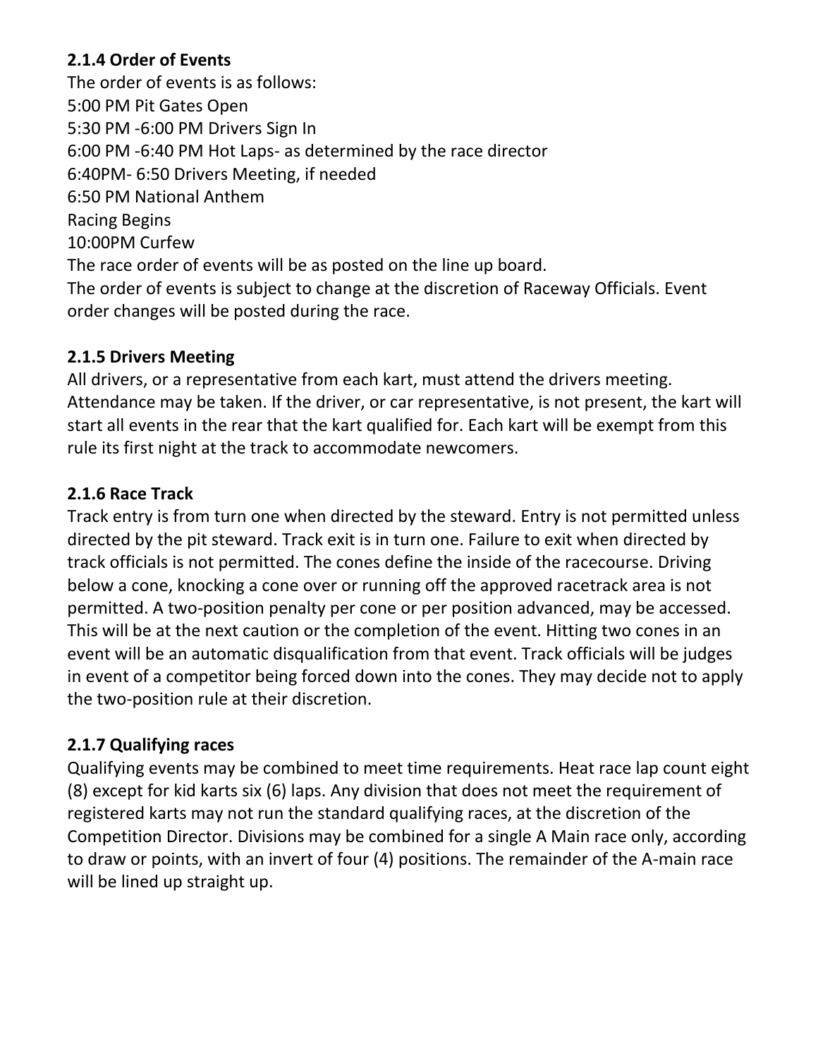**2.1.4 Order of Events**

The order of events is as follows:
5:00 PM Pit Gates Open
5:30 PM -6:00 PM Drivers Sign In
6:00 PM -6:40 PM Hot Laps- as determined by the race director
6:40PM- 6:50 Drivers Meeting, if needed
6:50 PM National Anthem
Racing Begins
10:00PM Curfew
The race order of events will be as posted on the line up board.
The order of events is subject to change at the discretion of Raceway Officials. Event order changes will be posted during the race.

**2.1.5 Drivers Meeting**

All drivers, or a representative from each kart, must attend the drivers meeting. Attendance may be taken. If the driver, or car representative, is not present, the kart will start all events in the rear that the kart qualified for. Each kart will be exempt from this rule its first night at the track to accommodate newcomers.

**2.1.6 Race Track**

Track entry is from turn one when directed by the steward. Entry is not permitted unless directed by the pit steward. Track exit is in turn one. Failure to exit when directed by track officials is not permitted. The cones define the inside of the racecourse. Driving below a cone, knocking a cone over or running off the approved racetrack area is not permitted. A two-position penalty per cone or per position advanced, may be accessed. This will be at the next caution or the completion of the event. Hitting two cones in an event will be an automatic disqualification from that event. Track officials will be judges in event of a competitor being forced down into the cones. They may decide not to apply the two-position rule at their discretion.

**2.1.7 Qualifying races**

Qualifying events may be combined to meet time requirements. Heat race lap count eight (8) except for kid karts six (6) laps. Any division that does not meet the requirement of registered karts may not run the standard qualifying races, at the discretion of the Competition Director. Divisions may be combined for a single A Main race only, according to draw or points, with an invert of four (4) positions. The remainder of the A-main race will be lined up straight up.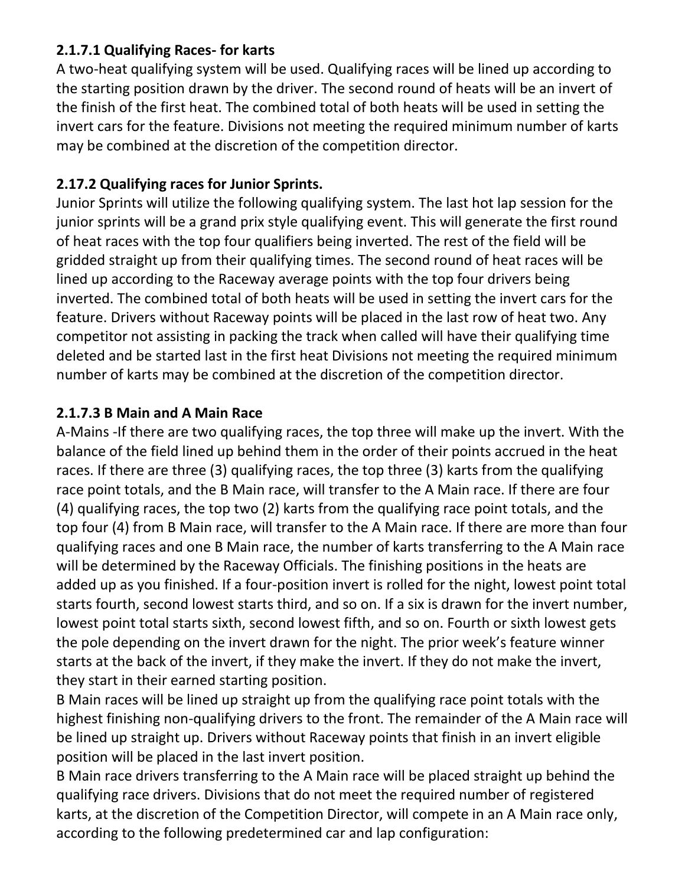### 2.1.7.1 Qualifying Races- for karts

A two-heat qualifying system will be used. Qualifying races will be lined up according to the starting position drawn by the driver. The second round of heats will be an invert of the finish of the first heat. The combined total of both heats will be used in setting the invert cars for the feature. Divisions not meeting the required minimum number of karts may be combined at the discretion of the competition director.

### 2.17.2 Qualifying races for Junior Sprints.

Junior Sprints will utilize the following qualifying system. The last hot lap session for the junior sprints will be a grand prix style qualifying event. This will generate the first round of heat races with the top four qualifiers being inverted. The rest of the field will be gridded straight up from their qualifying times. The second round of heat races will be lined up according to the Raceway average points with the top four drivers being inverted. The combined total of both heats will be used in setting the invert cars for the feature. Drivers without Raceway points will be placed in the last row of heat two. Any competitor not assisting in packing the track when called will have their qualifying time deleted and be started last in the first heat Divisions not meeting the required minimum number of karts may be combined at the discretion of the competition director.

### 2.1.7.3 B Main and A Main Race

A-Mains -If there are two qualifying races, the top three will make up the invert. With the balance of the field lined up behind them in the order of their points accrued in the heat races. If there are three (3) qualifying races, the top three (3) karts from the qualifying race point totals, and the B Main race, will transfer to the A Main race. If there are four (4) qualifying races, the top two (2) karts from the qualifying race point totals, and the top four (4) from B Main race, will transfer to the A Main race. If there are more than four qualifying races and one B Main race, the number of karts transferring to the A Main race will be determined by the Raceway Officials. The finishing positions in the heats are added up as you finished. If a four-position invert is rolled for the night, lowest point total starts fourth, second lowest starts third, and so on. If a six is drawn for the invert number, lowest point total starts sixth, second lowest fifth, and so on. Fourth or sixth lowest gets the pole depending on the invert drawn for the night. The prior week's feature winner starts at the back of the invert, if they make the invert. If they do not make the invert, they start in their earned starting position.

B Main races will be lined up straight up from the qualifying race point totals with the highest finishing non-qualifying drivers to the front. The remainder of the A Main race will be lined up straight up. Drivers without Raceway points that finish in an invert eligible position will be placed in the last invert position.

B Main race drivers transferring to the A Main race will be placed straight up behind the qualifying race drivers. Divisions that do not meet the required number of registered karts, at the discretion of the Competition Director, will compete in an A Main race only, according to the following predetermined car and lap configuration: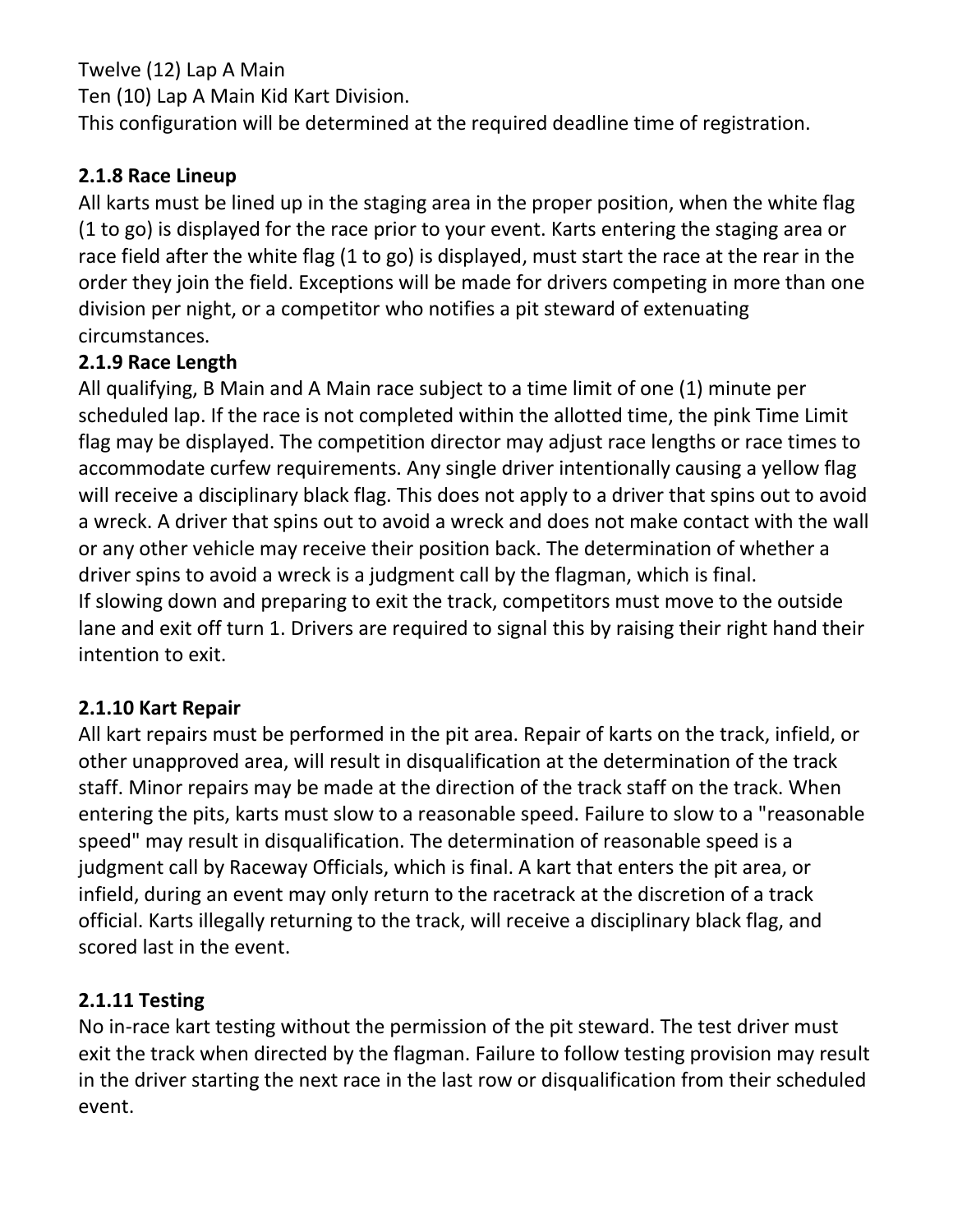Twelve (12) Lap A Main
Ten (10) Lap A Main Kid Kart Division.
This configuration will be determined at the required deadline time of registration.

**2.1.8 Race Lineup**

All karts must be lined up in the staging area in the proper position, when the white flag (1 to go) is displayed for the race prior to your event. Karts entering the staging area or race field after the white flag (1 to go) is displayed, must start the race at the rear in the order they join the field. Exceptions will be made for drivers competing in more than one division per night, or a competitor who notifies a pit steward of extenuating circumstances.

**2.1.9 Race Length**

All qualifying, B Main and A Main race subject to a time limit of one (1) minute per scheduled lap. If the race is not completed within the allotted time, the pink Time Limit flag may be displayed. The competition director may adjust race lengths or race times to accommodate curfew requirements. Any single driver intentionally causing a yellow flag will receive a disciplinary black flag. This does not apply to a driver that spins out to avoid a wreck. A driver that spins out to avoid a wreck and does not make contact with the wall or any other vehicle may receive their position back. The determination of whether a driver spins to avoid a wreck is a judgment call by the flagman, which is final.
If slowing down and preparing to exit the track, competitors must move to the outside lane and exit off turn 1. Drivers are required to signal this by raising their right hand their intention to exit.

**2.1.10 Kart Repair**

All kart repairs must be performed in the pit area. Repair of karts on the track, infield, or other unapproved area, will result in disqualification at the determination of the track staff. Minor repairs may be made at the direction of the track staff on the track. When entering the pits, karts must slow to a reasonable speed. Failure to slow to a "reasonable speed" may result in disqualification. The determination of reasonable speed is a judgment call by Raceway Officials, which is final. A kart that enters the pit area, or infield, during an event may only return to the racetrack at the discretion of a track official. Karts illegally returning to the track, will receive a disciplinary black flag, and scored last in the event.

**2.1.11 Testing**

No in-race kart testing without the permission of the pit steward. The test driver must exit the track when directed by the flagman. Failure to follow testing provision may result in the driver starting the next race in the last row or disqualification from their scheduled event.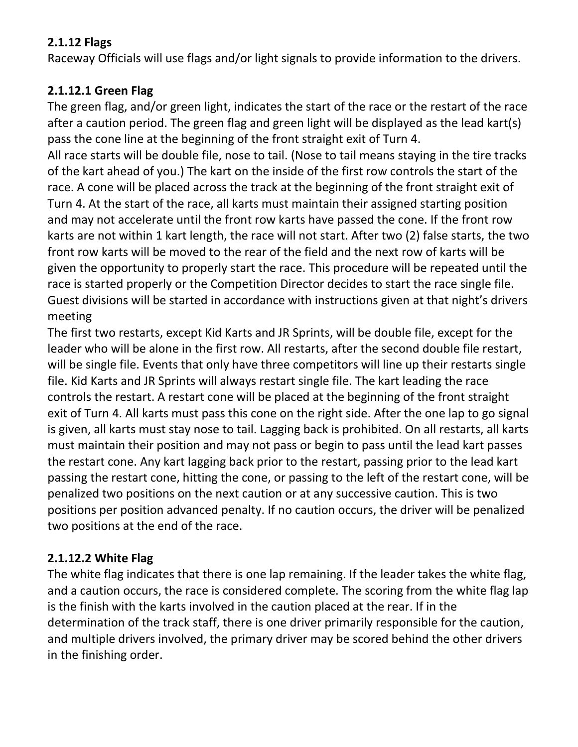### 2.1.12 Flags

Raceway Officials will use flags and/or light signals to provide information to the drivers.

### 2.1.12.1 Green Flag

The green flag, and/or green light, indicates the start of the race or the restart of the race after a caution period. The green flag and green light will be displayed as the lead kart(s) pass the cone line at the beginning of the front straight exit of Turn 4.

All race starts will be double file, nose to tail. (Nose to tail means staying in the tire tracks of the kart ahead of you.) The kart on the inside of the first row controls the start of the race. A cone will be placed across the track at the beginning of the front straight exit of Turn 4. At the start of the race, all karts must maintain their assigned starting position and may not accelerate until the front row karts have passed the cone. If the front row karts are not within 1 kart length, the race will not start. After two (2) false starts, the two front row karts will be moved to the rear of the field and the next row of karts will be given the opportunity to properly start the race. This procedure will be repeated until the race is started properly or the Competition Director decides to start the race single file. Guest divisions will be started in accordance with instructions given at that night's drivers meeting

The first two restarts, except Kid Karts and JR Sprints, will be double file, except for the leader who will be alone in the first row. All restarts, after the second double file restart, will be single file. Events that only have three competitors will line up their restarts single file. Kid Karts and JR Sprints will always restart single file. The kart leading the race controls the restart. A restart cone will be placed at the beginning of the front straight exit of Turn 4. All karts must pass this cone on the right side. After the one lap to go signal is given, all karts must stay nose to tail. Lagging back is prohibited. On all restarts, all karts must maintain their position and may not pass or begin to pass until the lead kart passes the restart cone. Any kart lagging back prior to the restart, passing prior to the lead kart passing the restart cone, hitting the cone, or passing to the left of the restart cone, will be penalized two positions on the next caution or at any successive caution. This is two positions per position advanced penalty. If no caution occurs, the driver will be penalized two positions at the end of the race.

### 2.1.12.2 White Flag

The white flag indicates that there is one lap remaining. If the leader takes the white flag, and a caution occurs, the race is considered complete. The scoring from the white flag lap is the finish with the karts involved in the caution placed at the rear. If in the determination of the track staff, there is one driver primarily responsible for the caution, and multiple drivers involved, the primary driver may be scored behind the other drivers in the finishing order.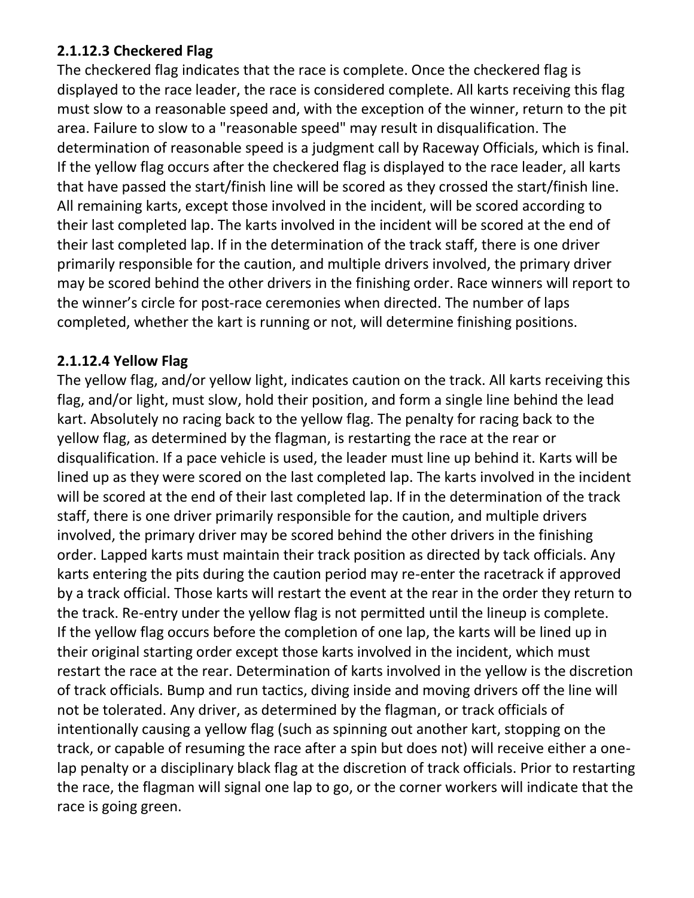### 2.1.12.3 Checkered Flag

The checkered flag indicates that the race is complete. Once the checkered flag is displayed to the race leader, the race is considered complete. All karts receiving this flag must slow to a reasonable speed and, with the exception of the winner, return to the pit area. Failure to slow to a "reasonable speed" may result in disqualification. The determination of reasonable speed is a judgment call by Raceway Officials, which is final. If the yellow flag occurs after the checkered flag is displayed to the race leader, all karts that have passed the start/finish line will be scored as they crossed the start/finish line. All remaining karts, except those involved in the incident, will be scored according to their last completed lap. The karts involved in the incident will be scored at the end of their last completed lap. If in the determination of the track staff, there is one driver primarily responsible for the caution, and multiple drivers involved, the primary driver may be scored behind the other drivers in the finishing order. Race winners will report to the winner's circle for post-race ceremonies when directed. The number of laps completed, whether the kart is running or not, will determine finishing positions.

### 2.1.12.4 Yellow Flag

The yellow flag, and/or yellow light, indicates caution on the track. All karts receiving this flag, and/or light, must slow, hold their position, and form a single line behind the lead kart. Absolutely no racing back to the yellow flag. The penalty for racing back to the yellow flag, as determined by the flagman, is restarting the race at the rear or disqualification. If a pace vehicle is used, the leader must line up behind it. Karts will be lined up as they were scored on the last completed lap. The karts involved in the incident will be scored at the end of their last completed lap. If in the determination of the track staff, there is one driver primarily responsible for the caution, and multiple drivers involved, the primary driver may be scored behind the other drivers in the finishing order. Lapped karts must maintain their track position as directed by tack officials. Any karts entering the pits during the caution period may re-enter the racetrack if approved by a track official. Those karts will restart the event at the rear in the order they return to the track. Re-entry under the yellow flag is not permitted until the lineup is complete. If the yellow flag occurs before the completion of one lap, the karts will be lined up in their original starting order except those karts involved in the incident, which must restart the race at the rear. Determination of karts involved in the yellow is the discretion of track officials. Bump and run tactics, diving inside and moving drivers off the line will not be tolerated. Any driver, as determined by the flagman, or track officials of intentionally causing a yellow flag (such as spinning out another kart, stopping on the track, or capable of resuming the race after a spin but does not) will receive either a one-lap penalty or a disciplinary black flag at the discretion of track officials. Prior to restarting the race, the flagman will signal one lap to go, or the corner workers will indicate that the race is going green.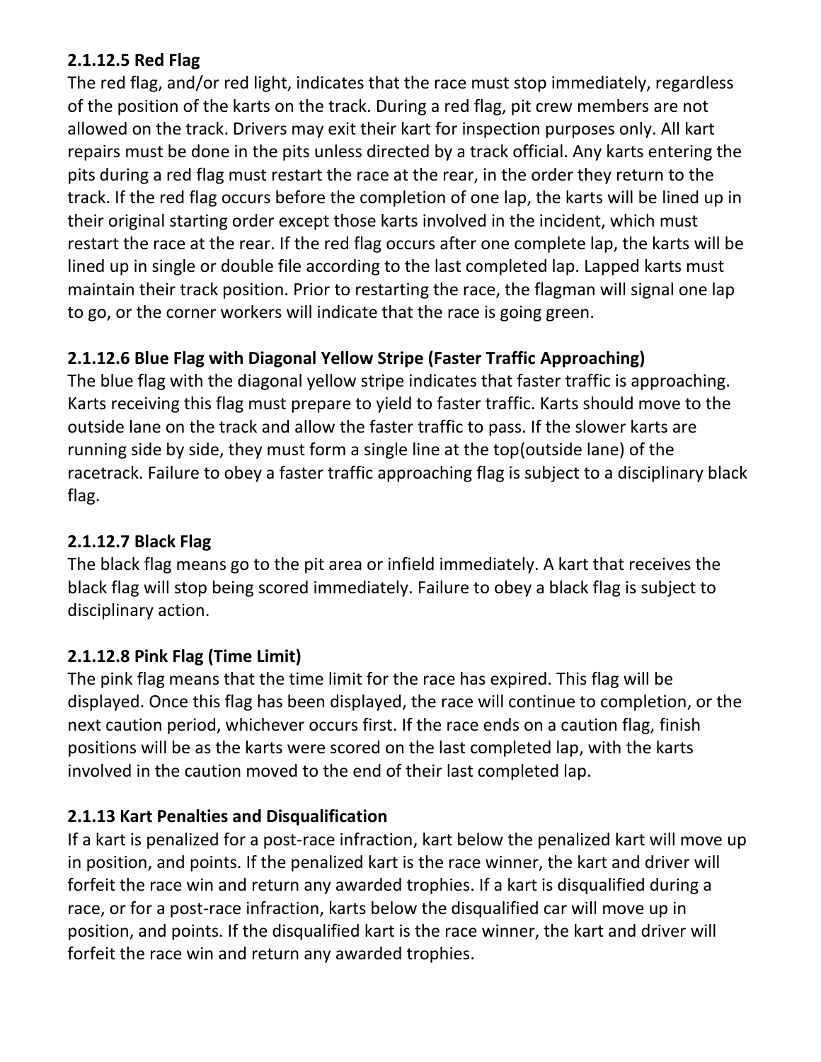#### 2.1.12.5 Red Flag

The red flag, and/or red light, indicates that the race must stop immediately, regardless of the position of the karts on the track. During a red flag, pit crew members are not allowed on the track. Drivers may exit their kart for inspection purposes only. All kart repairs must be done in the pits unless directed by a track official. Any karts entering the pits during a red flag must restart the race at the rear, in the order they return to the track. If the red flag occurs before the completion of one lap, the karts will be lined up in their original starting order except those karts involved in the incident, which must restart the race at the rear. If the red flag occurs after one complete lap, the karts will be lined up in single or double file according to the last completed lap. Lapped karts must maintain their track position. Prior to restarting the race, the flagman will signal one lap to go, or the corner workers will indicate that the race is going green.

#### 2.1.12.6 Blue Flag with Diagonal Yellow Stripe (Faster Traffic Approaching)

The blue flag with the diagonal yellow stripe indicates that faster traffic is approaching. Karts receiving this flag must prepare to yield to faster traffic. Karts should move to the outside lane on the track and allow the faster traffic to pass. If the slower karts are running side by side, they must form a single line at the top(outside lane) of the racetrack. Failure to obey a faster traffic approaching flag is subject to a disciplinary black flag.

#### 2.1.12.7 Black Flag

The black flag means go to the pit area or infield immediately. A kart that receives the black flag will stop being scored immediately. Failure to obey a black flag is subject to disciplinary action.

#### 2.1.12.8 Pink Flag (Time Limit)

The pink flag means that the time limit for the race has expired. This flag will be displayed. Once this flag has been displayed, the race will continue to completion, or the next caution period, whichever occurs first. If the race ends on a caution flag, finish positions will be as the karts were scored on the last completed lap, with the karts involved in the caution moved to the end of their last completed lap.

### 2.1.13 Kart Penalties and Disqualification

If a kart is penalized for a post-race infraction, kart below the penalized kart will move up in position, and points. If the penalized kart is the race winner, the kart and driver will forfeit the race win and return any awarded trophies. If a kart is disqualified during a race, or for a post-race infraction, karts below the disqualified car will move up in position, and points. If the disqualified kart is the race winner, the kart and driver will forfeit the race win and return any awarded trophies.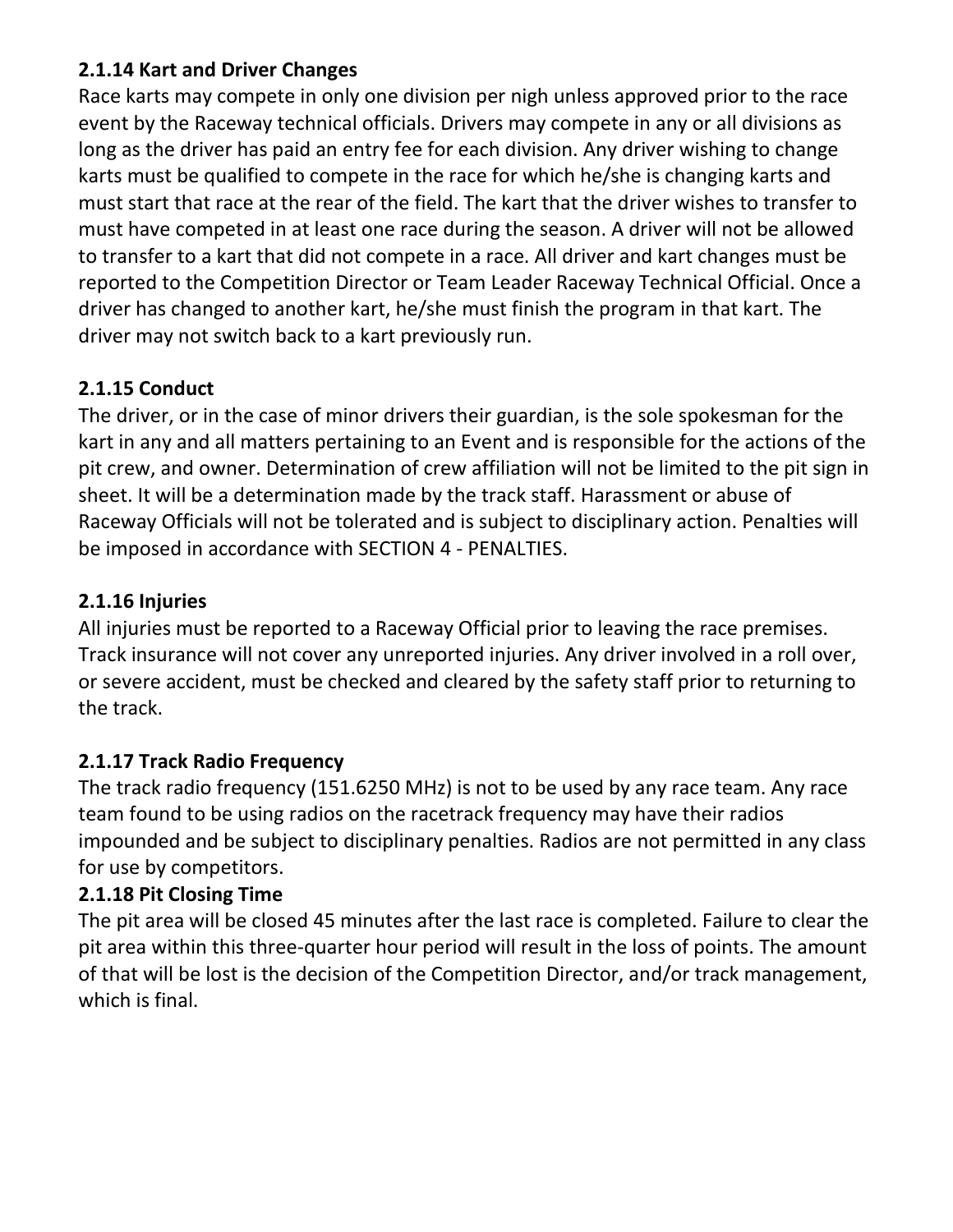### 2.1.14 Kart and Driver Changes

Race karts may compete in only one division per nigh unless approved prior to the race event by the Raceway technical officials. Drivers may compete in any or all divisions as long as the driver has paid an entry fee for each division. Any driver wishing to change karts must be qualified to compete in the race for which he/she is changing karts and must start that race at the rear of the field. The kart that the driver wishes to transfer to must have competed in at least one race during the season. A driver will not be allowed to transfer to a kart that did not compete in a race. All driver and kart changes must be reported to the Competition Director or Team Leader Raceway Technical Official. Once a driver has changed to another kart, he/she must finish the program in that kart. The driver may not switch back to a kart previously run.

### 2.1.15 Conduct

The driver, or in the case of minor drivers their guardian, is the sole spokesman for the kart in any and all matters pertaining to an Event and is responsible for the actions of the pit crew, and owner. Determination of crew affiliation will not be limited to the pit sign in sheet. It will be a determination made by the track staff. Harassment or abuse of Raceway Officials will not be tolerated and is subject to disciplinary action. Penalties will be imposed in accordance with SECTION 4 - PENALTIES.

### 2.1.16 Injuries

All injuries must be reported to a Raceway Official prior to leaving the race premises. Track insurance will not cover any unreported injuries. Any driver involved in a roll over, or severe accident, must be checked and cleared by the safety staff prior to returning to the track.

### 2.1.17 Track Radio Frequency

The track radio frequency (151.6250 MHz) is not to be used by any race team. Any race team found to be using radios on the racetrack frequency may have their radios impounded and be subject to disciplinary penalties. Radios are not permitted in any class for use by competitors.

### 2.1.18 Pit Closing Time

The pit area will be closed 45 minutes after the last race is completed. Failure to clear the pit area within this three-quarter hour period will result in the loss of points. The amount of that will be lost is the decision of the Competition Director, and/or track management, which is final.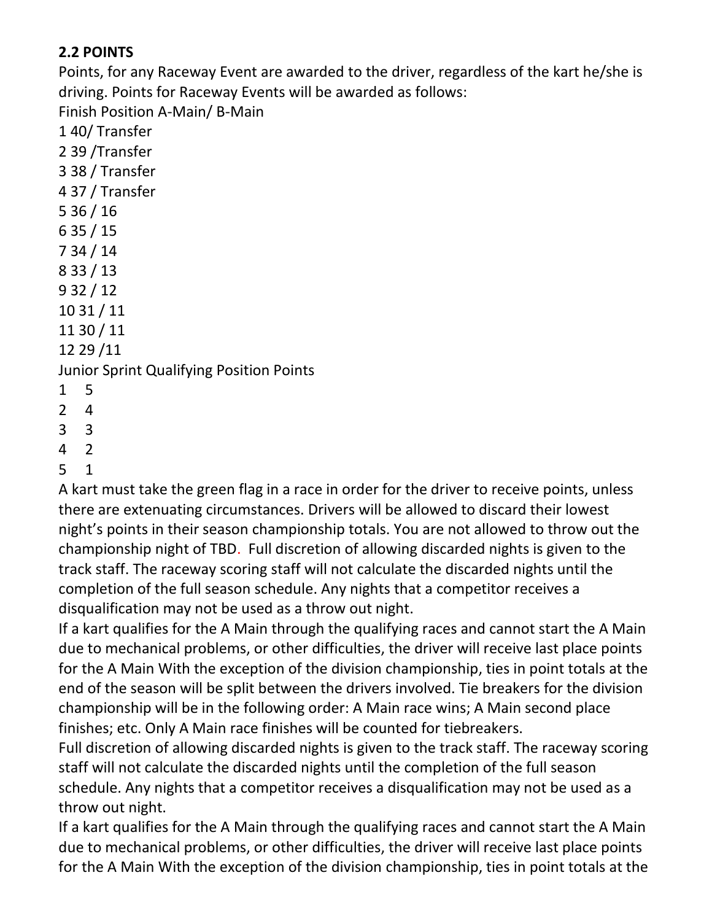**2.2 POINTS**

Points, for any Raceway Event are awarded to the driver, regardless of the kart he/she is driving. Points for Raceway Events will be awarded as follows:

Finish Position A-Main/ B-Main

1 40/ Transfer

2 39 /Transfer

3 38 / Transfer

4 37 / Transfer

5 36 / 16

6 35 / 15

7 34 / 14

8 33 / 13

9 32 / 12

10 31 / 11

11 30 / 11

12 29 /11

Junior Sprint Qualifying Position Points

1 5

2 4

3 3

4 2

5 1

A kart must take the green flag in a race in order for the driver to receive points, unless there are extenuating circumstances. Drivers will be allowed to discard their lowest night's points in their season championship totals. You are not allowed to throw out the championship night of TBD. Full discretion of allowing discarded nights is given to the track staff. The raceway scoring staff will not calculate the discarded nights until the completion of the full season schedule. Any nights that a competitor receives a disqualification may not be used as a throw out night.

If a kart qualifies for the A Main through the qualifying races and cannot start the A Main due to mechanical problems, or other difficulties, the driver will receive last place points for the A Main With the exception of the division championship, ties in point totals at the end of the season will be split between the drivers involved. Tie breakers for the division championship will be in the following order: A Main race wins; A Main second place finishes; etc. Only A Main race finishes will be counted for tiebreakers.

Full discretion of allowing discarded nights is given to the track staff. The raceway scoring staff will not calculate the discarded nights until the completion of the full season schedule. Any nights that a competitor receives a disqualification may not be used as a throw out night.

If a kart qualifies for the A Main through the qualifying races and cannot start the A Main due to mechanical problems, or other difficulties, the driver will receive last place points for the A Main With the exception of the division championship, ties in point totals at the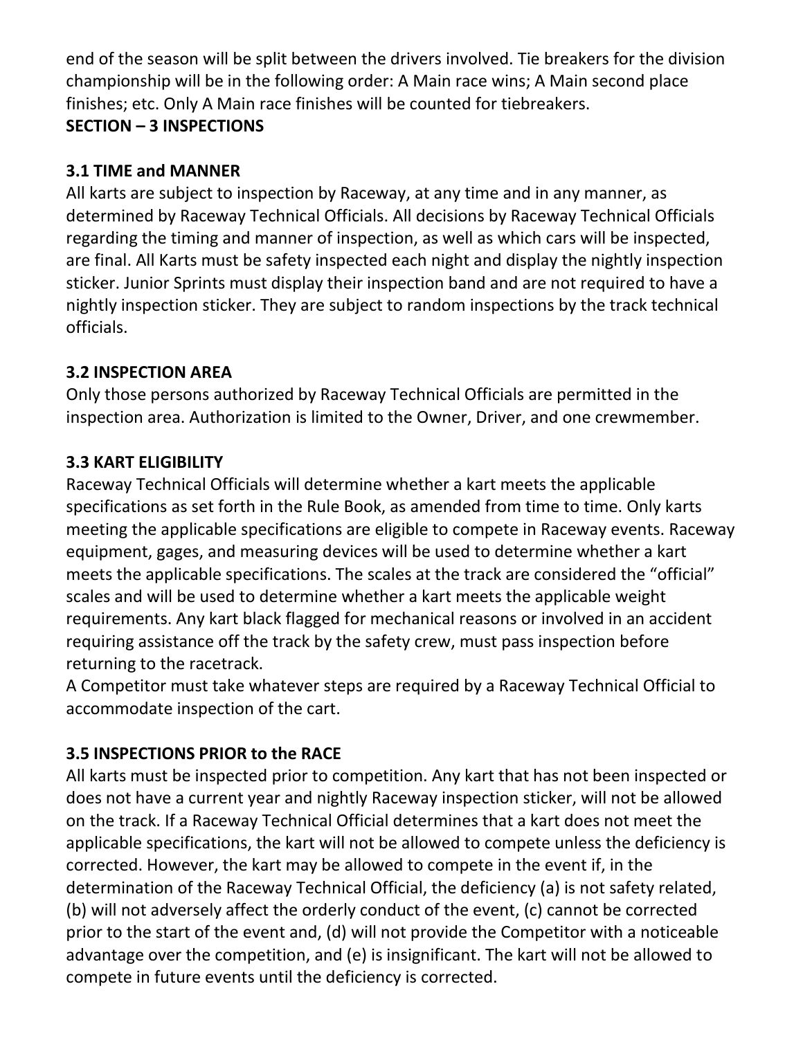end of the season will be split between the drivers involved. Tie breakers for the division championship will be in the following order: A Main race wins; A Main second place finishes; etc. Only A Main race finishes will be counted for tiebreakers.

## SECTION – 3 INSPECTIONS

### 3.1 TIME and MANNER

All karts are subject to inspection by Raceway, at any time and in any manner, as determined by Raceway Technical Officials. All decisions by Raceway Technical Officials regarding the timing and manner of inspection, as well as which cars will be inspected, are final. All Karts must be safety inspected each night and display the nightly inspection sticker. Junior Sprints must display their inspection band and are not required to have a nightly inspection sticker. They are subject to random inspections by the track technical officials.

### 3.2 INSPECTION AREA

Only those persons authorized by Raceway Technical Officials are permitted in the inspection area. Authorization is limited to the Owner, Driver, and one crewmember.

### 3.3 KART ELIGIBILITY

Raceway Technical Officials will determine whether a kart meets the applicable specifications as set forth in the Rule Book, as amended from time to time. Only karts meeting the applicable specifications are eligible to compete in Raceway events. Raceway equipment, gages, and measuring devices will be used to determine whether a kart meets the applicable specifications. The scales at the track are considered the "official" scales and will be used to determine whether a kart meets the applicable weight requirements. Any kart black flagged for mechanical reasons or involved in an accident requiring assistance off the track by the safety crew, must pass inspection before returning to the racetrack.

A Competitor must take whatever steps are required by a Raceway Technical Official to accommodate inspection of the cart.

### 3.5 INSPECTIONS PRIOR to the RACE

All karts must be inspected prior to competition. Any kart that has not been inspected or does not have a current year and nightly Raceway inspection sticker, will not be allowed on the track. If a Raceway Technical Official determines that a kart does not meet the applicable specifications, the kart will not be allowed to compete unless the deficiency is corrected. However, the kart may be allowed to compete in the event if, in the determination of the Raceway Technical Official, the deficiency (a) is not safety related, (b) will not adversely affect the orderly conduct of the event, (c) cannot be corrected prior to the start of the event and, (d) will not provide the Competitor with a noticeable advantage over the competition, and (e) is insignificant. The kart will not be allowed to compete in future events until the deficiency is corrected.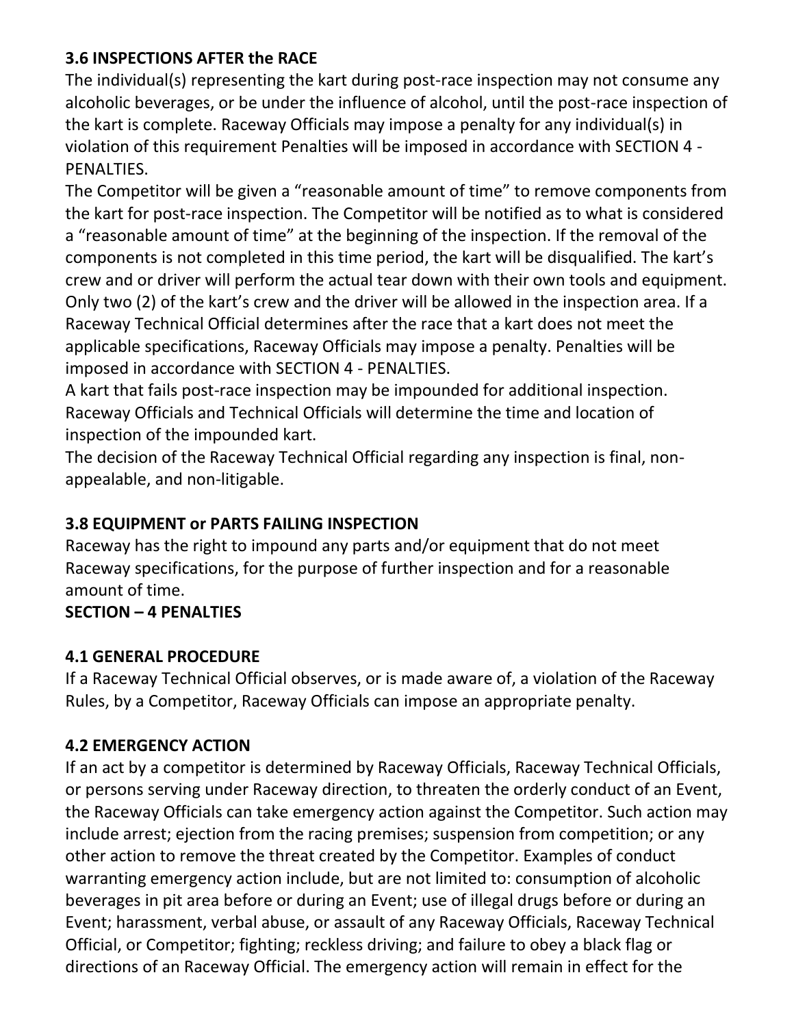### 3.6 INSPECTIONS AFTER the RACE

The individual(s) representing the kart during post-race inspection may not consume any alcoholic beverages, or be under the influence of alcohol, until the post-race inspection of the kart is complete. Raceway Officials may impose a penalty for any individual(s) in violation of this requirement Penalties will be imposed in accordance with SECTION 4 - PENALTIES.

The Competitor will be given a "reasonable amount of time" to remove components from the kart for post-race inspection. The Competitor will be notified as to what is considered a "reasonable amount of time" at the beginning of the inspection. If the removal of the components is not completed in this time period, the kart will be disqualified. The kart's crew and or driver will perform the actual tear down with their own tools and equipment. Only two (2) of the kart's crew and the driver will be allowed in the inspection area. If a Raceway Technical Official determines after the race that a kart does not meet the applicable specifications, Raceway Officials may impose a penalty. Penalties will be imposed in accordance with SECTION 4 - PENALTIES.

A kart that fails post-race inspection may be impounded for additional inspection. Raceway Officials and Technical Officials will determine the time and location of inspection of the impounded kart.

The decision of the Raceway Technical Official regarding any inspection is final, non-appealable, and non-litigable.

### 3.8 EQUIPMENT or PARTS FAILING INSPECTION

Raceway has the right to impound any parts and/or equipment that do not meet Raceway specifications, for the purpose of further inspection and for a reasonable amount of time.

## SECTION – 4 PENALTIES

### 4.1 GENERAL PROCEDURE

If a Raceway Technical Official observes, or is made aware of, a violation of the Raceway Rules, by a Competitor, Raceway Officials can impose an appropriate penalty.

### 4.2 EMERGENCY ACTION

If an act by a competitor is determined by Raceway Officials, Raceway Technical Officials, or persons serving under Raceway direction, to threaten the orderly conduct of an Event, the Raceway Officials can take emergency action against the Competitor. Such action may include arrest; ejection from the racing premises; suspension from competition; or any other action to remove the threat created by the Competitor. Examples of conduct warranting emergency action include, but are not limited to: consumption of alcoholic beverages in pit area before or during an Event; use of illegal drugs before or during an Event; harassment, verbal abuse, or assault of any Raceway Officials, Raceway Technical Official, or Competitor; fighting; reckless driving; and failure to obey a black flag or directions of an Raceway Official. The emergency action will remain in effect for the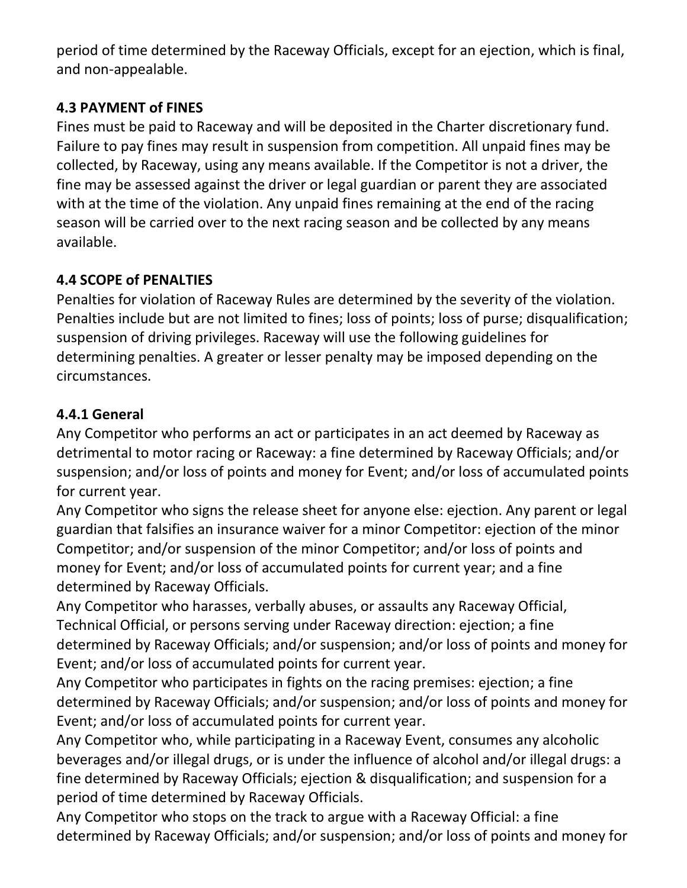period of time determined by the Raceway Officials, except for an ejection, which is final, and non-appealable.

### 4.3 PAYMENT of FINES

Fines must be paid to Raceway and will be deposited in the Charter discretionary fund. Failure to pay fines may result in suspension from competition. All unpaid fines may be collected, by Raceway, using any means available. If the Competitor is not a driver, the fine may be assessed against the driver or legal guardian or parent they are associated with at the time of the violation. Any unpaid fines remaining at the end of the racing season will be carried over to the next racing season and be collected by any means available.

### 4.4 SCOPE of PENALTIES

Penalties for violation of Raceway Rules are determined by the severity of the violation. Penalties include but are not limited to fines; loss of points; loss of purse; disqualification; suspension of driving privileges. Raceway will use the following guidelines for determining penalties. A greater or lesser penalty may be imposed depending on the circumstances.

#### 4.4.1 General

Any Competitor who performs an act or participates in an act deemed by Raceway as detrimental to motor racing or Raceway: a fine determined by Raceway Officials; and/or suspension; and/or loss of points and money for Event; and/or loss of accumulated points for current year.

Any Competitor who signs the release sheet for anyone else: ejection. Any parent or legal guardian that falsifies an insurance waiver for a minor Competitor: ejection of the minor Competitor; and/or suspension of the minor Competitor; and/or loss of points and money for Event; and/or loss of accumulated points for current year; and a fine determined by Raceway Officials.

Any Competitor who harasses, verbally abuses, or assaults any Raceway Official, Technical Official, or persons serving under Raceway direction: ejection; a fine determined by Raceway Officials; and/or suspension; and/or loss of points and money for Event; and/or loss of accumulated points for current year.

Any Competitor who participates in fights on the racing premises: ejection; a fine determined by Raceway Officials; and/or suspension; and/or loss of points and money for Event; and/or loss of accumulated points for current year.

Any Competitor who, while participating in a Raceway Event, consumes any alcoholic beverages and/or illegal drugs, or is under the influence of alcohol and/or illegal drugs: a fine determined by Raceway Officials; ejection & disqualification; and suspension for a period of time determined by Raceway Officials.

Any Competitor who stops on the track to argue with a Raceway Official: a fine determined by Raceway Officials; and/or suspension; and/or loss of points and money for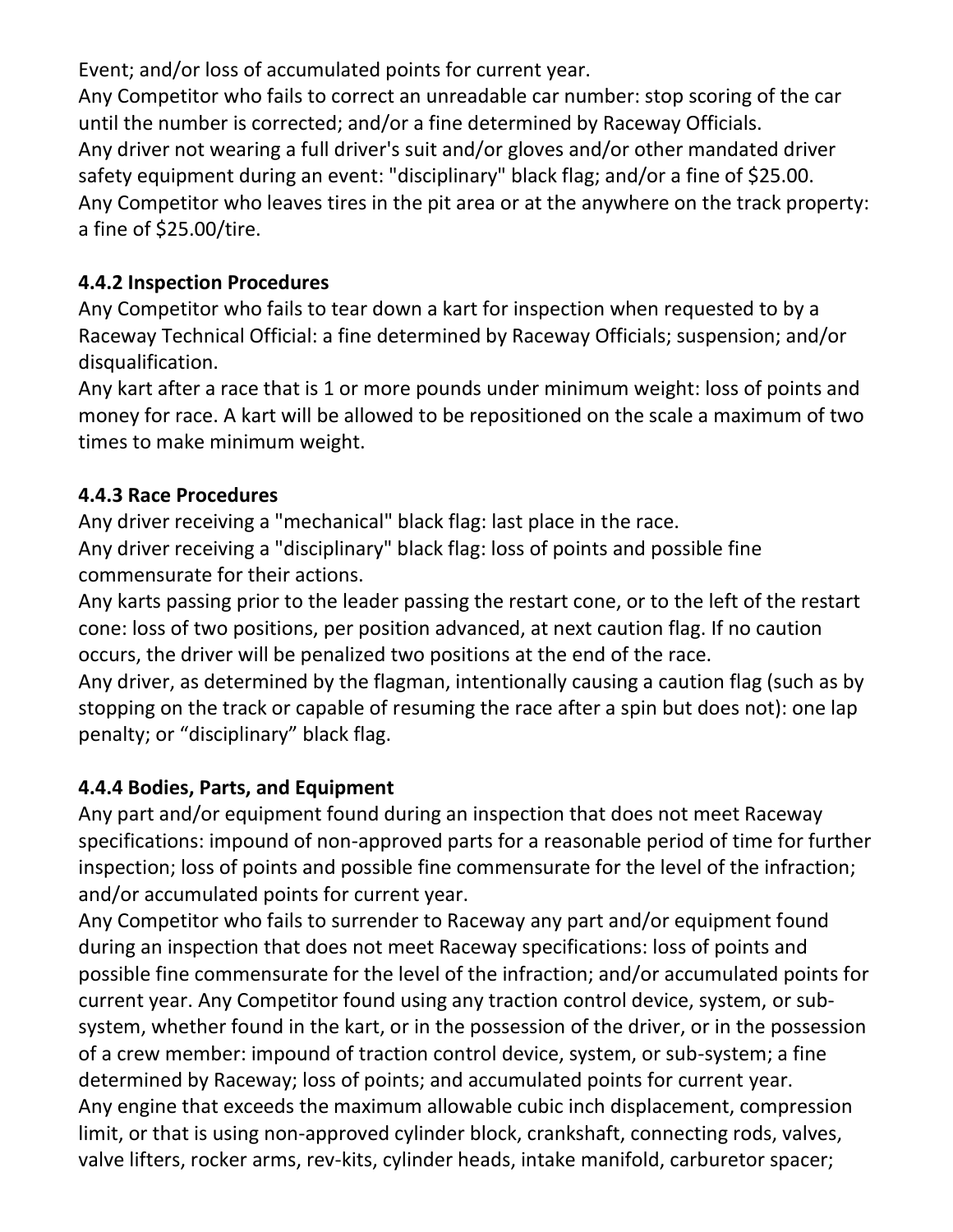Event; and/or loss of accumulated points for current year.

Any Competitor who fails to correct an unreadable car number: stop scoring of the car until the number is corrected; and/or a fine determined by Raceway Officials.

Any driver not wearing a full driver's suit and/or gloves and/or other mandated driver safety equipment during an event: "disciplinary" black flag; and/or a fine of $25.00.

Any Competitor who leaves tires in the pit area or at the anywhere on the track property: a fine of $25.00/tire.

### 4.4.2 Inspection Procedures

Any Competitor who fails to tear down a kart for inspection when requested to by a Raceway Technical Official: a fine determined by Raceway Officials; suspension; and/or disqualification.

Any kart after a race that is 1 or more pounds under minimum weight: loss of points and money for race. A kart will be allowed to be repositioned on the scale a maximum of two times to make minimum weight.

### 4.4.3 Race Procedures

Any driver receiving a "mechanical" black flag: last place in the race.

Any driver receiving a "disciplinary" black flag: loss of points and possible fine commensurate for their actions.

Any karts passing prior to the leader passing the restart cone, or to the left of the restart cone: loss of two positions, per position advanced, at next caution flag. If no caution occurs, the driver will be penalized two positions at the end of the race.

Any driver, as determined by the flagman, intentionally causing a caution flag (such as by stopping on the track or capable of resuming the race after a spin but does not): one lap penalty; or "disciplinary" black flag.

### 4.4.4 Bodies, Parts, and Equipment

Any part and/or equipment found during an inspection that does not meet Raceway specifications: impound of non-approved parts for a reasonable period of time for further inspection; loss of points and possible fine commensurate for the level of the infraction; and/or accumulated points for current year.

Any Competitor who fails to surrender to Raceway any part and/or equipment found during an inspection that does not meet Raceway specifications: loss of points and possible fine commensurate for the level of the infraction; and/or accumulated points for current year. Any Competitor found using any traction control device, system, or sub-system, whether found in the kart, or in the possession of the driver, or in the possession of a crew member: impound of traction control device, system, or sub-system; a fine determined by Raceway; loss of points; and accumulated points for current year.

Any engine that exceeds the maximum allowable cubic inch displacement, compression limit, or that is using non-approved cylinder block, crankshaft, connecting rods, valves, valve lifters, rocker arms, rev-kits, cylinder heads, intake manifold, carburetor spacer;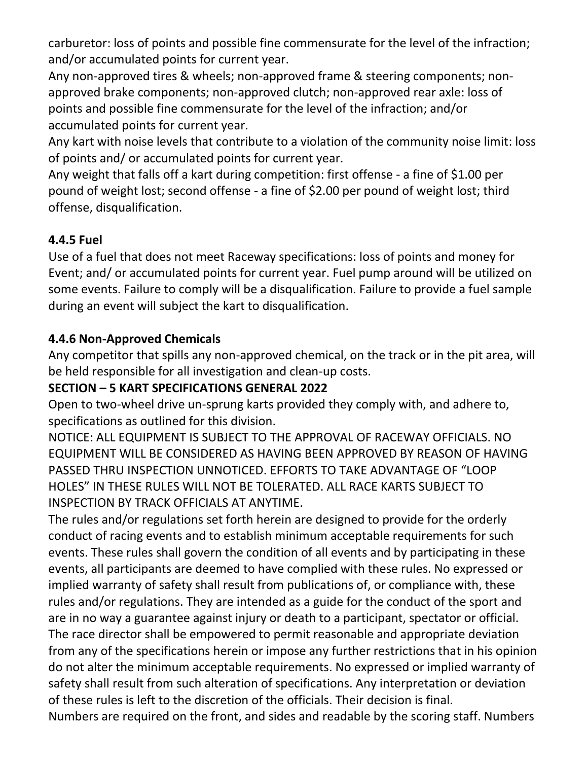carburetor: loss of points and possible fine commensurate for the level of the infraction; and/or accumulated points for current year.

Any non-approved tires & wheels; non-approved frame & steering components; non-approved brake components; non-approved clutch; non-approved rear axle: loss of points and possible fine commensurate for the level of the infraction; and/or accumulated points for current year.

Any kart with noise levels that contribute to a violation of the community noise limit: loss of points and/ or accumulated points for current year.

Any weight that falls off a kart during competition: first offense - a fine of $1.00 per pound of weight lost; second offense - a fine of $2.00 per pound of weight lost; third offense, disqualification.

### 4.4.5 Fuel

Use of a fuel that does not meet Raceway specifications: loss of points and money for Event; and/ or accumulated points for current year. Fuel pump around will be utilized on some events. Failure to comply will be a disqualification. Failure to provide a fuel sample during an event will subject the kart to disqualification.

### 4.4.6 Non-Approved Chemicals

Any competitor that spills any non-approved chemical, on the track or in the pit area, will be held responsible for all investigation and clean-up costs.

## SECTION – 5 KART SPECIFICATIONS GENERAL 2022

Open to two-wheel drive un-sprung karts provided they comply with, and adhere to, specifications as outlined for this division.

NOTICE: ALL EQUIPMENT IS SUBJECT TO THE APPROVAL OF RACEWAY OFFICIALS. NO EQUIPMENT WILL BE CONSIDERED AS HAVING BEEN APPROVED BY REASON OF HAVING PASSED THRU INSPECTION UNNOTICED. EFFORTS TO TAKE ADVANTAGE OF "LOOP HOLES" IN THESE RULES WILL NOT BE TOLERATED. ALL RACE KARTS SUBJECT TO INSPECTION BY TRACK OFFICIALS AT ANYTIME.

The rules and/or regulations set forth herein are designed to provide for the orderly conduct of racing events and to establish minimum acceptable requirements for such events. These rules shall govern the condition of all events and by participating in these events, all participants are deemed to have complied with these rules. No expressed or implied warranty of safety shall result from publications of, or compliance with, these rules and/or regulations. They are intended as a guide for the conduct of the sport and are in no way a guarantee against injury or death to a participant, spectator or official. The race director shall be empowered to permit reasonable and appropriate deviation from any of the specifications herein or impose any further restrictions that in his opinion do not alter the minimum acceptable requirements. No expressed or implied warranty of safety shall result from such alteration of specifications. Any interpretation or deviation of these rules is left to the discretion of the officials. Their decision is final.

Numbers are required on the front, and sides and readable by the scoring staff. Numbers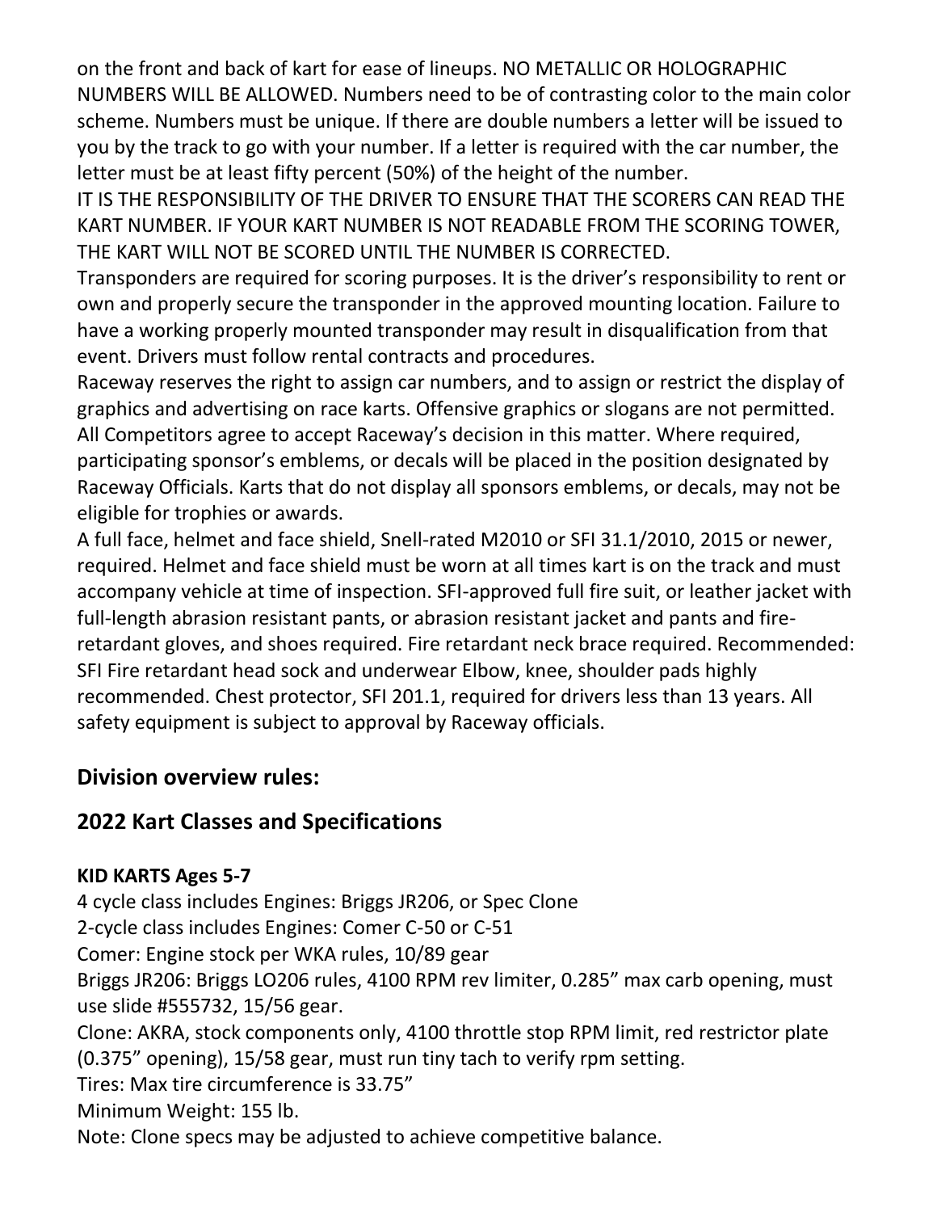on the front and back of kart for ease of lineups. NO METALLIC OR HOLOGRAPHIC NUMBERS WILL BE ALLOWED. Numbers need to be of contrasting color to the main color scheme. Numbers must be unique. If there are double numbers a letter will be issued to you by the track to go with your number. If a letter is required with the car number, the letter must be at least fifty percent (50%) of the height of the number.

IT IS THE RESPONSIBILITY OF THE DRIVER TO ENSURE THAT THE SCORERS CAN READ THE KART NUMBER. IF YOUR KART NUMBER IS NOT READABLE FROM THE SCORING TOWER, THE KART WILL NOT BE SCORED UNTIL THE NUMBER IS CORRECTED.

Transponders are required for scoring purposes. It is the driver's responsibility to rent or own and properly secure the transponder in the approved mounting location. Failure to have a working properly mounted transponder may result in disqualification from that event. Drivers must follow rental contracts and procedures.

Raceway reserves the right to assign car numbers, and to assign or restrict the display of graphics and advertising on race karts. Offensive graphics or slogans are not permitted. All Competitors agree to accept Raceway's decision in this matter. Where required, participating sponsor's emblems, or decals will be placed in the position designated by Raceway Officials. Karts that do not display all sponsors emblems, or decals, may not be eligible for trophies or awards.

A full face, helmet and face shield, Snell-rated M2010 or SFI 31.1/2010, 2015 or newer, required. Helmet and face shield must be worn at all times kart is on the track and must accompany vehicle at time of inspection. SFI-approved full fire suit, or leather jacket with full-length abrasion resistant pants, or abrasion resistant jacket and pants and fire-retardant gloves, and shoes required. Fire retardant neck brace required. Recommended: SFI Fire retardant head sock and underwear Elbow, knee, shoulder pads highly recommended. Chest protector, SFI 201.1, required for drivers less than 13 years. All safety equipment is subject to approval by Raceway officials.

## Division overview rules:

## 2022 Kart Classes and Specifications

**KID KARTS Ages 5-7**

4 cycle class includes Engines: Briggs JR206, or Spec Clone

2-cycle class includes Engines: Comer C-50 or C-51

Comer: Engine stock per WKA rules, 10/89 gear

Briggs JR206: Briggs LO206 rules, 4100 RPM rev limiter, 0.285" max carb opening, must use slide #555732, 15/56 gear.

Clone: AKRA, stock components only, 4100 throttle stop RPM limit, red restrictor plate (0.375" opening), 15/58 gear, must run tiny tach to verify rpm setting.

Tires: Max tire circumference is 33.75"

Minimum Weight: 155 lb.

Note: Clone specs may be adjusted to achieve competitive balance.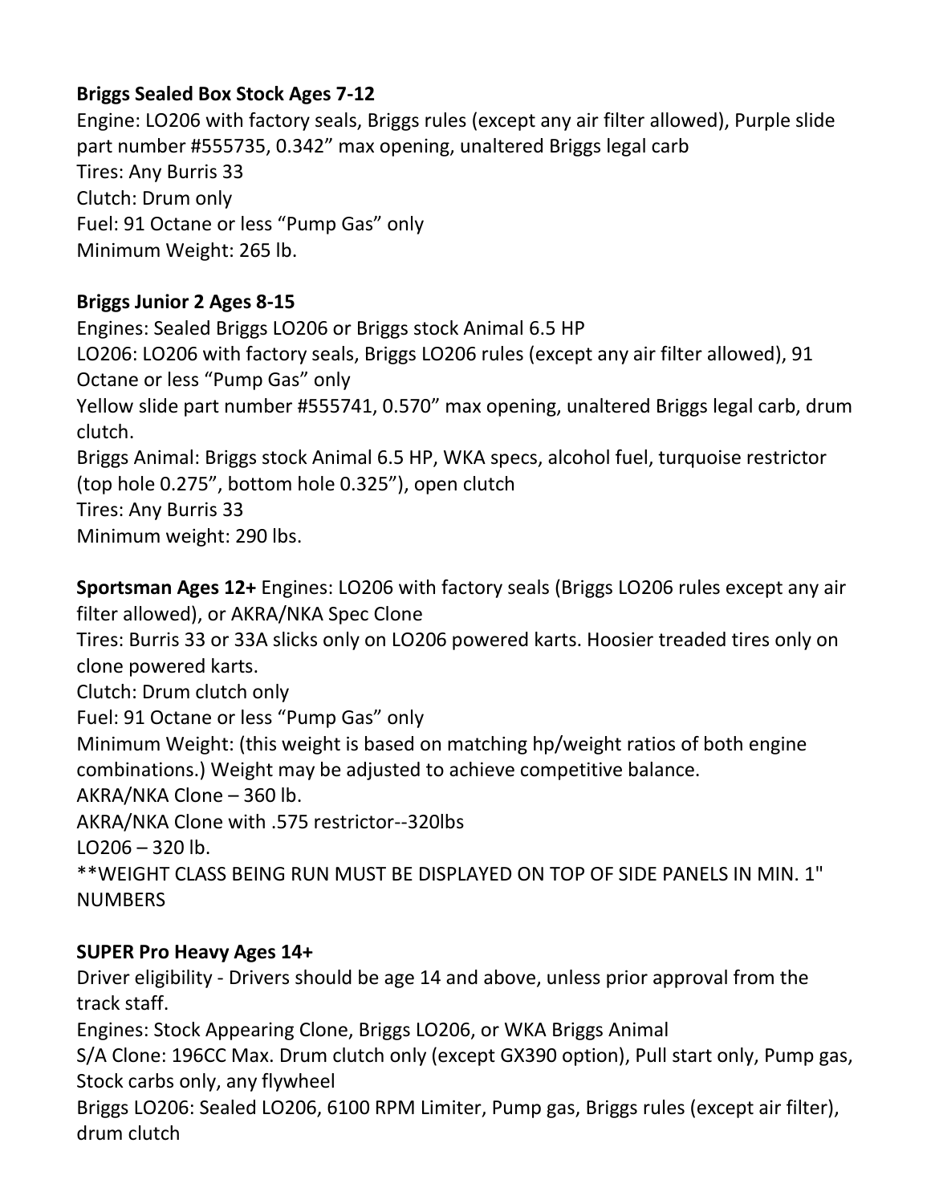**Briggs Sealed Box Stock Ages 7-12**

Engine: LO206 with factory seals, Briggs rules (except any air filter allowed), Purple slide part number #555735, 0.342" max opening, unaltered Briggs legal carb

Tires: Any Burris 33

Clutch: Drum only

Fuel: 91 Octane or less "Pump Gas" only

Minimum Weight: 265 lb.

**Briggs Junior 2 Ages 8-15**

Engines: Sealed Briggs LO206 or Briggs stock Animal 6.5 HP

LO206: LO206 with factory seals, Briggs LO206 rules (except any air filter allowed), 91 Octane or less "Pump Gas" only

Yellow slide part number #555741, 0.570" max opening, unaltered Briggs legal carb, drum clutch.

Briggs Animal: Briggs stock Animal 6.5 HP, WKA specs, alcohol fuel, turquoise restrictor (top hole 0.275", bottom hole 0.325"), open clutch

Tires: Any Burris 33

Minimum weight: 290 lbs.

**Sportsman Ages 12+** Engines: LO206 with factory seals (Briggs LO206 rules except any air filter allowed), or AKRA/NKA Spec Clone

Tires: Burris 33 or 33A slicks only on LO206 powered karts. Hoosier treaded tires only on clone powered karts.

Clutch: Drum clutch only

Fuel: 91 Octane or less "Pump Gas" only

Minimum Weight: (this weight is based on matching hp/weight ratios of both engine combinations.) Weight may be adjusted to achieve competitive balance.

AKRA/NKA Clone – 360 lb.

AKRA/NKA Clone with .575 restrictor--320lbs

LO206 – 320 lb.

**WEIGHT CLASS BEING RUN MUST BE DISPLAYED ON TOP OF SIDE PANELS IN MIN. 1" NUMBERS

**SUPER Pro Heavy Ages 14+**

Driver eligibility - Drivers should be age 14 and above, unless prior approval from the track staff.

Engines: Stock Appearing Clone, Briggs LO206, or WKA Briggs Animal

S/A Clone: 196CC Max. Drum clutch only (except GX390 option), Pull start only, Pump gas, Stock carbs only, any flywheel

Briggs LO206: Sealed LO206, 6100 RPM Limiter, Pump gas, Briggs rules (except air filter), drum clutch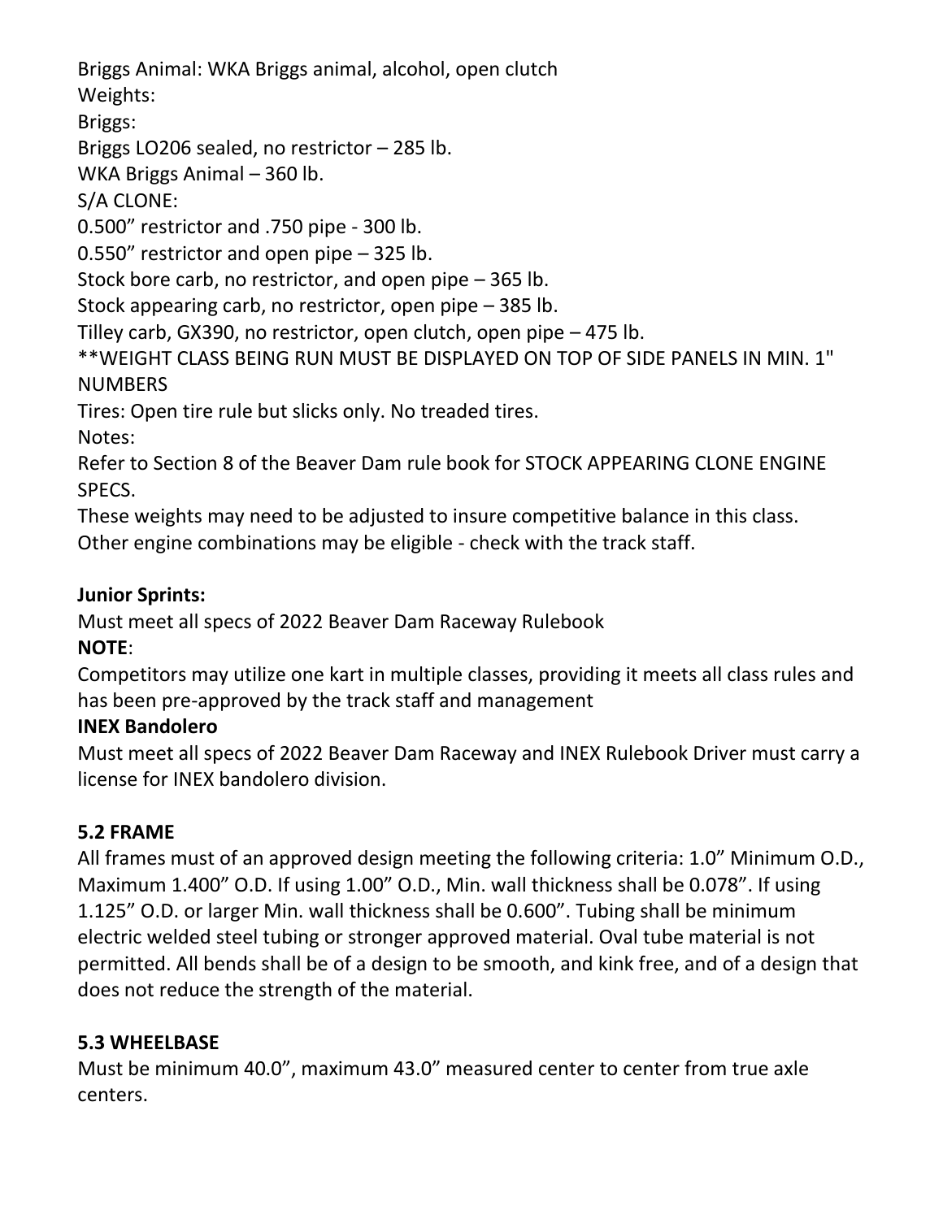Briggs Animal: WKA Briggs animal, alcohol, open clutch

Weights:

Briggs:

Briggs LO206 sealed, no restrictor – 285 lb.

WKA Briggs Animal – 360 lb.

S/A CLONE:

0.500" restrictor and .750 pipe - 300 lb.

0.550" restrictor and open pipe – 325 lb.

Stock bore carb, no restrictor, and open pipe – 365 lb.

Stock appearing carb, no restrictor, open pipe – 385 lb.

Tilley carb, GX390, no restrictor, open clutch, open pipe – 475 lb.

**WEIGHT CLASS BEING RUN MUST BE DISPLAYED ON TOP OF SIDE PANELS IN MIN. 1" NUMBERS

Tires: Open tire rule but slicks only. No treaded tires.

Notes:

Refer to Section 8 of the Beaver Dam rule book for STOCK APPEARING CLONE ENGINE SPECS.

These weights may need to be adjusted to insure competitive balance in this class.

Other engine combinations may be eligible - check with the track staff.

**Junior Sprints:**

Must meet all specs of 2022 Beaver Dam Raceway Rulebook

**NOTE**:

Competitors may utilize one kart in multiple classes, providing it meets all class rules and has been pre-approved by the track staff and management

**INEX Bandolero**

Must meet all specs of 2022 Beaver Dam Raceway and INEX Rulebook Driver must carry a license for INEX bandolero division.

## 5.2 FRAME

All frames must of an approved design meeting the following criteria: 1.0" Minimum O.D., Maximum 1.400" O.D. If using 1.00" O.D., Min. wall thickness shall be 0.078". If using 1.125" O.D. or larger Min. wall thickness shall be 0.600". Tubing shall be minimum electric welded steel tubing or stronger approved material. Oval tube material is not permitted. All bends shall be of a design to be smooth, and kink free, and of a design that does not reduce the strength of the material.

## 5.3 WHEELBASE

Must be minimum 40.0", maximum 43.0" measured center to center from true axle centers.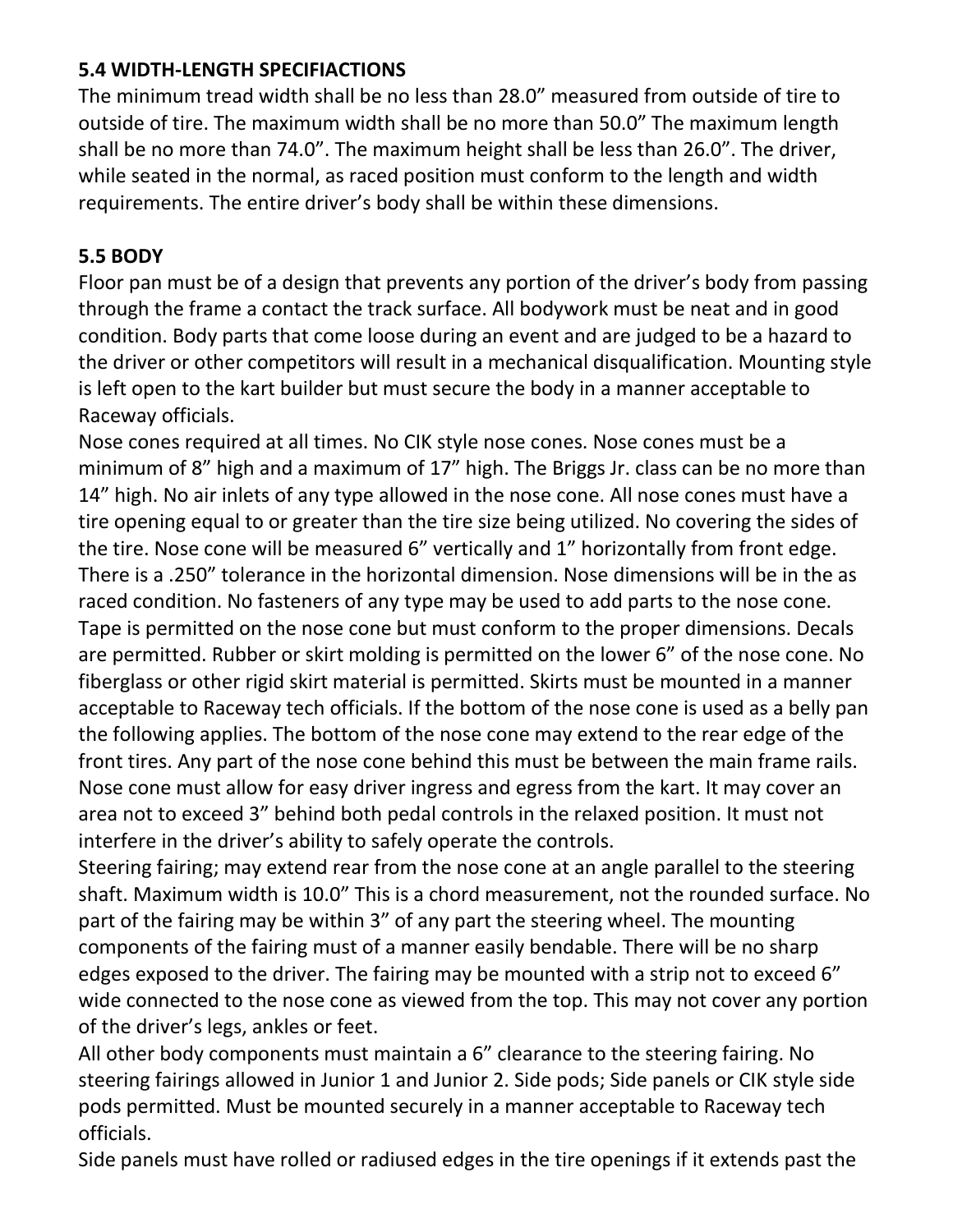### 5.4 WIDTH-LENGTH SPECIFIACTIONS

The minimum tread width shall be no less than 28.0” measured from outside of tire to outside of tire. The maximum width shall be no more than 50.0” The maximum length shall be no more than 74.0”. The maximum height shall be less than 26.0”. The driver, while seated in the normal, as raced position must conform to the length and width requirements. The entire driver’s body shall be within these dimensions.

### 5.5 BODY

Floor pan must be of a design that prevents any portion of the driver’s body from passing through the frame a contact the track surface. All bodywork must be neat and in good condition. Body parts that come loose during an event and are judged to be a hazard to the driver or other competitors will result in a mechanical disqualification. Mounting style is left open to the kart builder but must secure the body in a manner acceptable to Raceway officials.

Nose cones required at all times. No CIK style nose cones. Nose cones must be a minimum of 8” high and a maximum of 17” high. The Briggs Jr. class can be no more than 14” high. No air inlets of any type allowed in the nose cone. All nose cones must have a tire opening equal to or greater than the tire size being utilized. No covering the sides of the tire. Nose cone will be measured 6” vertically and 1” horizontally from front edge. There is a .250” tolerance in the horizontal dimension. Nose dimensions will be in the as raced condition. No fasteners of any type may be used to add parts to the nose cone. Tape is permitted on the nose cone but must conform to the proper dimensions. Decals are permitted. Rubber or skirt molding is permitted on the lower 6” of the nose cone. No fiberglass or other rigid skirt material is permitted. Skirts must be mounted in a manner acceptable to Raceway tech officials. If the bottom of the nose cone is used as a belly pan the following applies. The bottom of the nose cone may extend to the rear edge of the front tires. Any part of the nose cone behind this must be between the main frame rails. Nose cone must allow for easy driver ingress and egress from the kart. It may cover an area not to exceed 3” behind both pedal controls in the relaxed position. It must not interfere in the driver’s ability to safely operate the controls.

Steering fairing; may extend rear from the nose cone at an angle parallel to the steering shaft. Maximum width is 10.0” This is a chord measurement, not the rounded surface. No part of the fairing may be within 3” of any part the steering wheel. The mounting components of the fairing must of a manner easily bendable. There will be no sharp edges exposed to the driver. The fairing may be mounted with a strip not to exceed 6” wide connected to the nose cone as viewed from the top. This may not cover any portion of the driver’s legs, ankles or feet.

All other body components must maintain a 6” clearance to the steering fairing. No steering fairings allowed in Junior 1 and Junior 2. Side pods; Side panels or CIK style side pods permitted. Must be mounted securely in a manner acceptable to Raceway tech officials.

Side panels must have rolled or radiused edges in the tire openings if it extends past the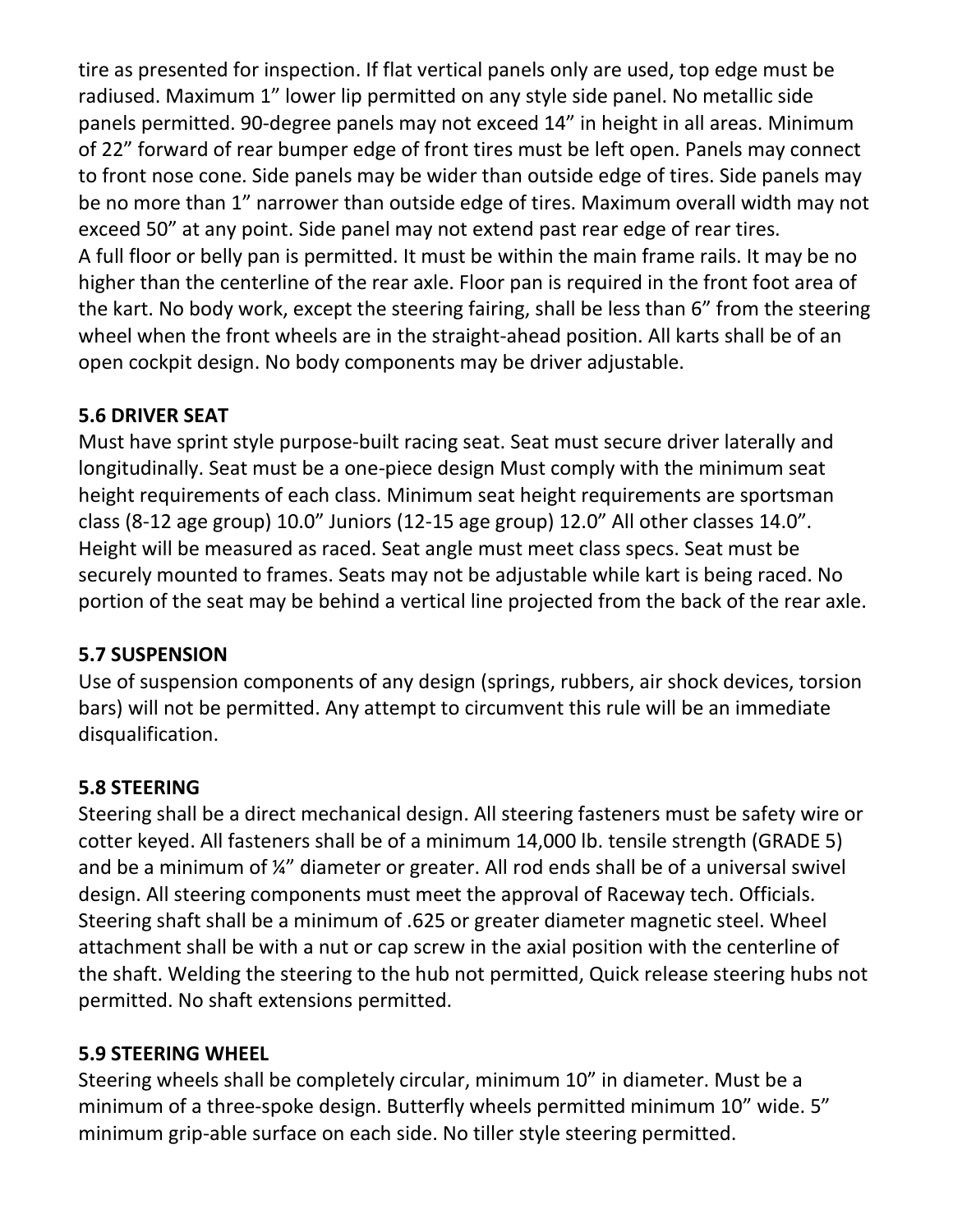tire as presented for inspection. If flat vertical panels only are used, top edge must be radiused. Maximum 1" lower lip permitted on any style side panel. No metallic side panels permitted. 90-degree panels may not exceed 14" in height in all areas. Minimum of 22" forward of rear bumper edge of front tires must be left open. Panels may connect to front nose cone. Side panels may be wider than outside edge of tires. Side panels may be no more than 1" narrower than outside edge of tires. Maximum overall width may not exceed 50" at any point. Side panel may not extend past rear edge of rear tires.
A full floor or belly pan is permitted. It must be within the main frame rails. It may be no higher than the centerline of the rear axle. Floor pan is required in the front foot area of the kart. No body work, except the steering fairing, shall be less than 6" from the steering wheel when the front wheels are in the straight-ahead position. All karts shall be of an open cockpit design. No body components may be driver adjustable.

### 5.6 DRIVER SEAT

Must have sprint style purpose-built racing seat. Seat must secure driver laterally and longitudinally. Seat must be a one-piece design Must comply with the minimum seat height requirements of each class. Minimum seat height requirements are sportsman class (8-12 age group) 10.0" Juniors (12-15 age group) 12.0" All other classes 14.0". Height will be measured as raced. Seat angle must meet class specs. Seat must be securely mounted to frames. Seats may not be adjustable while kart is being raced. No portion of the seat may be behind a vertical line projected from the back of the rear axle.

### 5.7 SUSPENSION

Use of suspension components of any design (springs, rubbers, air shock devices, torsion bars) will not be permitted. Any attempt to circumvent this rule will be an immediate disqualification.

### 5.8 STEERING

Steering shall be a direct mechanical design. All steering fasteners must be safety wire or cotter keyed. All fasteners shall be of a minimum 14,000 lb. tensile strength (GRADE 5) and be a minimum of ¼" diameter or greater. All rod ends shall be of a universal swivel design. All steering components must meet the approval of Raceway tech. Officials. Steering shaft shall be a minimum of .625 or greater diameter magnetic steel. Wheel attachment shall be with a nut or cap screw in the axial position with the centerline of the shaft. Welding the steering to the hub not permitted, Quick release steering hubs not permitted. No shaft extensions permitted.

### 5.9 STEERING WHEEL

Steering wheels shall be completely circular, minimum 10" in diameter. Must be a minimum of a three-spoke design. Butterfly wheels permitted minimum 10" wide. 5" minimum grip-able surface on each side. No tiller style steering permitted.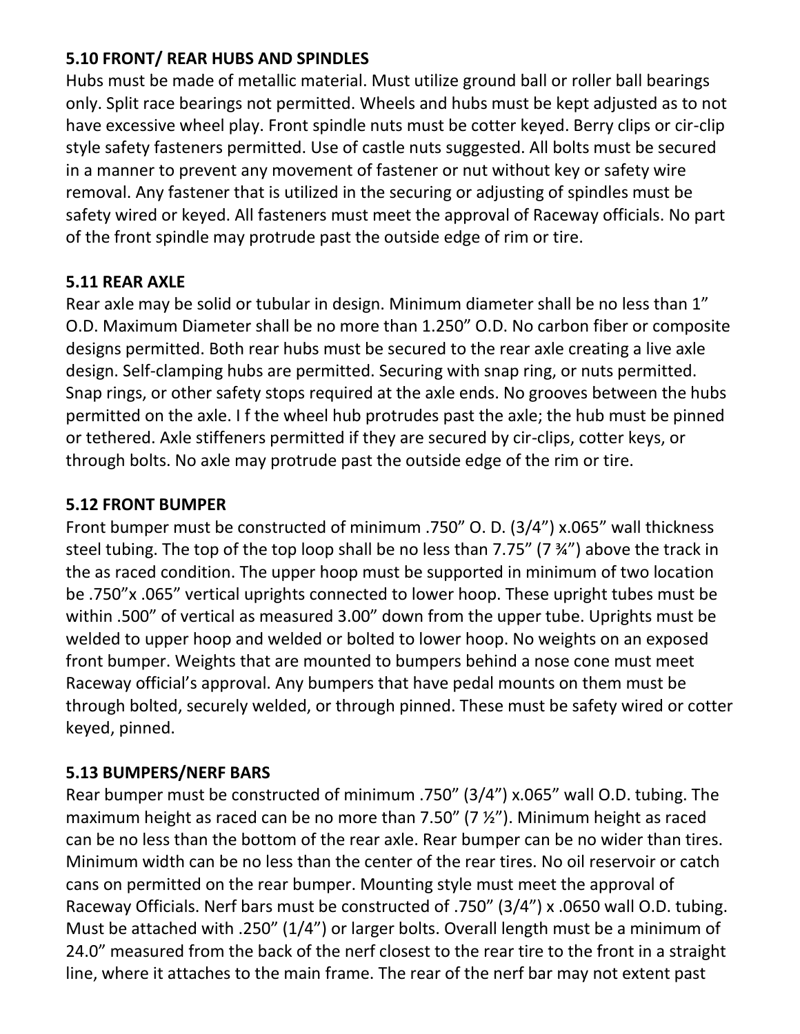**5.10 FRONT/ REAR HUBS AND SPINDLES**

Hubs must be made of metallic material. Must utilize ground ball or roller ball bearings only. Split race bearings not permitted. Wheels and hubs must be kept adjusted as to not have excessive wheel play. Front spindle nuts must be cotter keyed. Berry clips or cir-clip style safety fasteners permitted. Use of castle nuts suggested. All bolts must be secured in a manner to prevent any movement of fastener or nut without key or safety wire removal. Any fastener that is utilized in the securing or adjusting of spindles must be safety wired or keyed. All fasteners must meet the approval of Raceway officials. No part of the front spindle may protrude past the outside edge of rim or tire.

**5.11 REAR AXLE**

Rear axle may be solid or tubular in design. Minimum diameter shall be no less than 1" O.D. Maximum Diameter shall be no more than 1.250" O.D. No carbon fiber or composite designs permitted. Both rear hubs must be secured to the rear axle creating a live axle design. Self-clamping hubs are permitted. Securing with snap ring, or nuts permitted. Snap rings, or other safety stops required at the axle ends. No grooves between the hubs permitted on the axle. I f the wheel hub protrudes past the axle; the hub must be pinned or tethered. Axle stiffeners permitted if they are secured by cir-clips, cotter keys, or through bolts. No axle may protrude past the outside edge of the rim or tire.

**5.12 FRONT BUMPER**

Front bumper must be constructed of minimum .750" O. D. (3/4") x.065" wall thickness steel tubing. The top of the top loop shall be no less than 7.75" (7 ¾") above the track in the as raced condition. The upper hoop must be supported in minimum of two location be .750"x .065" vertical uprights connected to lower hoop. These upright tubes must be within .500" of vertical as measured 3.00" down from the upper tube. Uprights must be welded to upper hoop and welded or bolted to lower hoop. No weights on an exposed front bumper. Weights that are mounted to bumpers behind a nose cone must meet Raceway official's approval. Any bumpers that have pedal mounts on them must be through bolted, securely welded, or through pinned. These must be safety wired or cotter keyed, pinned.

**5.13 BUMPERS/NERF BARS**

Rear bumper must be constructed of minimum .750" (3/4") x.065" wall O.D. tubing. The maximum height as raced can be no more than 7.50" (7 ½"). Minimum height as raced can be no less than the bottom of the rear axle. Rear bumper can be no wider than tires. Minimum width can be no less than the center of the rear tires. No oil reservoir or catch cans on permitted on the rear bumper. Mounting style must meet the approval of Raceway Officials. Nerf bars must be constructed of .750" (3/4") x .0650 wall O.D. tubing. Must be attached with .250" (1/4") or larger bolts. Overall length must be a minimum of 24.0" measured from the back of the nerf closest to the rear tire to the front in a straight line, where it attaches to the main frame. The rear of the nerf bar may not extent past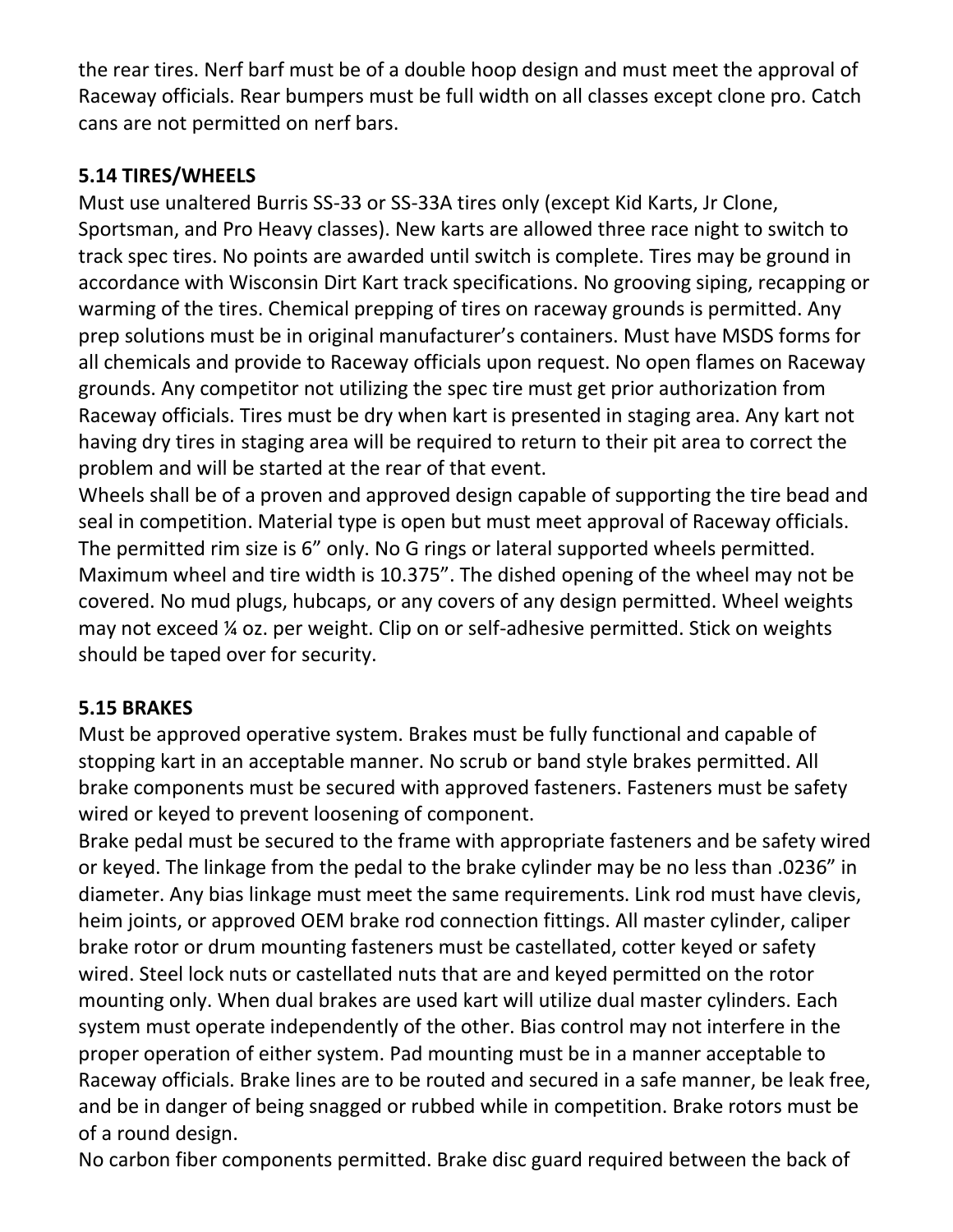the rear tires. Nerf barf must be of a double hoop design and must meet the approval of Raceway officials. Rear bumpers must be full width on all classes except clone pro. Catch cans are not permitted on nerf bars.

### 5.14 TIRES/WHEELS

Must use unaltered Burris SS-33 or SS-33A tires only (except Kid Karts, Jr Clone, Sportsman, and Pro Heavy classes). New karts are allowed three race night to switch to track spec tires. No points are awarded until switch is complete. Tires may be ground in accordance with Wisconsin Dirt Kart track specifications. No grooving siping, recapping or warming of the tires. Chemical prepping of tires on raceway grounds is permitted. Any prep solutions must be in original manufacturer's containers. Must have MSDS forms for all chemicals and provide to Raceway officials upon request. No open flames on Raceway grounds. Any competitor not utilizing the spec tire must get prior authorization from Raceway officials. Tires must be dry when kart is presented in staging area. Any kart not having dry tires in staging area will be required to return to their pit area to correct the problem and will be started at the rear of that event.

Wheels shall be of a proven and approved design capable of supporting the tire bead and seal in competition. Material type is open but must meet approval of Raceway officials. The permitted rim size is 6" only. No G rings or lateral supported wheels permitted. Maximum wheel and tire width is 10.375". The dished opening of the wheel may not be covered. No mud plugs, hubcaps, or any covers of any design permitted. Wheel weights may not exceed ¼ oz. per weight. Clip on or self-adhesive permitted. Stick on weights should be taped over for security.

### 5.15 BRAKES

Must be approved operative system. Brakes must be fully functional and capable of stopping kart in an acceptable manner. No scrub or band style brakes permitted. All brake components must be secured with approved fasteners. Fasteners must be safety wired or keyed to prevent loosening of component.

Brake pedal must be secured to the frame with appropriate fasteners and be safety wired or keyed. The linkage from the pedal to the brake cylinder may be no less than .0236" in diameter. Any bias linkage must meet the same requirements. Link rod must have clevis, heim joints, or approved OEM brake rod connection fittings. All master cylinder, caliper brake rotor or drum mounting fasteners must be castellated, cotter keyed or safety wired. Steel lock nuts or castellated nuts that are and keyed permitted on the rotor mounting only. When dual brakes are used kart will utilize dual master cylinders. Each system must operate independently of the other. Bias control may not interfere in the proper operation of either system. Pad mounting must be in a manner acceptable to Raceway officials. Brake lines are to be routed and secured in a safe manner, be leak free, and be in danger of being snagged or rubbed while in competition. Brake rotors must be of a round design.

No carbon fiber components permitted. Brake disc guard required between the back of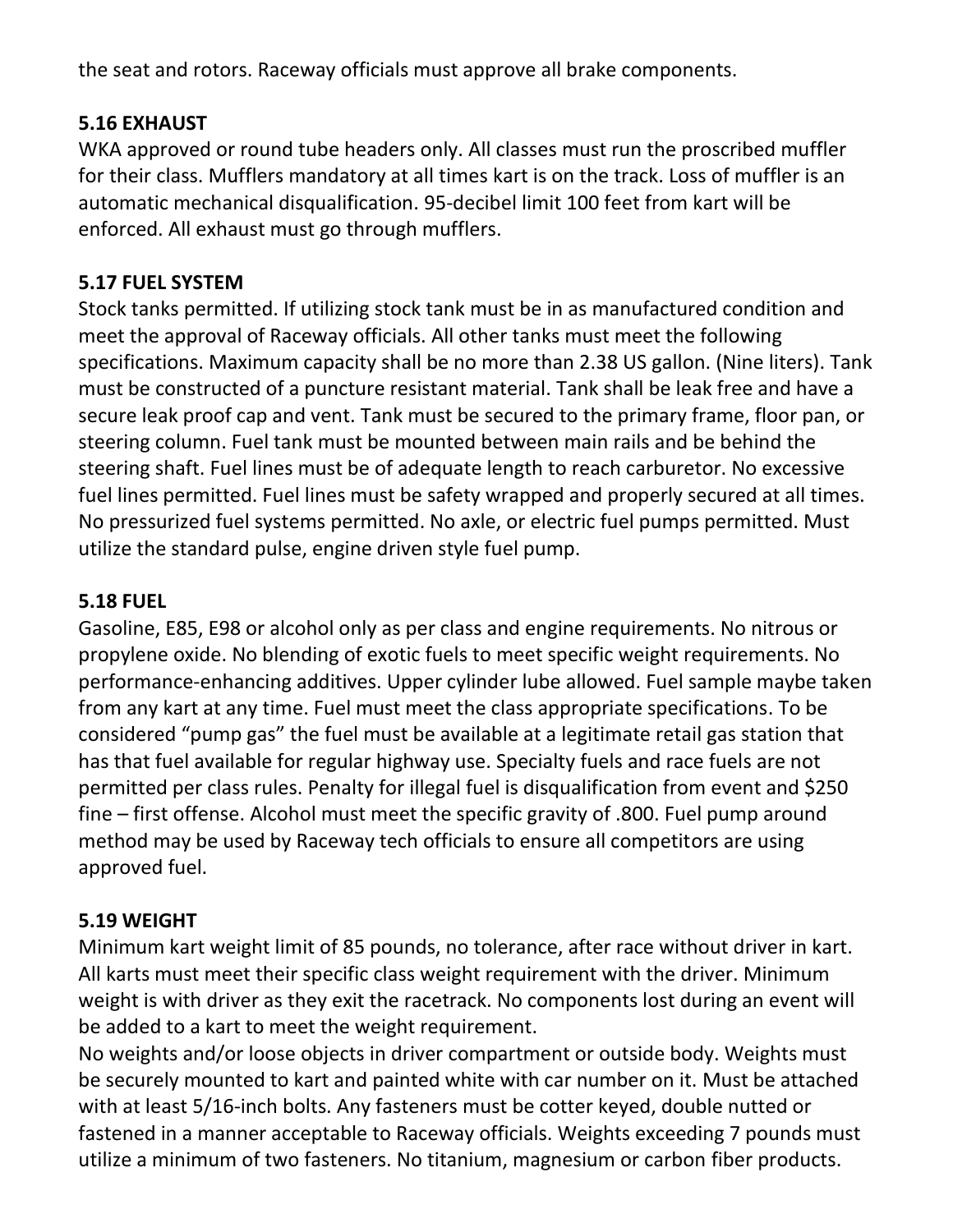the seat and rotors. Raceway officials must approve all brake components.

### 5.16 EXHAUST

WKA approved or round tube headers only. All classes must run the proscribed muffler for their class. Mufflers mandatory at all times kart is on the track. Loss of muffler is an automatic mechanical disqualification. 95-decibel limit 100 feet from kart will be enforced. All exhaust must go through mufflers.

### 5.17 FUEL SYSTEM

Stock tanks permitted. If utilizing stock tank must be in as manufactured condition and meet the approval of Raceway officials. All other tanks must meet the following specifications. Maximum capacity shall be no more than 2.38 US gallon. (Nine liters). Tank must be constructed of a puncture resistant material. Tank shall be leak free and have a secure leak proof cap and vent. Tank must be secured to the primary frame, floor pan, or steering column. Fuel tank must be mounted between main rails and be behind the steering shaft. Fuel lines must be of adequate length to reach carburetor. No excessive fuel lines permitted. Fuel lines must be safety wrapped and properly secured at all times. No pressurized fuel systems permitted. No axle, or electric fuel pumps permitted. Must utilize the standard pulse, engine driven style fuel pump.

### 5.18 FUEL

Gasoline, E85, E98 or alcohol only as per class and engine requirements. No nitrous or propylene oxide. No blending of exotic fuels to meet specific weight requirements. No performance-enhancing additives. Upper cylinder lube allowed. Fuel sample maybe taken from any kart at any time. Fuel must meet the class appropriate specifications. To be considered "pump gas" the fuel must be available at a legitimate retail gas station that has that fuel available for regular highway use. Specialty fuels and race fuels are not permitted per class rules. Penalty for illegal fuel is disqualification from event and $250 fine – first offense. Alcohol must meet the specific gravity of .800. Fuel pump around method may be used by Raceway tech officials to ensure all competitors are using approved fuel.

### 5.19 WEIGHT

Minimum kart weight limit of 85 pounds, no tolerance, after race without driver in kart. All karts must meet their specific class weight requirement with the driver. Minimum weight is with driver as they exit the racetrack. No components lost during an event will be added to a kart to meet the weight requirement.

No weights and/or loose objects in driver compartment or outside body. Weights must be securely mounted to kart and painted white with car number on it. Must be attached with at least 5/16-inch bolts. Any fasteners must be cotter keyed, double nutted or fastened in a manner acceptable to Raceway officials. Weights exceeding 7 pounds must utilize a minimum of two fasteners. No titanium, magnesium or carbon fiber products.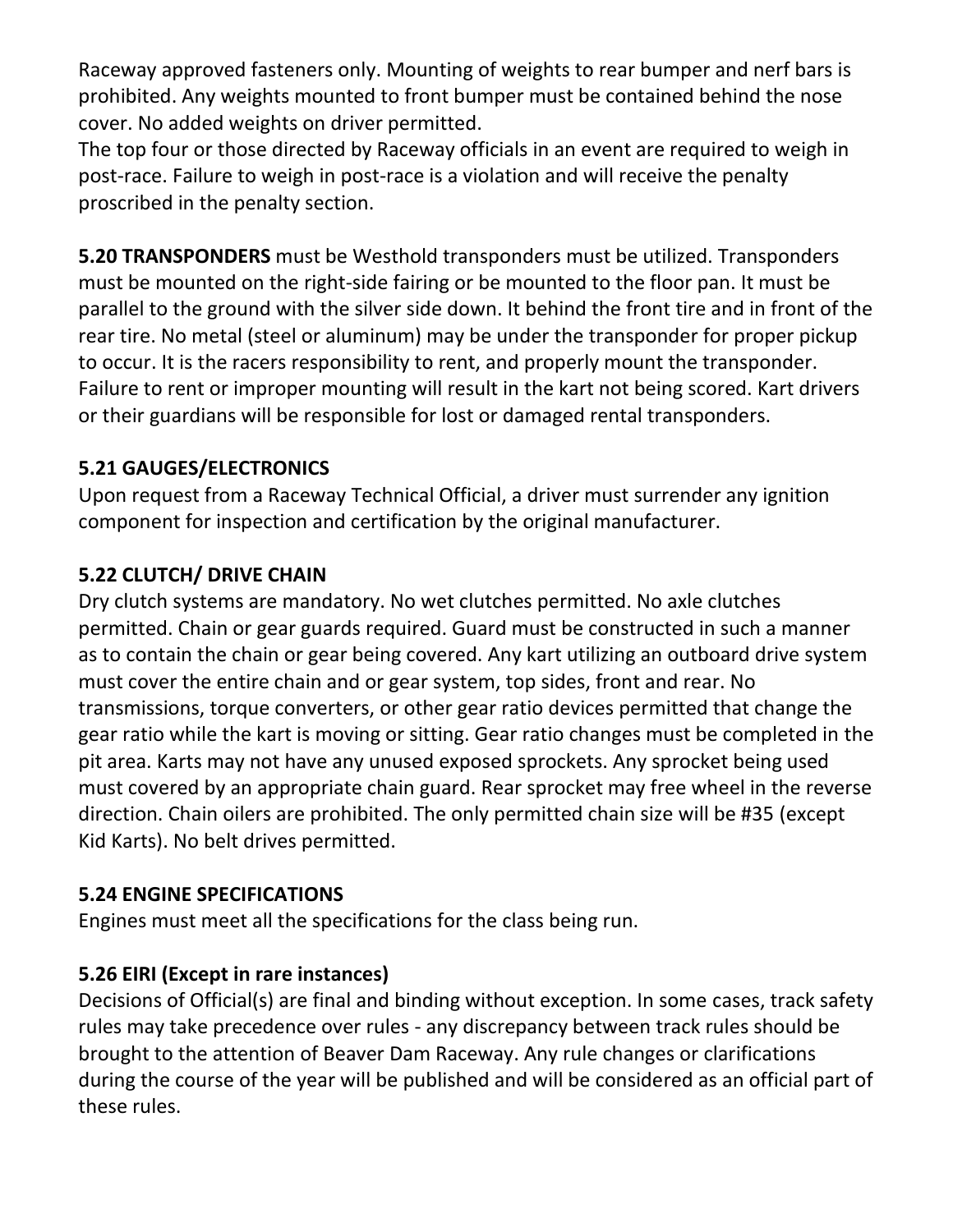Raceway approved fasteners only. Mounting of weights to rear bumper and nerf bars is prohibited. Any weights mounted to front bumper must be contained behind the nose cover. No added weights on driver permitted.
The top four or those directed by Raceway officials in an event are required to weigh in post-race. Failure to weigh in post-race is a violation and will receive the penalty proscribed in the penalty section.

**5.20 TRANSPONDERS** must be Westhold transponders must be utilized. Transponders must be mounted on the right-side fairing or be mounted to the floor pan. It must be parallel to the ground with the silver side down. It behind the front tire and in front of the rear tire. No metal (steel or aluminum) may be under the transponder for proper pickup to occur. It is the racers responsibility to rent, and properly mount the transponder. Failure to rent or improper mounting will result in the kart not being scored. Kart drivers or their guardians will be responsible for lost or damaged rental transponders.

### 5.21 GAUGES/ELECTRONICS

Upon request from a Raceway Technical Official, a driver must surrender any ignition component for inspection and certification by the original manufacturer.

### 5.22 CLUTCH/ DRIVE CHAIN

Dry clutch systems are mandatory. No wet clutches permitted. No axle clutches permitted. Chain or gear guards required. Guard must be constructed in such a manner as to contain the chain or gear being covered. Any kart utilizing an outboard drive system must cover the entire chain and or gear system, top sides, front and rear. No transmissions, torque converters, or other gear ratio devices permitted that change the gear ratio while the kart is moving or sitting. Gear ratio changes must be completed in the pit area. Karts may not have any unused exposed sprockets. Any sprocket being used must covered by an appropriate chain guard. Rear sprocket may free wheel in the reverse direction. Chain oilers are prohibited. The only permitted chain size will be #35 (except Kid Karts). No belt drives permitted.

### 5.24 ENGINE SPECIFICATIONS

Engines must meet all the specifications for the class being run.

### 5.26 EIRI (Except in rare instances)

Decisions of Official(s) are final and binding without exception. In some cases, track safety rules may take precedence over rules - any discrepancy between track rules should be brought to the attention of Beaver Dam Raceway. Any rule changes or clarifications during the course of the year will be published and will be considered as an official part of these rules.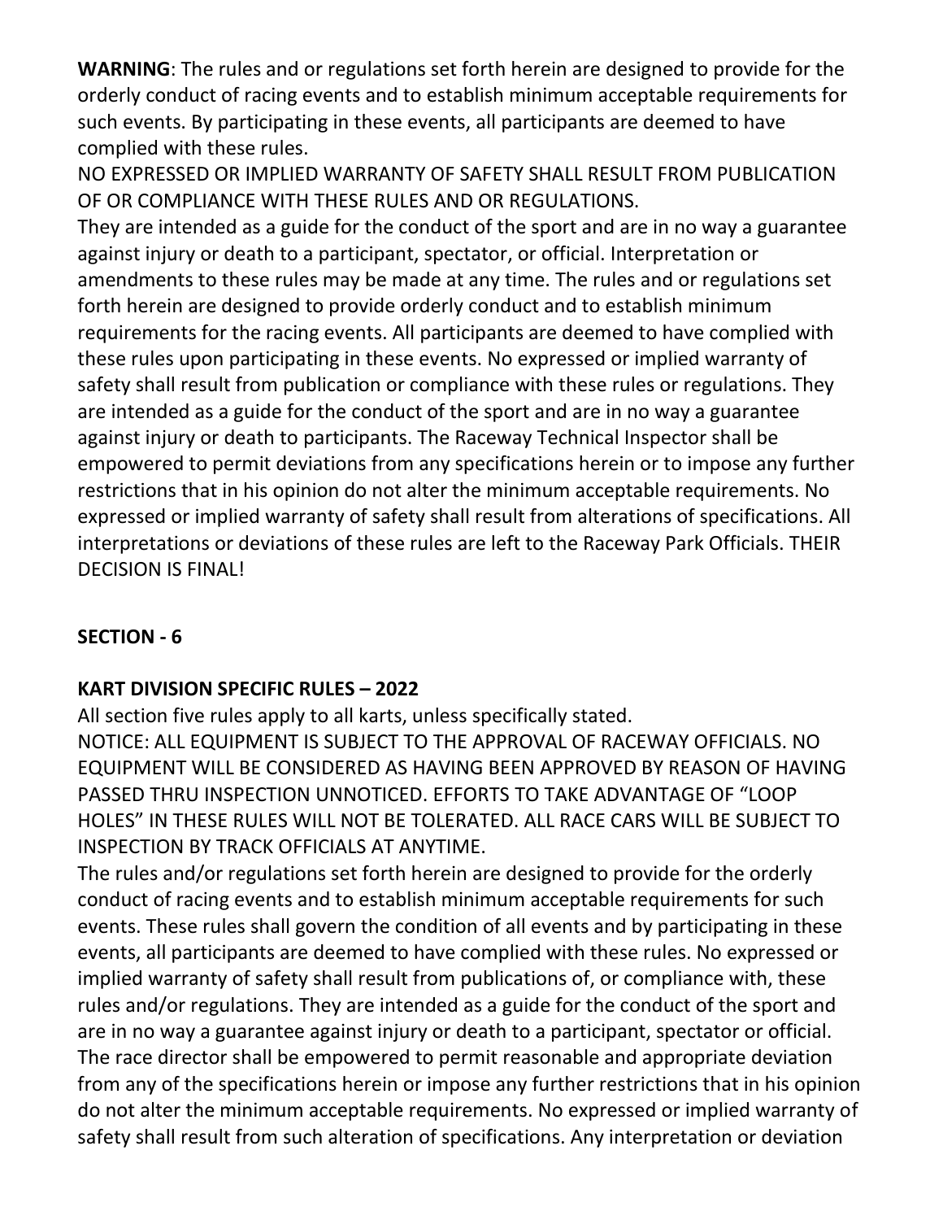**WARNING**: The rules and or regulations set forth herein are designed to provide for the orderly conduct of racing events and to establish minimum acceptable requirements for such events. By participating in these events, all participants are deemed to have complied with these rules.

NO EXPRESSED OR IMPLIED WARRANTY OF SAFETY SHALL RESULT FROM PUBLICATION OF OR COMPLIANCE WITH THESE RULES AND OR REGULATIONS.

They are intended as a guide for the conduct of the sport and are in no way a guarantee against injury or death to a participant, spectator, or official. Interpretation or amendments to these rules may be made at any time. The rules and or regulations set forth herein are designed to provide orderly conduct and to establish minimum requirements for the racing events. All participants are deemed to have complied with these rules upon participating in these events. No expressed or implied warranty of safety shall result from publication or compliance with these rules or regulations. They are intended as a guide for the conduct of the sport and are in no way a guarantee against injury or death to participants. The Raceway Technical Inspector shall be empowered to permit deviations from any specifications herein or to impose any further restrictions that in his opinion do not alter the minimum acceptable requirements. No expressed or implied warranty of safety shall result from alterations of specifications. All interpretations or deviations of these rules are left to the Raceway Park Officials. THEIR DECISION IS FINAL!

## SECTION - 6

### KART DIVISION SPECIFIC RULES – 2022

All section five rules apply to all karts, unless specifically stated.

NOTICE: ALL EQUIPMENT IS SUBJECT TO THE APPROVAL OF RACEWAY OFFICIALS. NO EQUIPMENT WILL BE CONSIDERED AS HAVING BEEN APPROVED BY REASON OF HAVING PASSED THRU INSPECTION UNNOTICED. EFFORTS TO TAKE ADVANTAGE OF "LOOP HOLES" IN THESE RULES WILL NOT BE TOLERATED. ALL RACE CARS WILL BE SUBJECT TO INSPECTION BY TRACK OFFICIALS AT ANYTIME.

The rules and/or regulations set forth herein are designed to provide for the orderly conduct of racing events and to establish minimum acceptable requirements for such events. These rules shall govern the condition of all events and by participating in these events, all participants are deemed to have complied with these rules. No expressed or implied warranty of safety shall result from publications of, or compliance with, these rules and/or regulations. They are intended as a guide for the conduct of the sport and are in no way a guarantee against injury or death to a participant, spectator or official. The race director shall be empowered to permit reasonable and appropriate deviation from any of the specifications herein or impose any further restrictions that in his opinion do not alter the minimum acceptable requirements. No expressed or implied warranty of safety shall result from such alteration of specifications. Any interpretation or deviation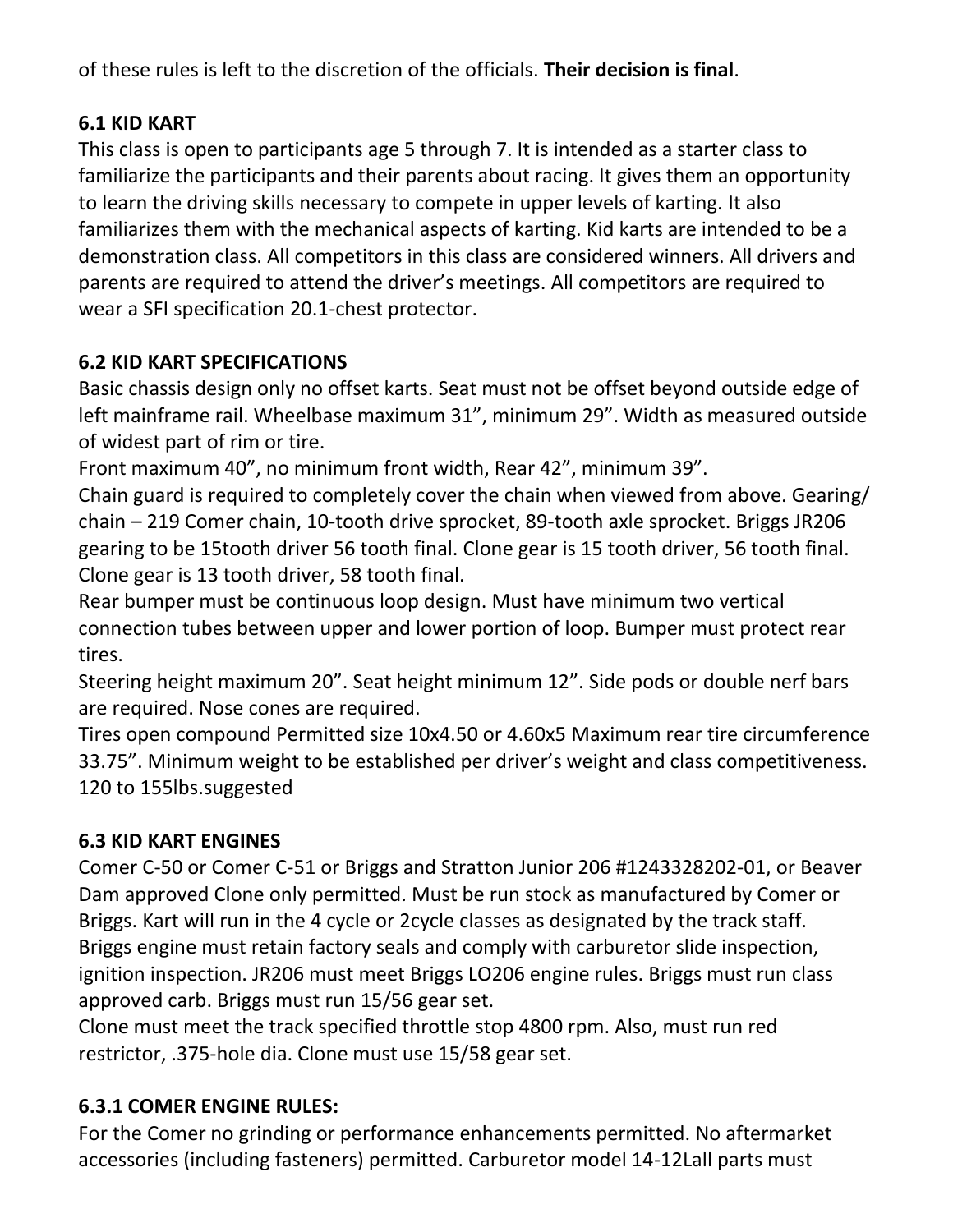of these rules is left to the discretion of the officials. **Their decision is final**.

### 6.1 KID KART

This class is open to participants age 5 through 7. It is intended as a starter class to familiarize the participants and their parents about racing. It gives them an opportunity to learn the driving skills necessary to compete in upper levels of karting. It also familiarizes them with the mechanical aspects of karting. Kid karts are intended to be a demonstration class. All competitors in this class are considered winners. All drivers and parents are required to attend the driver's meetings. All competitors are required to wear a SFI specification 20.1-chest protector.

### 6.2 KID KART SPECIFICATIONS

Basic chassis design only no offset karts. Seat must not be offset beyond outside edge of left mainframe rail. Wheelbase maximum 31", minimum 29". Width as measured outside of widest part of rim or tire.

Front maximum 40", no minimum front width, Rear 42", minimum 39".

Chain guard is required to completely cover the chain when viewed from above. Gearing/ chain – 219 Comer chain, 10-tooth drive sprocket, 89-tooth axle sprocket. Briggs JR206 gearing to be 15tooth driver 56 tooth final. Clone gear is 15 tooth driver, 56 tooth final. Clone gear is 13 tooth driver, 58 tooth final.

Rear bumper must be continuous loop design. Must have minimum two vertical connection tubes between upper and lower portion of loop. Bumper must protect rear tires.

Steering height maximum 20". Seat height minimum 12". Side pods or double nerf bars are required. Nose cones are required.

Tires open compound Permitted size 10x4.50 or 4.60x5 Maximum rear tire circumference 33.75". Minimum weight to be established per driver's weight and class competitiveness. 120 to 155lbs.suggested

### 6.3 KID KART ENGINES

Comer C-50 or Comer C-51 or Briggs and Stratton Junior 206 #1243328202-01, or Beaver Dam approved Clone only permitted. Must be run stock as manufactured by Comer or Briggs. Kart will run in the 4 cycle or 2cycle classes as designated by the track staff. Briggs engine must retain factory seals and comply with carburetor slide inspection, ignition inspection. JR206 must meet Briggs LO206 engine rules. Briggs must run class approved carb. Briggs must run 15/56 gear set.

Clone must meet the track specified throttle stop 4800 rpm. Also, must run red restrictor, .375-hole dia. Clone must use 15/58 gear set.

#### 6.3.1 COMER ENGINE RULES:

For the Comer no grinding or performance enhancements permitted. No aftermarket accessories (including fasteners) permitted. Carburetor model 14-12Lall parts must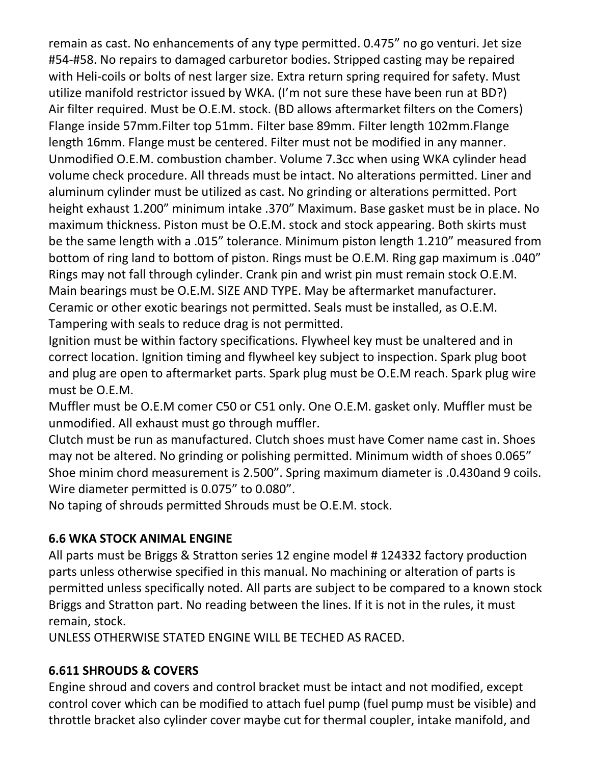remain as cast. No enhancements of any type permitted. 0.475" no go venturi. Jet size #54-#58. No repairs to damaged carburetor bodies. Stripped casting may be repaired with Heli-coils or bolts of nest larger size. Extra return spring required for safety. Must utilize manifold restrictor issued by WKA. (I'm not sure these have been run at BD?)

Air filter required. Must be O.E.M. stock. (BD allows aftermarket filters on the Comers) Flange inside 57mm.Filter top 51mm. Filter base 89mm. Filter length 102mm.Flange length 16mm. Flange must be centered. Filter must not be modified in any manner.

Unmodified O.E.M. combustion chamber. Volume 7.3cc when using WKA cylinder head volume check procedure. All threads must be intact. No alterations permitted. Liner and aluminum cylinder must be utilized as cast. No grinding or alterations permitted. Port height exhaust 1.200" minimum intake .370" Maximum. Base gasket must be in place. No maximum thickness. Piston must be O.E.M. stock and stock appearing. Both skirts must be the same length with a .015" tolerance. Minimum piston length 1.210" measured from bottom of ring land to bottom of piston. Rings must be O.E.M. Ring gap maximum is .040" Rings may not fall through cylinder. Crank pin and wrist pin must remain stock O.E.M. Main bearings must be O.E.M. SIZE AND TYPE. May be aftermarket manufacturer. Ceramic or other exotic bearings not permitted. Seals must be installed, as O.E.M. Tampering with seals to reduce drag is not permitted.

Ignition must be within factory specifications. Flywheel key must be unaltered and in correct location. Ignition timing and flywheel key subject to inspection. Spark plug boot and plug are open to aftermarket parts. Spark plug must be O.E.M reach. Spark plug wire must be O.E.M.

Muffler must be O.E.M comer C50 or C51 only. One O.E.M. gasket only. Muffler must be unmodified. All exhaust must go through muffler.

Clutch must be run as manufactured. Clutch shoes must have Comer name cast in. Shoes may not be altered. No grinding or polishing permitted. Minimum width of shoes 0.065" Shoe minim chord measurement is 2.500". Spring maximum diameter is .0.430and 9 coils. Wire diameter permitted is 0.075" to 0.080".

No taping of shrouds permitted Shrouds must be O.E.M. stock.

## 6.6 WKA STOCK ANIMAL ENGINE

All parts must be Briggs & Stratton series 12 engine model # 124332 factory production parts unless otherwise specified in this manual. No machining or alteration of parts is permitted unless specifically noted. All parts are subject to be compared to a known stock Briggs and Stratton part. No reading between the lines. If it is not in the rules, it must remain, stock.

UNLESS OTHERWISE STATED ENGINE WILL BE TECHED AS RACED.

## 6.611 SHROUDS & COVERS

Engine shroud and covers and control bracket must be intact and not modified, except control cover which can be modified to attach fuel pump (fuel pump must be visible) and throttle bracket also cylinder cover maybe cut for thermal coupler, intake manifold, and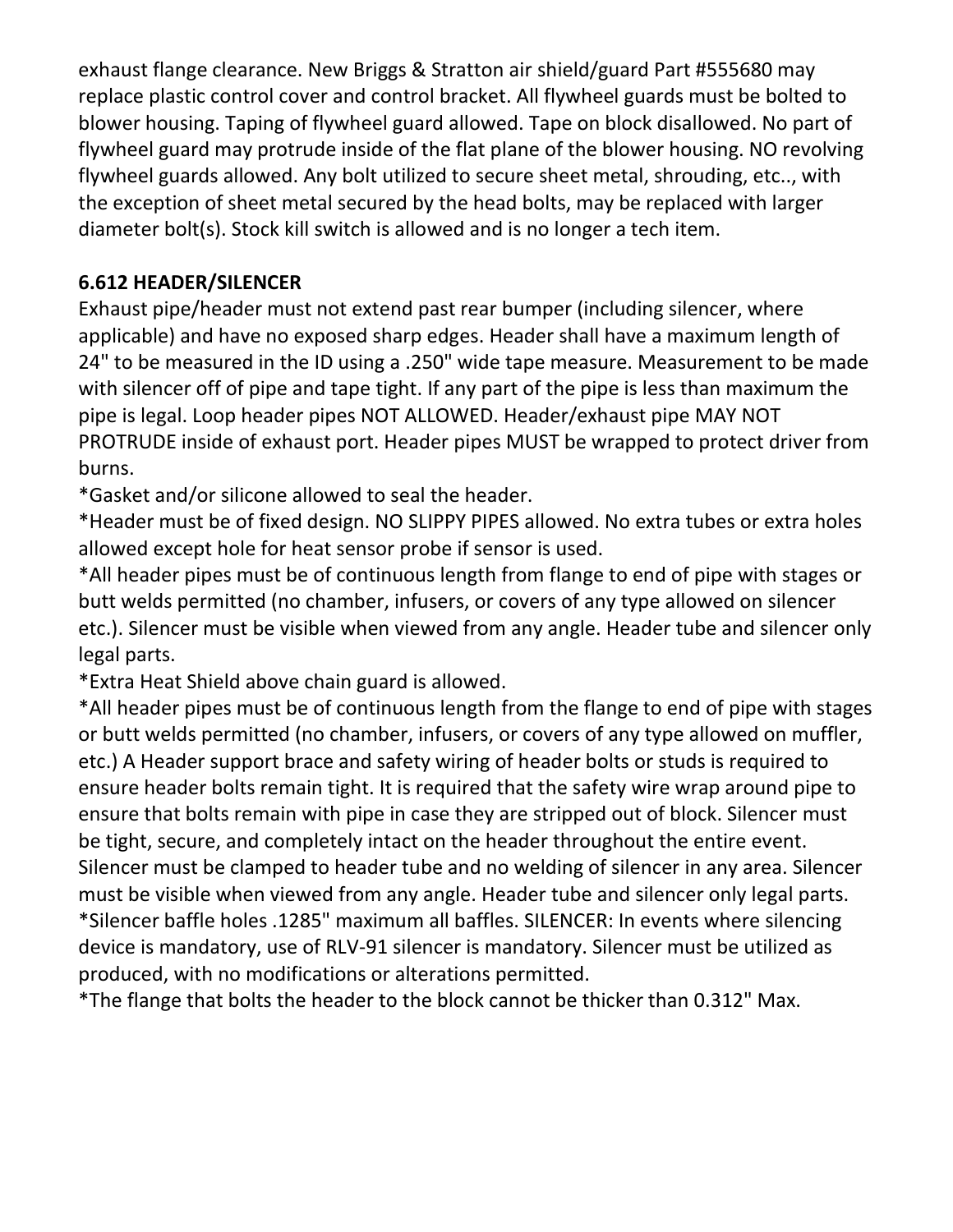exhaust flange clearance. New Briggs & Stratton air shield/guard Part #555680 may replace plastic control cover and control bracket. All flywheel guards must be bolted to blower housing. Taping of flywheel guard allowed. Tape on block disallowed. No part of flywheel guard may protrude inside of the flat plane of the blower housing. NO revolving flywheel guards allowed. Any bolt utilized to secure sheet metal, shrouding, etc.., with the exception of sheet metal secured by the head bolts, may be replaced with larger diameter bolt(s). Stock kill switch is allowed and is no longer a tech item.

**6.612 HEADER/SILENCER**

Exhaust pipe/header must not extend past rear bumper (including silencer, where applicable) and have no exposed sharp edges. Header shall have a maximum length of 24" to be measured in the ID using a .250" wide tape measure. Measurement to be made with silencer off of pipe and tape tight. If any part of the pipe is less than maximum the pipe is legal. Loop header pipes NOT ALLOWED. Header/exhaust pipe MAY NOT PROTRUDE inside of exhaust port. Header pipes MUST be wrapped to protect driver from burns.

*Gasket and/or silicone allowed to seal the header.

*Header must be of fixed design. NO SLIPPY PIPES allowed. No extra tubes or extra holes allowed except hole for heat sensor probe if sensor is used.

*All header pipes must be of continuous length from flange to end of pipe with stages or butt welds permitted (no chamber, infusers, or covers of any type allowed on silencer etc.). Silencer must be visible when viewed from any angle. Header tube and silencer only legal parts.

*Extra Heat Shield above chain guard is allowed.

*All header pipes must be of continuous length from the flange to end of pipe with stages or butt welds permitted (no chamber, infusers, or covers of any type allowed on muffler, etc.) A Header support brace and safety wiring of header bolts or studs is required to ensure header bolts remain tight. It is required that the safety wire wrap around pipe to ensure that bolts remain with pipe in case they are stripped out of block. Silencer must be tight, secure, and completely intact on the header throughout the entire event. Silencer must be clamped to header tube and no welding of silencer in any area. Silencer must be visible when viewed from any angle. Header tube and silencer only legal parts.

*Silencer baffle holes .1285" maximum all baffles. SILENCER: In events where silencing device is mandatory, use of RLV-91 silencer is mandatory. Silencer must be utilized as produced, with no modifications or alterations permitted.

*The flange that bolts the header to the block cannot be thicker than 0.312" Max.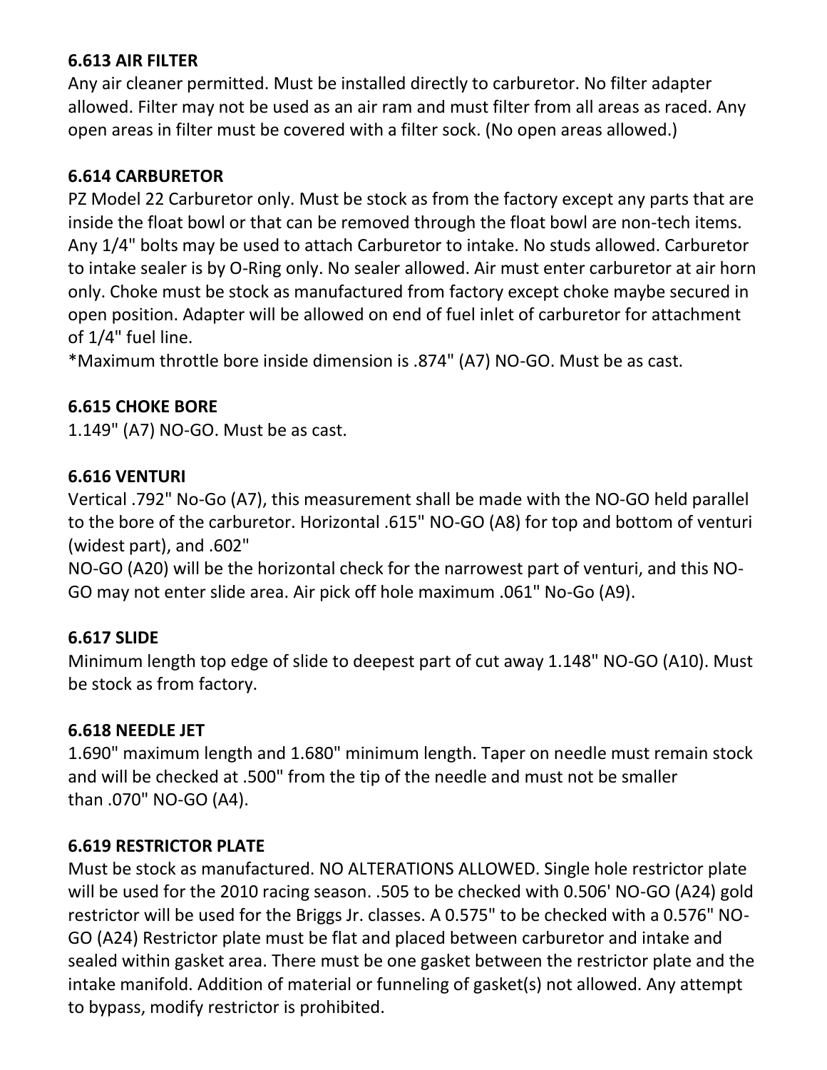### 6.613 AIR FILTER

Any air cleaner permitted. Must be installed directly to carburetor. No filter adapter allowed. Filter may not be used as an air ram and must filter from all areas as raced. Any open areas in filter must be covered with a filter sock. (No open areas allowed.)

### 6.614 CARBURETOR

PZ Model 22 Carburetor only. Must be stock as from the factory except any parts that are inside the float bowl or that can be removed through the float bowl are non-tech items. Any 1/4" bolts may be used to attach Carburetor to intake. No studs allowed. Carburetor to intake sealer is by O-Ring only. No sealer allowed. Air must enter carburetor at air horn only. Choke must be stock as manufactured from factory except choke maybe secured in open position. Adapter will be allowed on end of fuel inlet of carburetor for attachment of 1/4" fuel line.

*Maximum throttle bore inside dimension is .874" (A7) NO-GO. Must be as cast.

### 6.615 CHOKE BORE

1.149" (A7) NO-GO. Must be as cast.

### 6.616 VENTURI

Vertical .792" No-Go (A7), this measurement shall be made with the NO-GO held parallel to the bore of the carburetor. Horizontal .615" NO-GO (A8) for top and bottom of venturi (widest part), and .602"
NO-GO (A20) will be the horizontal check for the narrowest part of venturi, and this NO-GO may not enter slide area. Air pick off hole maximum .061" No-Go (A9).

### 6.617 SLIDE

Minimum length top edge of slide to deepest part of cut away 1.148" NO-GO (A10). Must be stock as from factory.

### 6.618 NEEDLE JET

1.690" maximum length and 1.680" minimum length. Taper on needle must remain stock and will be checked at .500" from the tip of the needle and must not be smaller than .070" NO-GO (A4).

### 6.619 RESTRICTOR PLATE

Must be stock as manufactured. NO ALTERATIONS ALLOWED. Single hole restrictor plate will be used for the 2010 racing season. .505 to be checked with 0.506' NO-GO (A24) gold restrictor will be used for the Briggs Jr. classes. A 0.575" to be checked with a 0.576" NO-GO (A24) Restrictor plate must be flat and placed between carburetor and intake and sealed within gasket area. There must be one gasket between the restrictor plate and the intake manifold. Addition of material or funneling of gasket(s) not allowed. Any attempt to bypass, modify restrictor is prohibited.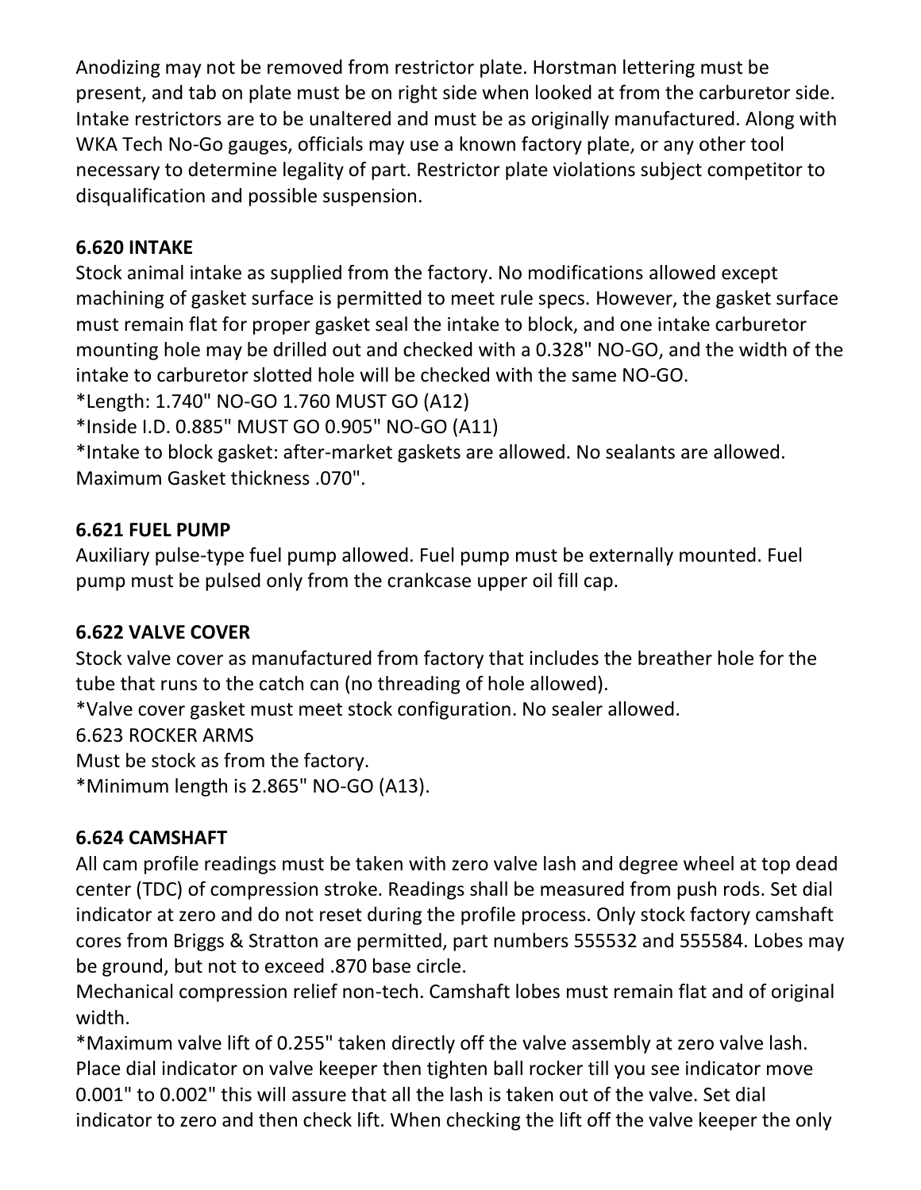Anodizing may not be removed from restrictor plate. Horstman lettering must be present, and tab on plate must be on right side when looked at from the carburetor side. Intake restrictors are to be unaltered and must be as originally manufactured. Along with WKA Tech No-Go gauges, officials may use a known factory plate, or any other tool necessary to determine legality of part. Restrictor plate violations subject competitor to disqualification and possible suspension.

### 6.620 INTAKE

Stock animal intake as supplied from the factory. No modifications allowed except machining of gasket surface is permitted to meet rule specs. However, the gasket surface must remain flat for proper gasket seal the intake to block, and one intake carburetor mounting hole may be drilled out and checked with a 0.328" NO-GO, and the width of the intake to carburetor slotted hole will be checked with the same NO-GO.

*Length: 1.740" NO-GO 1.760 MUST GO (A12)

*Inside I.D. 0.885" MUST GO 0.905" NO-GO (A11)

*Intake to block gasket: after-market gaskets are allowed. No sealants are allowed. Maximum Gasket thickness .070".

### 6.621 FUEL PUMP

Auxiliary pulse-type fuel pump allowed. Fuel pump must be externally mounted. Fuel pump must be pulsed only from the crankcase upper oil fill cap.

### 6.622 VALVE COVER

Stock valve cover as manufactured from factory that includes the breather hole for the tube that runs to the catch can (no threading of hole allowed).

*Valve cover gasket must meet stock configuration. No sealer allowed.

6.623 ROCKER ARMS

Must be stock as from the factory.

*Minimum length is 2.865" NO-GO (A13).

### 6.624 CAMSHAFT

All cam profile readings must be taken with zero valve lash and degree wheel at top dead center (TDC) of compression stroke. Readings shall be measured from push rods. Set dial indicator at zero and do not reset during the profile process. Only stock factory camshaft cores from Briggs & Stratton are permitted, part numbers 555532 and 555584. Lobes may be ground, but not to exceed .870 base circle.

Mechanical compression relief non-tech. Camshaft lobes must remain flat and of original width.

*Maximum valve lift of 0.255" taken directly off the valve assembly at zero valve lash. Place dial indicator on valve keeper then tighten ball rocker till you see indicator move 0.001" to 0.002" this will assure that all the lash is taken out of the valve. Set dial indicator to zero and then check lift. When checking the lift off the valve keeper the only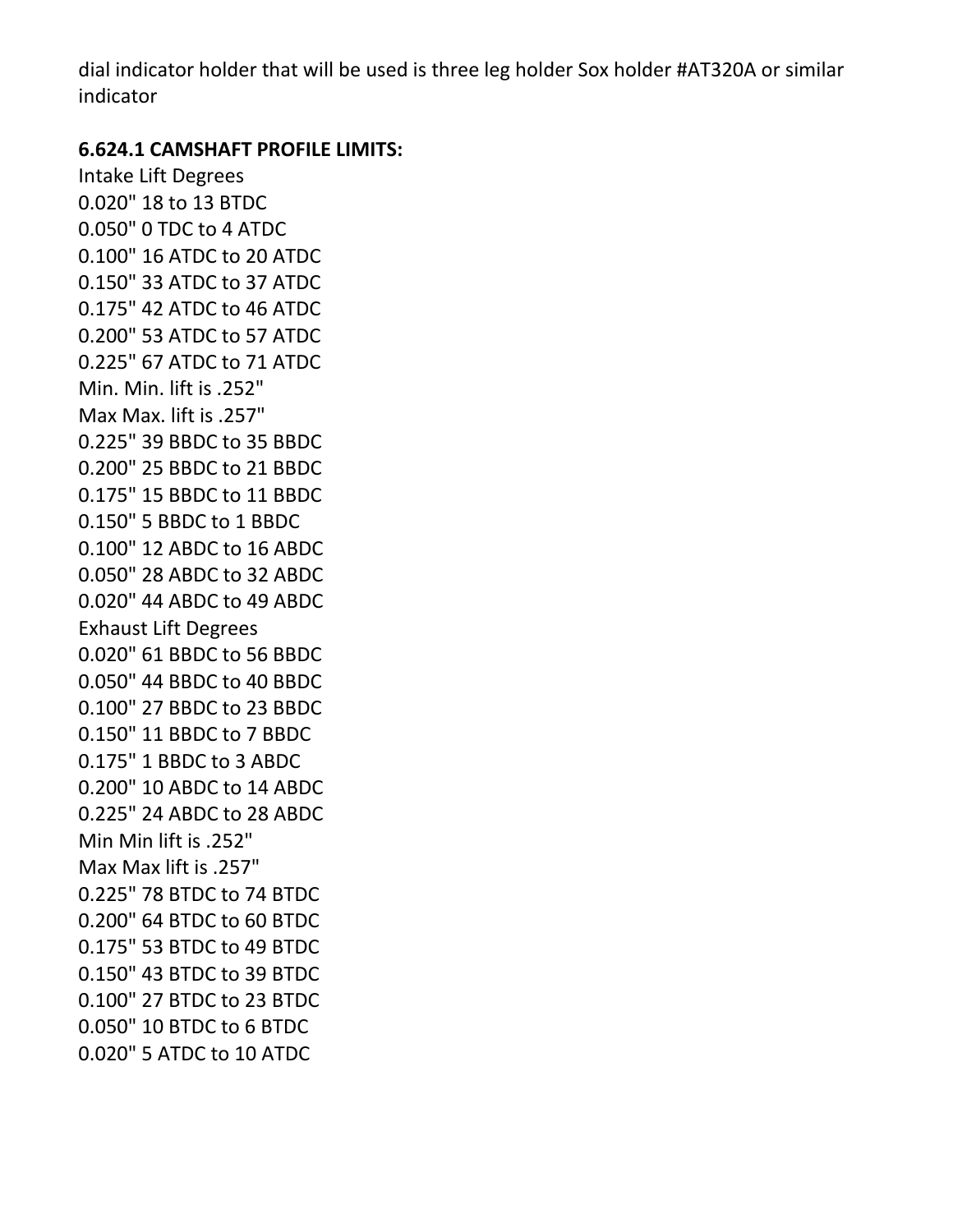dial indicator holder that will be used is three leg holder Sox holder #AT320A or similar indicator

**6.624.1 CAMSHAFT PROFILE LIMITS:**

Intake Lift Degrees
0.020" 18 to 13 BTDC
0.050" 0 TDC to 4 ATDC
0.100" 16 ATDC to 20 ATDC
0.150" 33 ATDC to 37 ATDC
0.175" 42 ATDC to 46 ATDC
0.200" 53 ATDC to 57 ATDC
0.225" 67 ATDC to 71 ATDC
Min. Min. lift is .252"
Max Max. lift is .257"
0.225" 39 BBDC to 35 BBDC
0.200" 25 BBDC to 21 BBDC
0.175" 15 BBDC to 11 BBDC
0.150" 5 BBDC to 1 BBDC
0.100" 12 ABDC to 16 ABDC
0.050" 28 ABDC to 32 ABDC
0.020" 44 ABDC to 49 ABDC
Exhaust Lift Degrees
0.020" 61 BBDC to 56 BBDC
0.050" 44 BBDC to 40 BBDC
0.100" 27 BBDC to 23 BBDC
0.150" 11 BBDC to 7 BBDC
0.175" 1 BBDC to 3 ABDC
0.200" 10 ABDC to 14 ABDC
0.225" 24 ABDC to 28 ABDC
Min Min lift is .252"
Max Max lift is .257"
0.225" 78 BTDC to 74 BTDC
0.200" 64 BTDC to 60 BTDC
0.175" 53 BTDC to 49 BTDC
0.150" 43 BTDC to 39 BTDC
0.100" 27 BTDC to 23 BTDC
0.050" 10 BTDC to 6 BTDC
0.020" 5 ATDC to 10 ATDC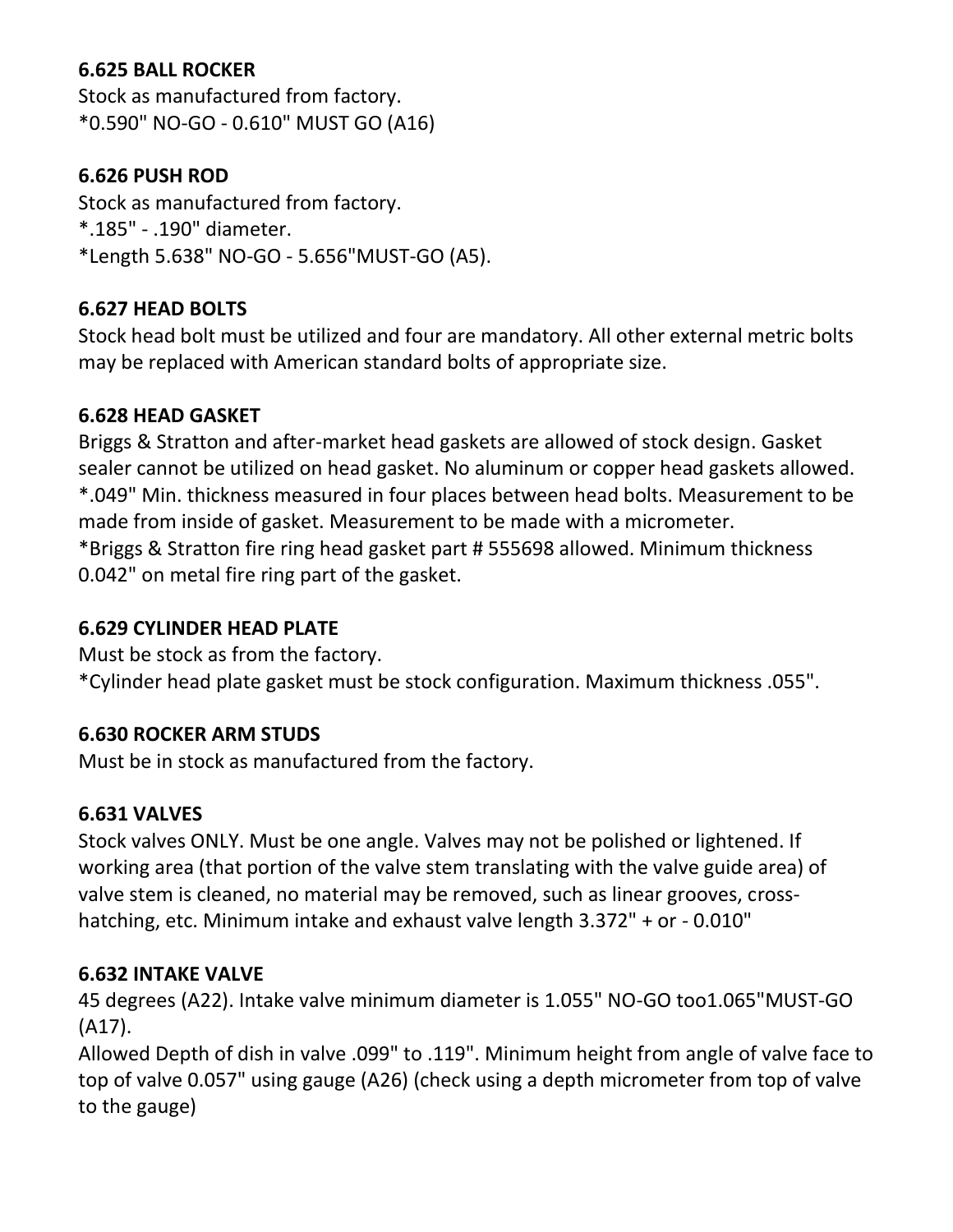**6.625 BALL ROCKER**

Stock as manufactured from factory.
*0.590" NO-GO - 0.610" MUST GO (A16)

**6.626 PUSH ROD**

Stock as manufactured from factory.
*.185" - .190" diameter.
*Length 5.638" NO-GO - 5.656"MUST-GO (A5).

**6.627 HEAD BOLTS**

Stock head bolt must be utilized and four are mandatory. All other external metric bolts may be replaced with American standard bolts of appropriate size.

**6.628 HEAD GASKET**

Briggs & Stratton and after-market head gaskets are allowed of stock design. Gasket sealer cannot be utilized on head gasket. No aluminum or copper head gaskets allowed.
*.049" Min. thickness measured in four places between head bolts. Measurement to be made from inside of gasket. Measurement to be made with a micrometer.
*Briggs & Stratton fire ring head gasket part # 555698 allowed. Minimum thickness 0.042" on metal fire ring part of the gasket.

**6.629 CYLINDER HEAD PLATE**

Must be stock as from the factory.
*Cylinder head plate gasket must be stock configuration. Maximum thickness .055".

**6.630 ROCKER ARM STUDS**

Must be in stock as manufactured from the factory.

**6.631 VALVES**

Stock valves ONLY. Must be one angle. Valves may not be polished or lightened. If working area (that portion of the valve stem translating with the valve guide area) of valve stem is cleaned, no material may be removed, such as linear grooves, cross-hatching, etc. Minimum intake and exhaust valve length 3.372" + or - 0.010"

**6.632 INTAKE VALVE**

45 degrees (A22). Intake valve minimum diameter is 1.055" NO-GO too1.065"MUST-GO (A17).
Allowed Depth of dish in valve .099" to .119". Minimum height from angle of valve face to top of valve 0.057" using gauge (A26) (check using a depth micrometer from top of valve to the gauge)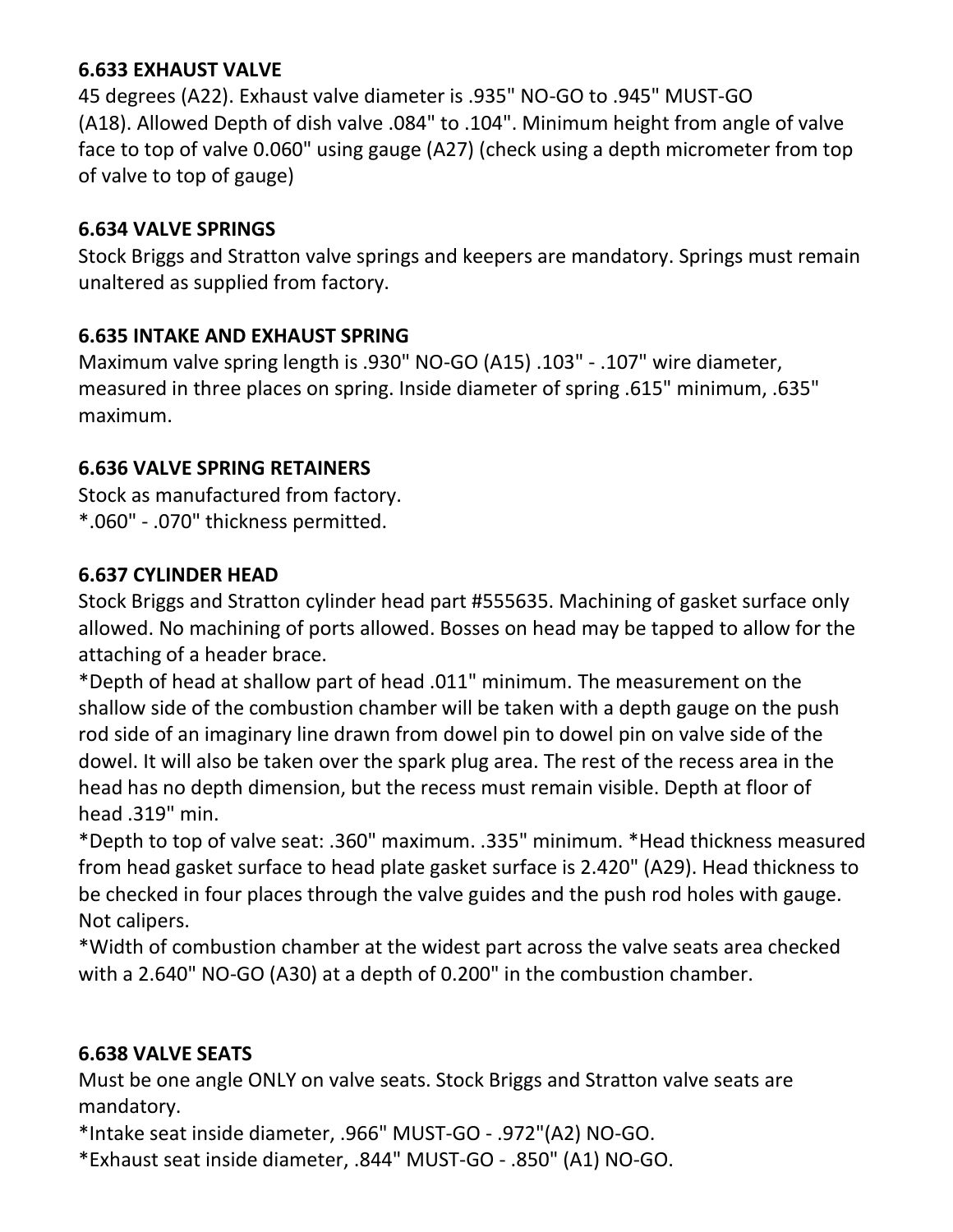### 6.633 EXHAUST VALVE

45 degrees (A22). Exhaust valve diameter is .935" NO-GO to .945" MUST-GO (A18). Allowed Depth of dish valve .084" to .104". Minimum height from angle of valve face to top of valve 0.060" using gauge (A27) (check using a depth micrometer from top of valve to top of gauge)

### 6.634 VALVE SPRINGS

Stock Briggs and Stratton valve springs and keepers are mandatory. Springs must remain unaltered as supplied from factory.

### 6.635 INTAKE AND EXHAUST SPRING

Maximum valve spring length is .930" NO-GO (A15) .103" - .107" wire diameter, measured in three places on spring. Inside diameter of spring .615" minimum, .635" maximum.

### 6.636 VALVE SPRING RETAINERS

Stock as manufactured from factory.
*.060" - .070" thickness permitted.

### 6.637 CYLINDER HEAD

Stock Briggs and Stratton cylinder head part #555635. Machining of gasket surface only allowed. No machining of ports allowed. Bosses on head may be tapped to allow for the attaching of a header brace.

*Depth of head at shallow part of head .011" minimum. The measurement on the shallow side of the combustion chamber will be taken with a depth gauge on the push rod side of an imaginary line drawn from dowel pin to dowel pin on valve side of the dowel. It will also be taken over the spark plug area. The rest of the recess area in the head has no depth dimension, but the recess must remain visible. Depth at floor of head .319" min.

*Depth to top of valve seat: .360" maximum. .335" minimum. *Head thickness measured from head gasket surface to head plate gasket surface is 2.420" (A29). Head thickness to be checked in four places through the valve guides and the push rod holes with gauge. Not calipers.

*Width of combustion chamber at the widest part across the valve seats area checked with a 2.640" NO-GO (A30) at a depth of 0.200" in the combustion chamber.

### 6.638 VALVE SEATS

Must be one angle ONLY on valve seats. Stock Briggs and Stratton valve seats are mandatory.

*Intake seat inside diameter, .966" MUST-GO - .972"(A2) NO-GO.
*Exhaust seat inside diameter, .844" MUST-GO - .850" (A1) NO-GO.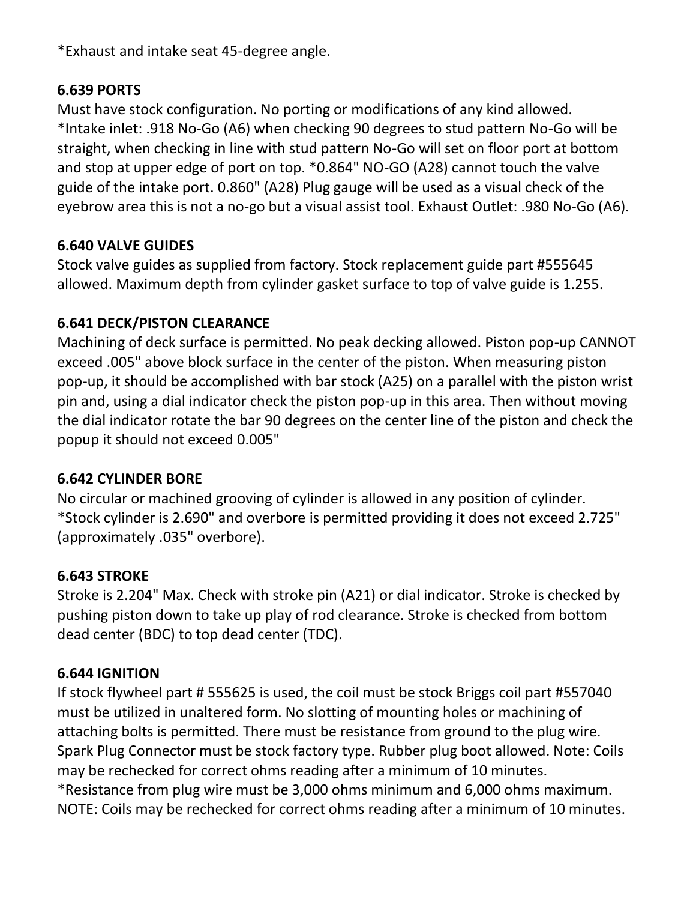*Exhaust and intake seat 45-degree angle.

**6.639 PORTS**

Must have stock configuration. No porting or modifications of any kind allowed. *Intake inlet: .918 No-Go (A6) when checking 90 degrees to stud pattern No-Go will be straight, when checking in line with stud pattern No-Go will set on floor port at bottom and stop at upper edge of port on top. *0.864" NO-GO (A28) cannot touch the valve guide of the intake port. 0.860" (A28) Plug gauge will be used as a visual check of the eyebrow area this is not a no-go but a visual assist tool. Exhaust Outlet: .980 No-Go (A6).

**6.640 VALVE GUIDES**

Stock valve guides as supplied from factory. Stock replacement guide part #555645 allowed. Maximum depth from cylinder gasket surface to top of valve guide is 1.255.

**6.641 DECK/PISTON CLEARANCE**

Machining of deck surface is permitted. No peak decking allowed. Piston pop-up CANNOT exceed .005" above block surface in the center of the piston. When measuring piston pop-up, it should be accomplished with bar stock (A25) on a parallel with the piston wrist pin and, using a dial indicator check the piston pop-up in this area. Then without moving the dial indicator rotate the bar 90 degrees on the center line of the piston and check the popup it should not exceed 0.005"

**6.642 CYLINDER BORE**

No circular or machined grooving of cylinder is allowed in any position of cylinder. *Stock cylinder is 2.690" and overbore is permitted providing it does not exceed 2.725" (approximately .035" overbore).

**6.643 STROKE**

Stroke is 2.204" Max. Check with stroke pin (A21) or dial indicator. Stroke is checked by pushing piston down to take up play of rod clearance. Stroke is checked from bottom dead center (BDC) to top dead center (TDC).

**6.644 IGNITION**

If stock flywheel part # 555625 is used, the coil must be stock Briggs coil part #557040 must be utilized in unaltered form. No slotting of mounting holes or machining of attaching bolts is permitted. There must be resistance from ground to the plug wire. Spark Plug Connector must be stock factory type. Rubber plug boot allowed. Note: Coils may be rechecked for correct ohms reading after a minimum of 10 minutes. *Resistance from plug wire must be 3,000 ohms minimum and 6,000 ohms maximum. NOTE: Coils may be rechecked for correct ohms reading after a minimum of 10 minutes.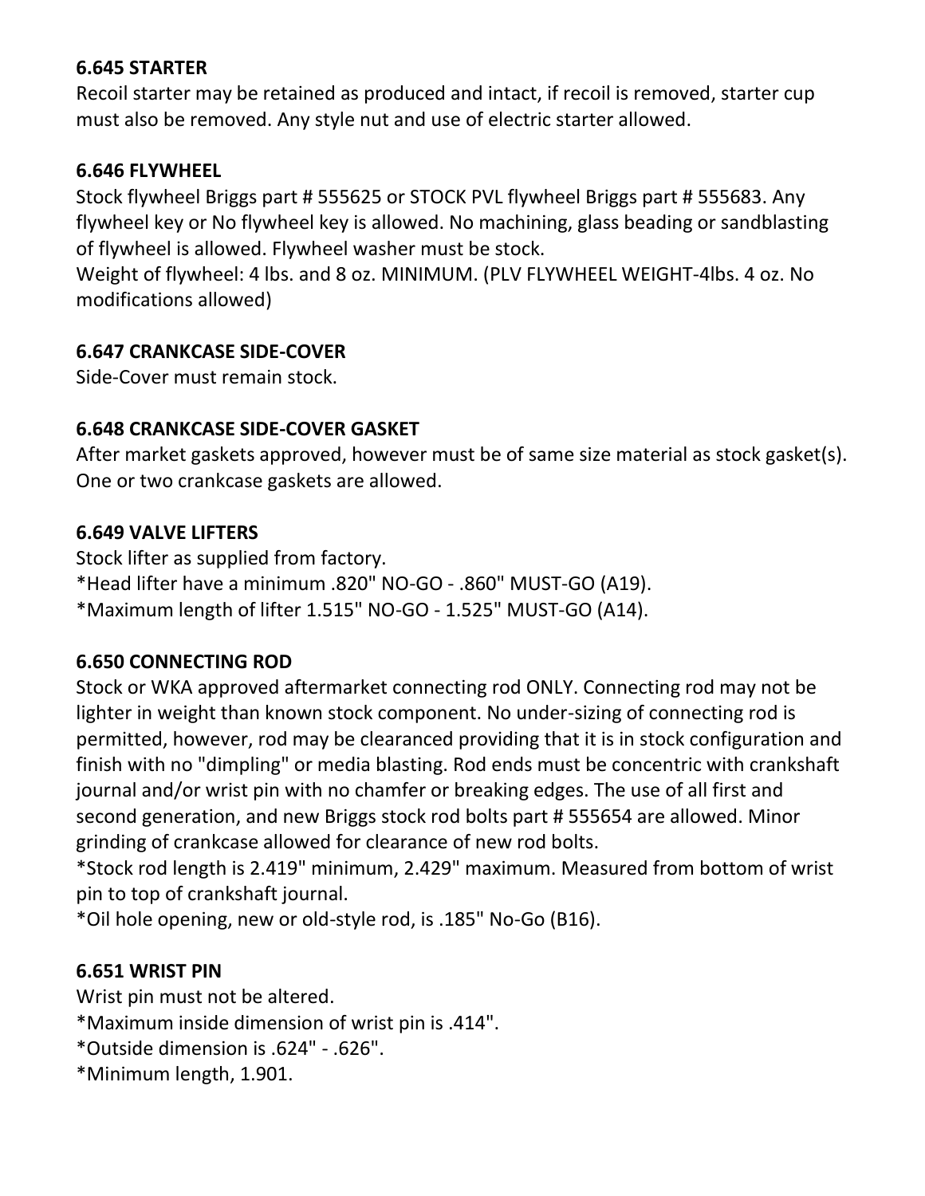**6.645 STARTER**

Recoil starter may be retained as produced and intact, if recoil is removed, starter cup must also be removed. Any style nut and use of electric starter allowed.

**6.646 FLYWHEEL**

Stock flywheel Briggs part # 555625 or STOCK PVL flywheel Briggs part # 555683. Any flywheel key or No flywheel key is allowed. No machining, glass beading or sandblasting of flywheel is allowed. Flywheel washer must be stock.

Weight of flywheel: 4 lbs. and 8 oz. MINIMUM. (PLV FLYWHEEL WEIGHT-4lbs. 4 oz. No modifications allowed)

**6.647 CRANKCASE SIDE-COVER**

Side-Cover must remain stock.

**6.648 CRANKCASE SIDE-COVER GASKET**

After market gaskets approved, however must be of same size material as stock gasket(s). One or two crankcase gaskets are allowed.

**6.649 VALVE LIFTERS**

Stock lifter as supplied from factory.

*Head lifter have a minimum .820" NO-GO - .860" MUST-GO (A19).

*Maximum length of lifter 1.515" NO-GO - 1.525" MUST-GO (A14).

**6.650 CONNECTING ROD**

Stock or WKA approved aftermarket connecting rod ONLY. Connecting rod may not be lighter in weight than known stock component. No under-sizing of connecting rod is permitted, however, rod may be clearanced providing that it is in stock configuration and finish with no "dimpling" or media blasting. Rod ends must be concentric with crankshaft journal and/or wrist pin with no chamfer or breaking edges. The use of all first and second generation, and new Briggs stock rod bolts part # 555654 are allowed. Minor grinding of crankcase allowed for clearance of new rod bolts.

*Stock rod length is 2.419" minimum, 2.429" maximum. Measured from bottom of wrist pin to top of crankshaft journal.

*Oil hole opening, new or old-style rod, is .185" No-Go (B16).

**6.651 WRIST PIN**

Wrist pin must not be altered.

*Maximum inside dimension of wrist pin is .414".

*Outside dimension is .624" - .626".

*Minimum length, 1.901.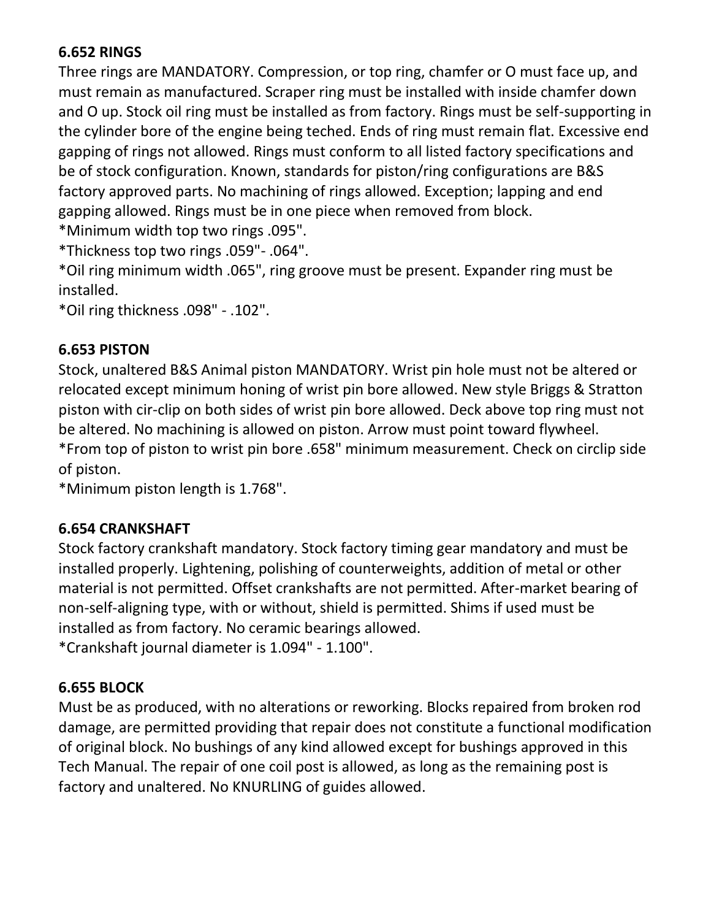**6.652 RINGS**

Three rings are MANDATORY. Compression, or top ring, chamfer or O must face up, and must remain as manufactured. Scraper ring must be installed with inside chamfer down and O up. Stock oil ring must be installed as from factory. Rings must be self-supporting in the cylinder bore of the engine being teched. Ends of ring must remain flat. Excessive end gapping of rings not allowed. Rings must conform to all listed factory specifications and be of stock configuration. Known, standards for piston/ring configurations are B&S factory approved parts. No machining of rings allowed. Exception; lapping and end gapping allowed. Rings must be in one piece when removed from block.

*Minimum width top two rings .095".

*Thickness top two rings .059"- .064".

*Oil ring minimum width .065", ring groove must be present. Expander ring must be installed.

*Oil ring thickness .098" - .102".

**6.653 PISTON**

Stock, unaltered B&S Animal piston MANDATORY. Wrist pin hole must not be altered or relocated except minimum honing of wrist pin bore allowed. New style Briggs & Stratton piston with cir-clip on both sides of wrist pin bore allowed. Deck above top ring must not be altered. No machining is allowed on piston. Arrow must point toward flywheel.

*From top of piston to wrist pin bore .658" minimum measurement. Check on circlip side of piston.

*Minimum piston length is 1.768".

**6.654 CRANKSHAFT**

Stock factory crankshaft mandatory. Stock factory timing gear mandatory and must be installed properly. Lightening, polishing of counterweights, addition of metal or other material is not permitted. Offset crankshafts are not permitted. After-market bearing of non-self-aligning type, with or without, shield is permitted. Shims if used must be installed as from factory. No ceramic bearings allowed.

*Crankshaft journal diameter is 1.094" - 1.100".

**6.655 BLOCK**

Must be as produced, with no alterations or reworking. Blocks repaired from broken rod damage, are permitted providing that repair does not constitute a functional modification of original block. No bushings of any kind allowed except for bushings approved in this Tech Manual. The repair of one coil post is allowed, as long as the remaining post is factory and unaltered. No KNURLING of guides allowed.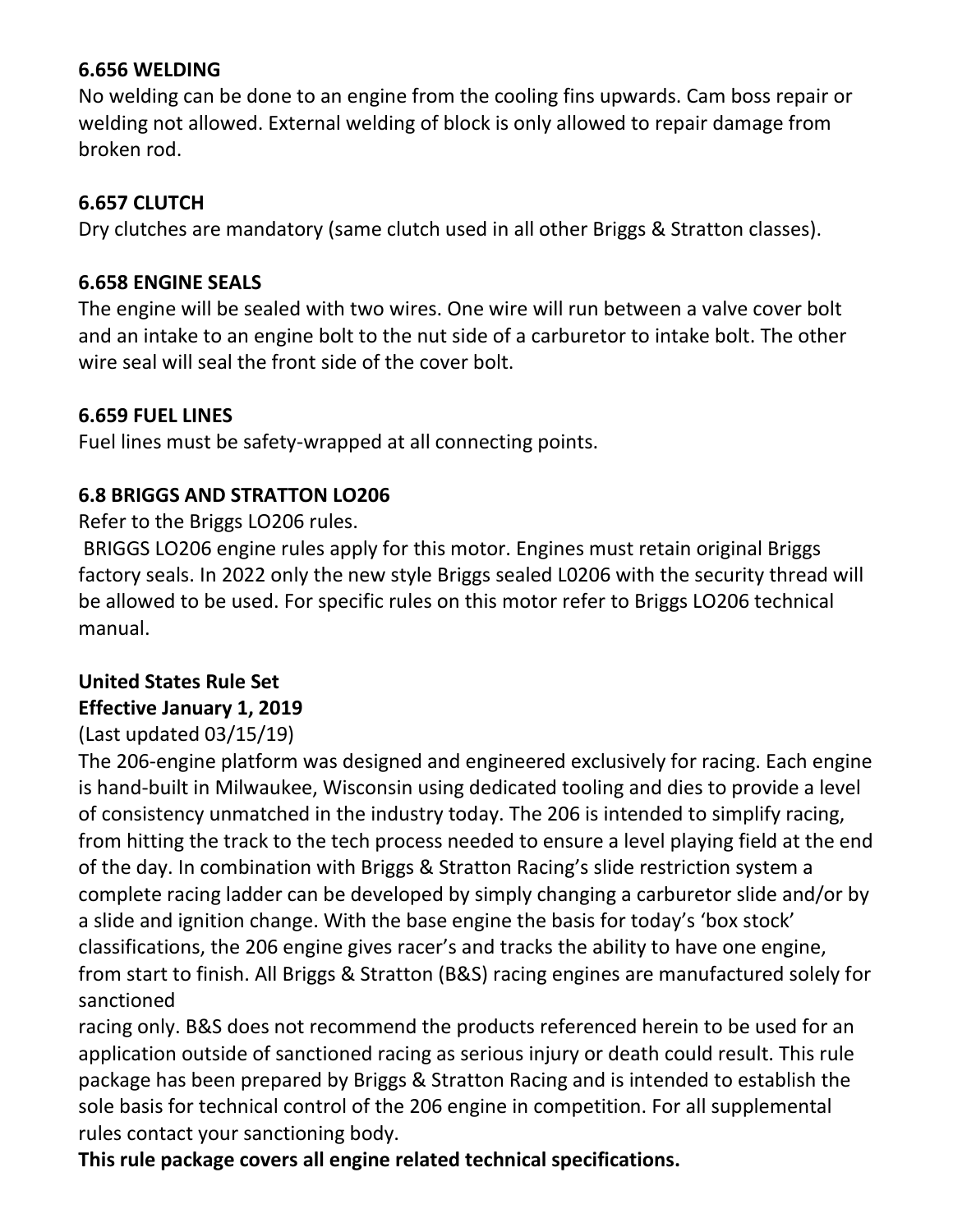### 6.656 WELDING

No welding can be done to an engine from the cooling fins upwards. Cam boss repair or welding not allowed. External welding of block is only allowed to repair damage from broken rod.

### 6.657 CLUTCH

Dry clutches are mandatory (same clutch used in all other Briggs & Stratton classes).

### 6.658 ENGINE SEALS

The engine will be sealed with two wires. One wire will run between a valve cover bolt and an intake to an engine bolt to the nut side of a carburetor to intake bolt. The other wire seal will seal the front side of the cover bolt.

### 6.659 FUEL LINES

Fuel lines must be safety-wrapped at all connecting points.

### 6.8 BRIGGS AND STRATTON LO206

Refer to the Briggs LO206 rules.

BRIGGS LO206 engine rules apply for this motor. Engines must retain original Briggs factory seals. In 2022 only the new style Briggs sealed L0206 with the security thread will be allowed to be used. For specific rules on this motor refer to Briggs LO206 technical manual.

**United States Rule Set**
**Effective January 1, 2019**

(Last updated 03/15/19)

The 206-engine platform was designed and engineered exclusively for racing. Each engine is hand-built in Milwaukee, Wisconsin using dedicated tooling and dies to provide a level of consistency unmatched in the industry today. The 206 is intended to simplify racing, from hitting the track to the tech process needed to ensure a level playing field at the end of the day. In combination with Briggs & Stratton Racing's slide restriction system a complete racing ladder can be developed by simply changing a carburetor slide and/or by a slide and ignition change. With the base engine the basis for today's 'box stock' classifications, the 206 engine gives racer's and tracks the ability to have one engine, from start to finish. All Briggs & Stratton (B&S) racing engines are manufactured solely for sanctioned racing only. B&S does not recommend the products referenced herein to be used for an application outside of sanctioned racing as serious injury or death could result. This rule package has been prepared by Briggs & Stratton Racing and is intended to establish the sole basis for technical control of the 206 engine in competition. For all supplemental rules contact your sanctioning body.

**This rule package covers all engine related technical specifications.**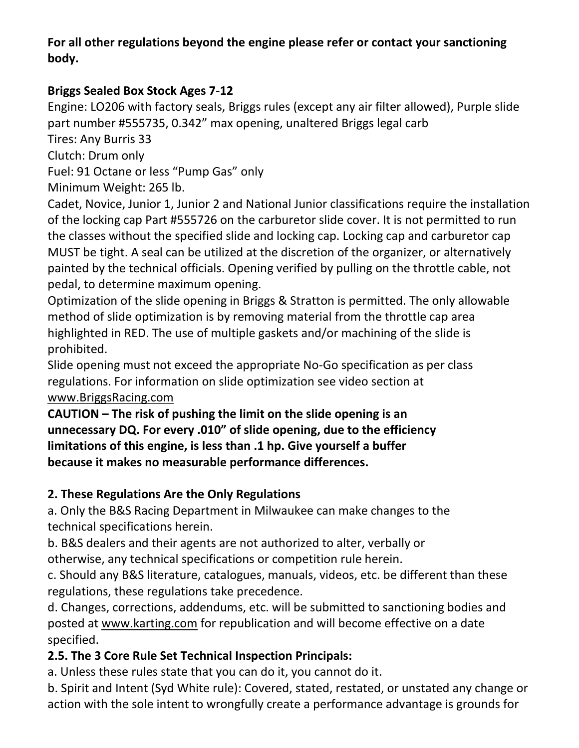**For all other regulations beyond the engine please refer or contact your sanctioning body.**

**Briggs Sealed Box Stock Ages 7-12**

Engine: LO206 with factory seals, Briggs rules (except any air filter allowed), Purple slide part number #555735, 0.342” max opening, unaltered Briggs legal carb

Tires: Any Burris 33

Clutch: Drum only

Fuel: 91 Octane or less “Pump Gas” only

Minimum Weight: 265 lb.

Cadet, Novice, Junior 1, Junior 2 and National Junior classifications require the installation of the locking cap Part #555726 on the carburetor slide cover. It is not permitted to run the classes without the specified slide and locking cap. Locking cap and carburetor cap MUST be tight. A seal can be utilized at the discretion of the organizer, or alternatively painted by the technical officials. Opening verified by pulling on the throttle cable, not pedal, to determine maximum opening.

Optimization of the slide opening in Briggs & Stratton is permitted. The only allowable method of slide optimization is by removing material from the throttle cap area highlighted in RED. The use of multiple gaskets and/or machining of the slide is prohibited.

Slide opening must not exceed the appropriate No-Go specification as per class regulations. For information on slide optimization see video section at www.BriggsRacing.com

**CAUTION – The risk of pushing the limit on the slide opening is an unnecessary DQ. For every .010” of slide opening, due to the efficiency limitations of this engine, is less than .1 hp. Give yourself a buffer because it makes no measurable performance differences.**

**2. These Regulations Are the Only Regulations**

a. Only the B&S Racing Department in Milwaukee can make changes to the technical specifications herein.

b. B&S dealers and their agents are not authorized to alter, verbally or otherwise, any technical specifications or competition rule herein.

c. Should any B&S literature, catalogues, manuals, videos, etc. be different than these regulations, these regulations take precedence.

d. Changes, corrections, addendums, etc. will be submitted to sanctioning bodies and posted at www.karting.com for republication and will become effective on a date specified.

**2.5. The 3 Core Rule Set Technical Inspection Principals:**

a. Unless these rules state that you can do it, you cannot do it.

b. Spirit and Intent (Syd White rule): Covered, stated, restated, or unstated any change or action with the sole intent to wrongfully create a performance advantage is grounds for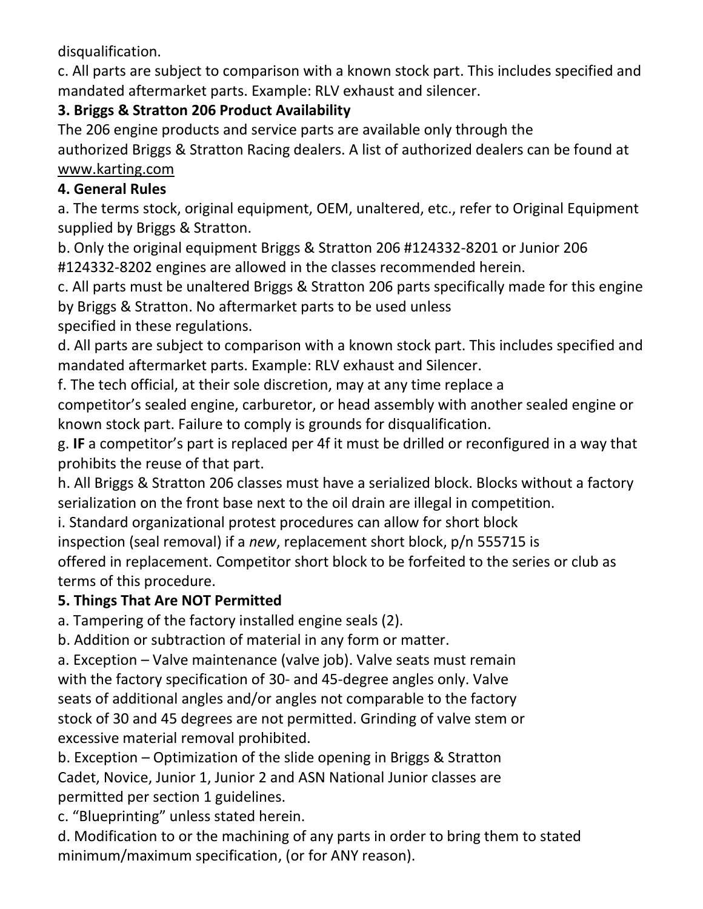disqualification.

c. All parts are subject to comparison with a known stock part. This includes specified and mandated aftermarket parts. Example: RLV exhaust and silencer.

**3. Briggs & Stratton 206 Product Availability**

The 206 engine products and service parts are available only through the authorized Briggs & Stratton Racing dealers. A list of authorized dealers can be found at www.karting.com

**4. General Rules**

a. The terms stock, original equipment, OEM, unaltered, etc., refer to Original Equipment supplied by Briggs & Stratton.

b. Only the original equipment Briggs & Stratton 206 #124332-8201 or Junior 206 #124332-8202 engines are allowed in the classes recommended herein.

c. All parts must be unaltered Briggs & Stratton 206 parts specifically made for this engine by Briggs & Stratton. No aftermarket parts to be used unless specified in these regulations.

d. All parts are subject to comparison with a known stock part. This includes specified and mandated aftermarket parts. Example: RLV exhaust and Silencer.

f. The tech official, at their sole discretion, may at any time replace a competitor's sealed engine, carburetor, or head assembly with another sealed engine or known stock part. Failure to comply is grounds for disqualification.

g. **IF** a competitor's part is replaced per 4f it must be drilled or reconfigured in a way that prohibits the reuse of that part.

h. All Briggs & Stratton 206 classes must have a serialized block. Blocks without a factory serialization on the front base next to the oil drain are illegal in competition.

i. Standard organizational protest procedures can allow for short block inspection (seal removal) if a *new*, replacement short block, p/n 555715 is offered in replacement. Competitor short block to be forfeited to the series or club as terms of this procedure.

**5. Things That Are NOT Permitted**

a. Tampering of the factory installed engine seals (2).

b. Addition or subtraction of material in any form or matter.

a. Exception – Valve maintenance (valve job). Valve seats must remain with the factory specification of 30- and 45-degree angles only. Valve seats of additional angles and/or angles not comparable to the factory stock of 30 and 45 degrees are not permitted. Grinding of valve stem or excessive material removal prohibited.

b. Exception – Optimization of the slide opening in Briggs & Stratton Cadet, Novice, Junior 1, Junior 2 and ASN National Junior classes are permitted per section 1 guidelines.

c. "Blueprinting" unless stated herein.

d. Modification to or the machining of any parts in order to bring them to stated minimum/maximum specification, (or for ANY reason).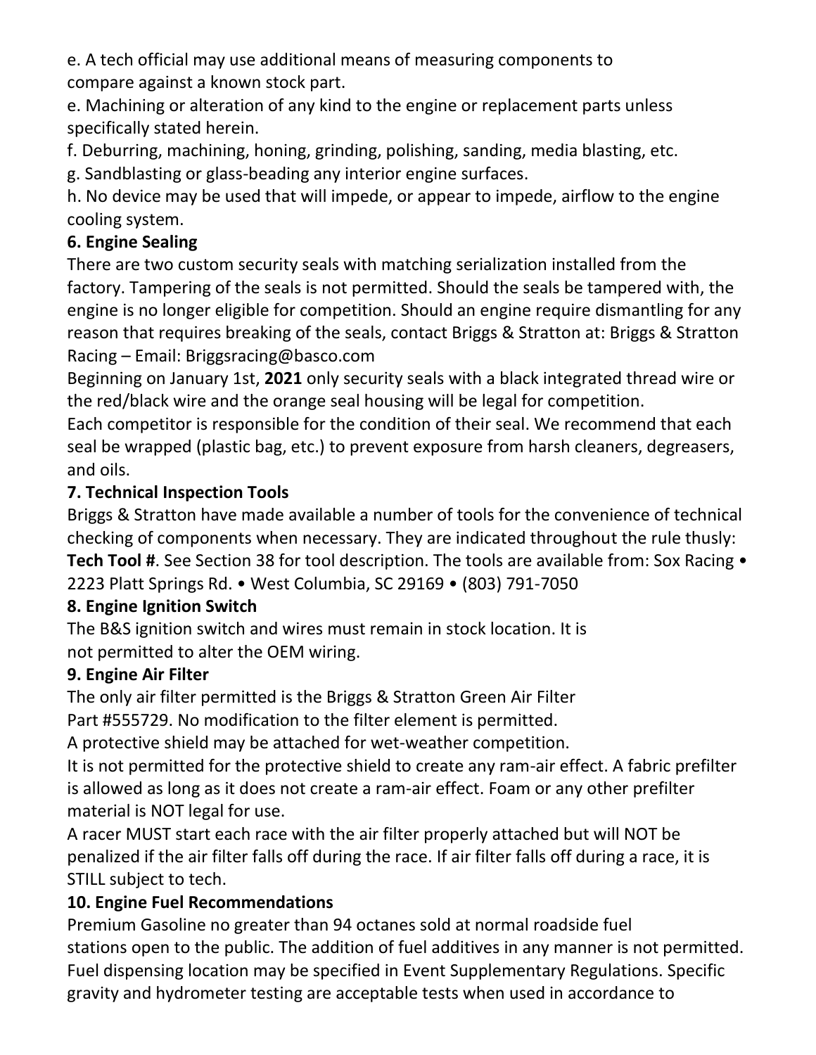e. A tech official may use additional means of measuring components to compare against a known stock part.

e. Machining or alteration of any kind to the engine or replacement parts unless specifically stated herein.

f. Deburring, machining, honing, grinding, polishing, sanding, media blasting, etc.

g. Sandblasting or glass-beading any interior engine surfaces.

h. No device may be used that will impede, or appear to impede, airflow to the engine cooling system.

**6. Engine Sealing**

There are two custom security seals with matching serialization installed from the factory. Tampering of the seals is not permitted. Should the seals be tampered with, the engine is no longer eligible for competition. Should an engine require dismantling for any reason that requires breaking of the seals, contact Briggs & Stratton at: Briggs & Stratton Racing – Email: Briggsracing@basco.com

Beginning on January 1st, **2021** only security seals with a black integrated thread wire or the red/black wire and the orange seal housing will be legal for competition.

Each competitor is responsible for the condition of their seal. We recommend that each seal be wrapped (plastic bag, etc.) to prevent exposure from harsh cleaners, degreasers, and oils.

**7. Technical Inspection Tools**

Briggs & Stratton have made available a number of tools for the convenience of technical checking of components when necessary. They are indicated throughout the rule thusly: **Tech Tool #**. See Section 38 for tool description. The tools are available from: Sox Racing • 2223 Platt Springs Rd. • West Columbia, SC 29169 • (803) 791-7050

**8. Engine Ignition Switch**

The B&S ignition switch and wires must remain in stock location. It is not permitted to alter the OEM wiring.

**9. Engine Air Filter**

The only air filter permitted is the Briggs & Stratton Green Air Filter Part #555729. No modification to the filter element is permitted.

A protective shield may be attached for wet-weather competition.

It is not permitted for the protective shield to create any ram-air effect. A fabric prefilter is allowed as long as it does not create a ram-air effect. Foam or any other prefilter material is NOT legal for use.

A racer MUST start each race with the air filter properly attached but will NOT be penalized if the air filter falls off during the race. If air filter falls off during a race, it is STILL subject to tech.

**10. Engine Fuel Recommendations**

Premium Gasoline no greater than 94 octanes sold at normal roadside fuel stations open to the public. The addition of fuel additives in any manner is not permitted. Fuel dispensing location may be specified in Event Supplementary Regulations. Specific gravity and hydrometer testing are acceptable tests when used in accordance to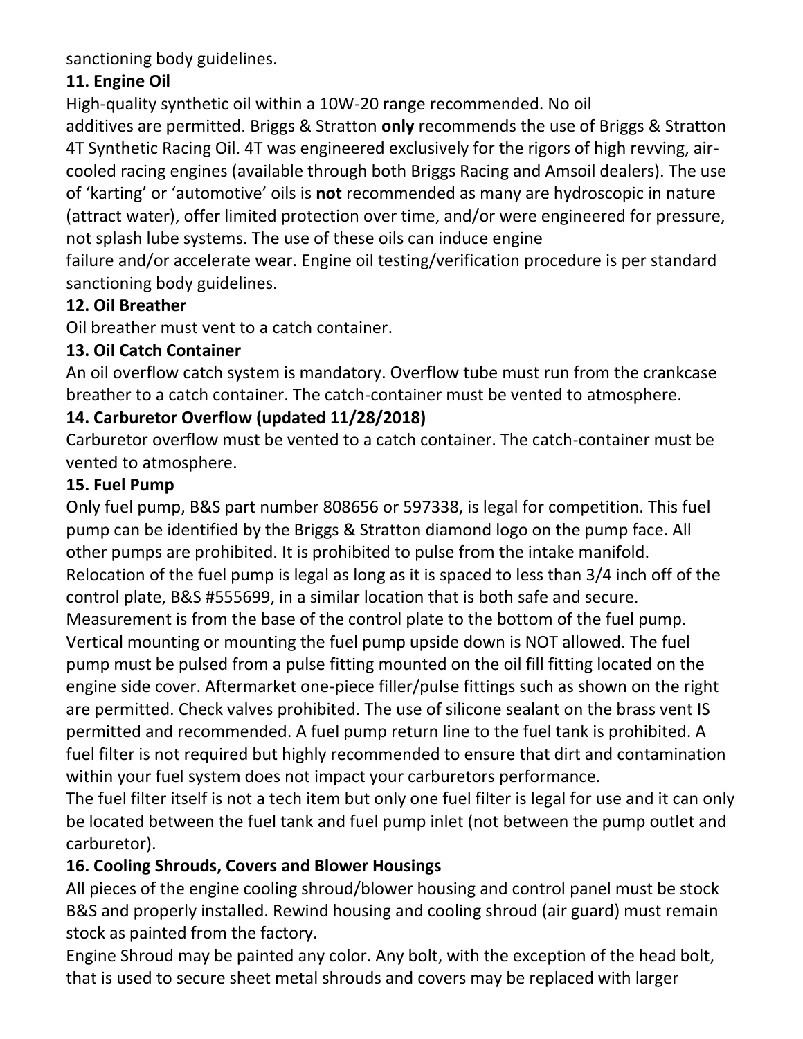sanctioning body guidelines.

**11. Engine Oil**

High-quality synthetic oil within a 10W-20 range recommended. No oil additives are permitted. Briggs & Stratton **only** recommends the use of Briggs & Stratton 4T Synthetic Racing Oil. 4T was engineered exclusively for the rigors of high revving, air-cooled racing engines (available through both Briggs Racing and Amsoil dealers). The use of 'karting' or 'automotive' oils is **not** recommended as many are hydroscopic in nature (attract water), offer limited protection over time, and/or were engineered for pressure, not splash lube systems. The use of these oils can induce engine failure and/or accelerate wear. Engine oil testing/verification procedure is per standard sanctioning body guidelines.

**12. Oil Breather**

Oil breather must vent to a catch container.

**13. Oil Catch Container**

An oil overflow catch system is mandatory. Overflow tube must run from the crankcase breather to a catch container. The catch-container must be vented to atmosphere.

**14. Carburetor Overflow (updated 11/28/2018)**

Carburetor overflow must be vented to a catch container. The catch-container must be vented to atmosphere.

**15. Fuel Pump**

Only fuel pump, B&S part number 808656 or 597338, is legal for competition. This fuel pump can be identified by the Briggs & Stratton diamond logo on the pump face. All other pumps are prohibited. It is prohibited to pulse from the intake manifold. Relocation of the fuel pump is legal as long as it is spaced to less than 3/4 inch off of the control plate, B&S #555699, in a similar location that is both safe and secure. Measurement is from the base of the control plate to the bottom of the fuel pump. Vertical mounting or mounting the fuel pump upside down is NOT allowed. The fuel pump must be pulsed from a pulse fitting mounted on the oil fill fitting located on the engine side cover. Aftermarket one-piece filler/pulse fittings such as shown on the right are permitted. Check valves prohibited. The use of silicone sealant on the brass vent IS permitted and recommended. A fuel pump return line to the fuel tank is prohibited. A fuel filter is not required but highly recommended to ensure that dirt and contamination within your fuel system does not impact your carburetors performance.

The fuel filter itself is not a tech item but only one fuel filter is legal for use and it can only be located between the fuel tank and fuel pump inlet (not between the pump outlet and carburetor).

**16. Cooling Shrouds, Covers and Blower Housings**

All pieces of the engine cooling shroud/blower housing and control panel must be stock B&S and properly installed. Rewind housing and cooling shroud (air guard) must remain stock as painted from the factory.

Engine Shroud may be painted any color. Any bolt, with the exception of the head bolt, that is used to secure sheet metal shrouds and covers may be replaced with larger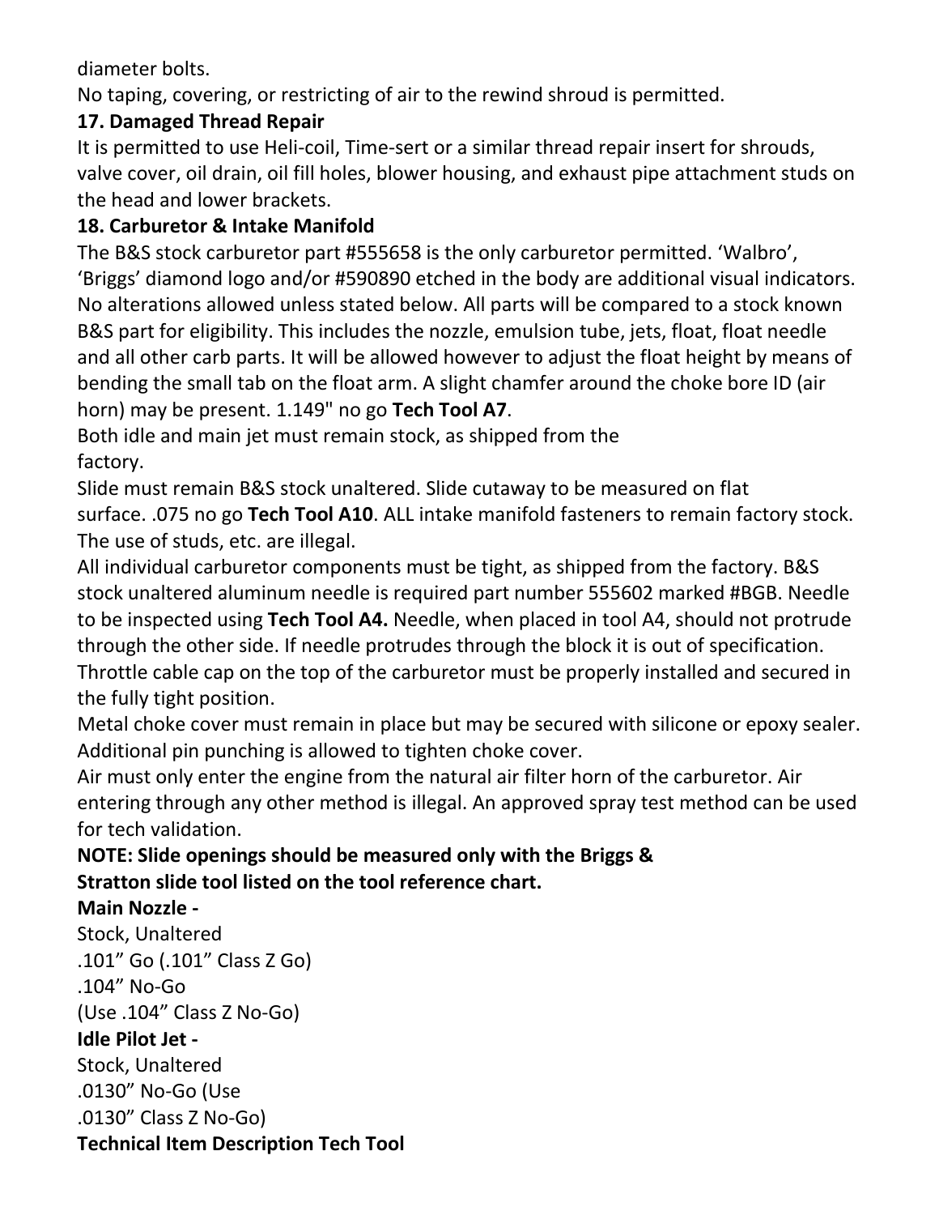diameter bolts.
No taping, covering, or restricting of air to the rewind shroud is permitted.

### 17. Damaged Thread Repair

It is permitted to use Heli-coil, Time-sert or a similar thread repair insert for shrouds, valve cover, oil drain, oil fill holes, blower housing, and exhaust pipe attachment studs on the head and lower brackets.

### 18. Carburetor & Intake Manifold

The B&S stock carburetor part #555658 is the only carburetor permitted. 'Walbro', 'Briggs' diamond logo and/or #590890 etched in the body are additional visual indicators. No alterations allowed unless stated below. All parts will be compared to a stock known B&S part for eligibility. This includes the nozzle, emulsion tube, jets, float, float needle and all other carb parts. It will be allowed however to adjust the float height by means of bending the small tab on the float arm. A slight chamfer around the choke bore ID (air horn) may be present. 1.149" no go **Tech Tool A7**.

Both idle and main jet must remain stock, as shipped from the factory.

Slide must remain B&S stock unaltered. Slide cutaway to be measured on flat surface. .075 no go **Tech Tool A10**. ALL intake manifold fasteners to remain factory stock. The use of studs, etc. are illegal.

All individual carburetor components must be tight, as shipped from the factory. B&S stock unaltered aluminum needle is required part number 555602 marked #BGB. Needle to be inspected using **Tech Tool A4.** Needle, when placed in tool A4, should not protrude through the other side. If needle protrudes through the block it is out of specification.

Throttle cable cap on the top of the carburetor must be properly installed and secured in the fully tight position.

Metal choke cover must remain in place but may be secured with silicone or epoxy sealer. Additional pin punching is allowed to tighten choke cover.

Air must only enter the engine from the natural air filter horn of the carburetor. Air entering through any other method is illegal. An approved spray test method can be used for tech validation.

**NOTE: Slide openings should be measured only with the Briggs & Stratton slide tool listed on the tool reference chart.**

**Main Nozzle -**
Stock, Unaltered
.101" Go (.101" Class Z Go)
.104" No-Go
(Use .104" Class Z No-Go)

**Idle Pilot Jet -**
Stock, Unaltered
.0130" No-Go (Use
.0130" Class Z No-Go)

**Technical Item Description Tech Tool**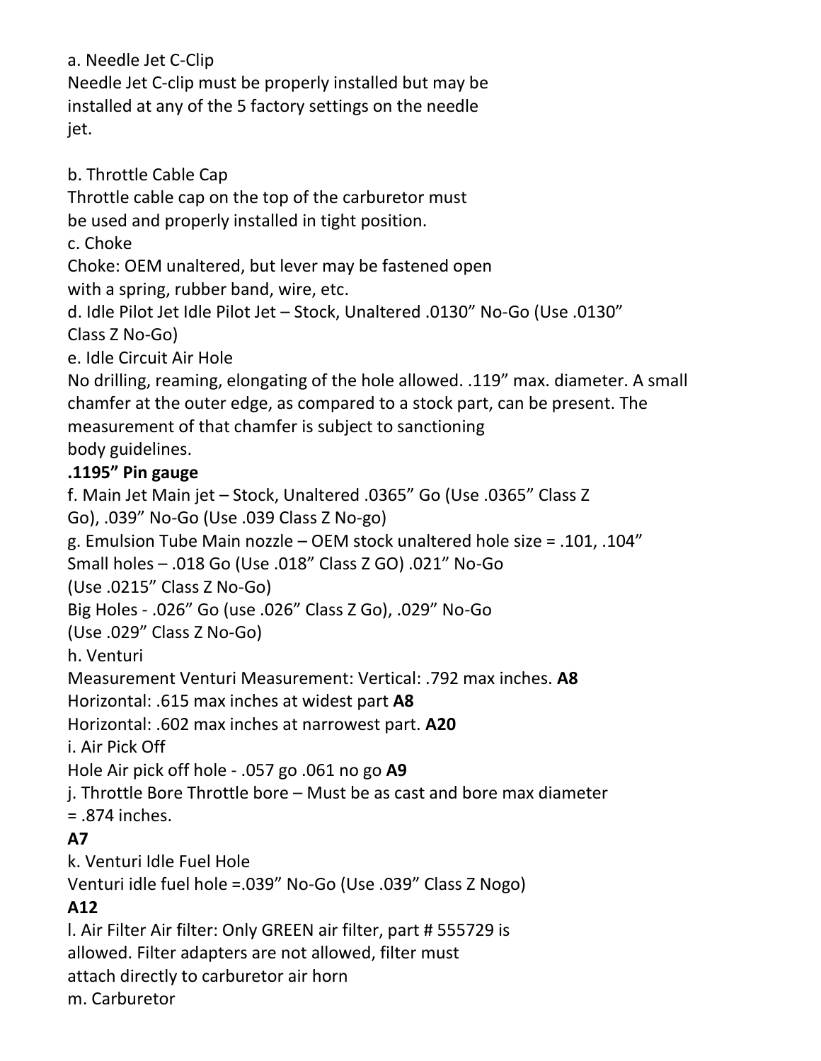a. Needle Jet C-Clip
Needle Jet C-clip must be properly installed but may be installed at any of the 5 factory settings on the needle jet.

b. Throttle Cable Cap
Throttle cable cap on the top of the carburetor must be used and properly installed in tight position.

c. Choke
Choke: OEM unaltered, but lever may be fastened open with a spring, rubber band, wire, etc.

d. Idle Pilot Jet Idle Pilot Jet – Stock, Unaltered .0130" No-Go (Use .0130" Class Z No-Go)

e. Idle Circuit Air Hole
No drilling, reaming, elongating of the hole allowed. .119" max. diameter. A small chamfer at the outer edge, as compared to a stock part, can be present. The measurement of that chamfer is subject to sanctioning body guidelines.

**.1195" Pin gauge**

f. Main Jet Main jet – Stock, Unaltered .0365" Go (Use .0365" Class Z Go), .039" No-Go (Use .039 Class Z No-go)

g. Emulsion Tube Main nozzle – OEM stock unaltered hole size = .101, .104"
Small holes – .018 Go (Use .018" Class Z GO) .021" No-Go (Use .0215" Class Z No-Go)
Big Holes - .026" Go (use .026" Class Z Go), .029" No-Go (Use .029" Class Z No-Go)

h. Venturi
Measurement Venturi Measurement: Vertical: .792 max inches. **A8**
Horizontal: .615 max inches at widest part **A8**
Horizontal: .602 max inches at narrowest part. **A20**

i. Air Pick Off
Hole Air pick off hole - .057 go .061 no go **A9**

j. Throttle Bore Throttle bore – Must be as cast and bore max diameter = .874 inches.

**A7**

k. Venturi Idle Fuel Hole
Venturi idle fuel hole =.039" No-Go (Use .039" Class Z Nogo)

**A12**

l. Air Filter Air filter: Only GREEN air filter, part # 555729 is allowed. Filter adapters are not allowed, filter must attach directly to carburetor air horn

m. Carburetor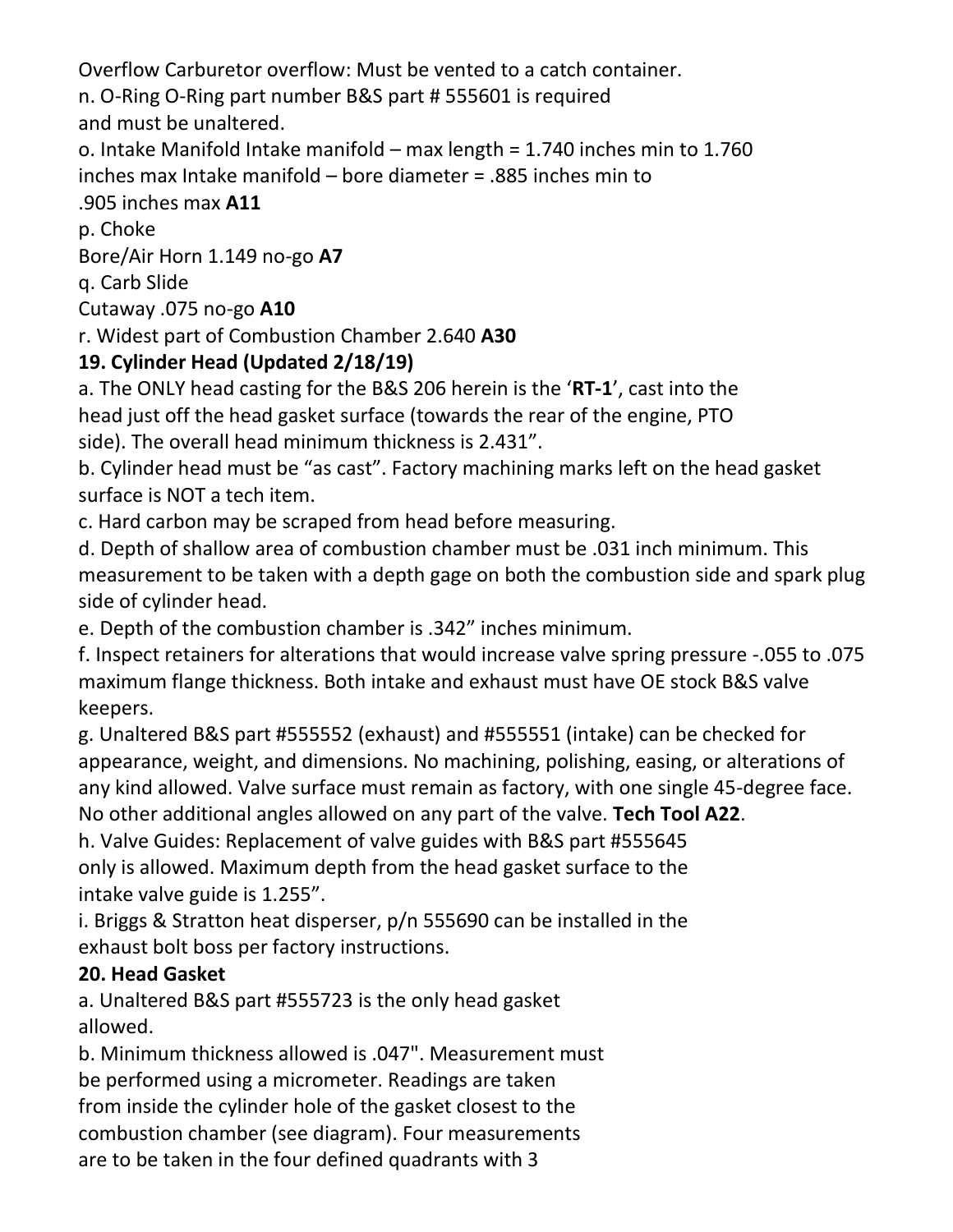Overflow Carburetor overflow: Must be vented to a catch container.

n. O-Ring O-Ring part number B&S part # 555601 is required and must be unaltered.

o. Intake Manifold Intake manifold – max length = 1.740 inches min to 1.760 inches max Intake manifold – bore diameter = .885 inches min to .905 inches max **A11**

p. Choke
Bore/Air Horn 1.149 no-go **A7**

q. Carb Slide
Cutaway .075 no-go **A10**

r. Widest part of Combustion Chamber 2.640 **A30**

**19. Cylinder Head (Updated 2/18/19)**

a. The ONLY head casting for the B&S 206 herein is the '**RT-1**', cast into the head just off the head gasket surface (towards the rear of the engine, PTO side). The overall head minimum thickness is 2.431".

b. Cylinder head must be "as cast". Factory machining marks left on the head gasket surface is NOT a tech item.

c. Hard carbon may be scraped from head before measuring.

d. Depth of shallow area of combustion chamber must be .031 inch minimum. This measurement to be taken with a depth gage on both the combustion side and spark plug side of cylinder head.

e. Depth of the combustion chamber is .342" inches minimum.

f. Inspect retainers for alterations that would increase valve spring pressure -.055 to .075 maximum flange thickness. Both intake and exhaust must have OE stock B&S valve keepers.

g. Unaltered B&S part #555552 (exhaust) and #555551 (intake) can be checked for appearance, weight, and dimensions. No machining, polishing, easing, or alterations of any kind allowed. Valve surface must remain as factory, with one single 45-degree face. No other additional angles allowed on any part of the valve. **Tech Tool A22**.

h. Valve Guides: Replacement of valve guides with B&S part #555645 only is allowed. Maximum depth from the head gasket surface to the intake valve guide is 1.255".

i. Briggs & Stratton heat disperser, p/n 555690 can be installed in the exhaust bolt boss per factory instructions.

**20. Head Gasket**

a. Unaltered B&S part #555723 is the only head gasket allowed.

b. Minimum thickness allowed is .047". Measurement must be performed using a micrometer. Readings are taken from inside the cylinder hole of the gasket closest to the combustion chamber (see diagram). Four measurements are to be taken in the four defined quadrants with 3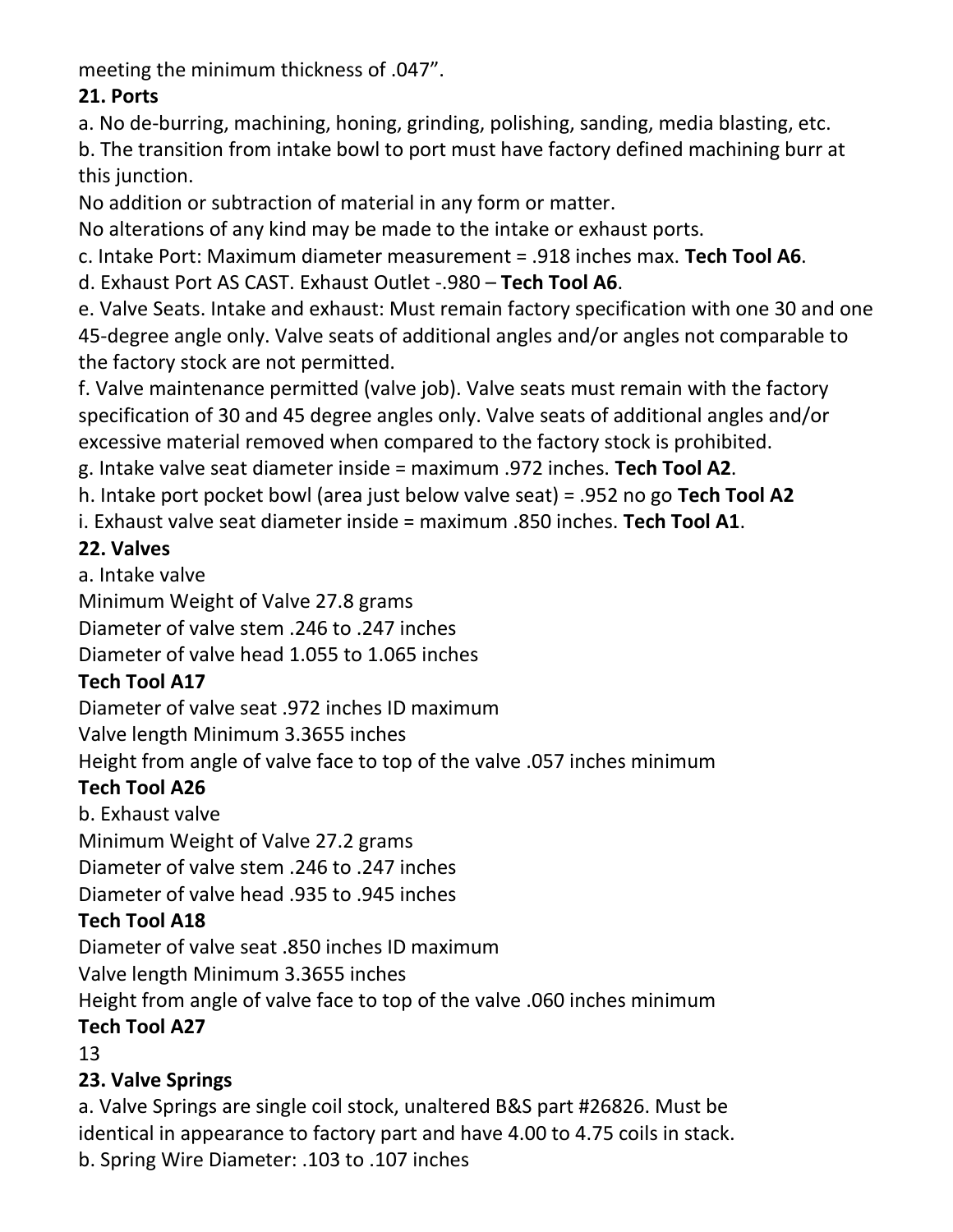meeting the minimum thickness of .047".

## 21. Ports

a. No de-burring, machining, honing, grinding, polishing, sanding, media blasting, etc.

b. The transition from intake bowl to port must have factory defined machining burr at this junction.

No addition or subtraction of material in any form or matter.

No alterations of any kind may be made to the intake or exhaust ports.

c. Intake Port: Maximum diameter measurement = .918 inches max. **Tech Tool A6**.

d. Exhaust Port AS CAST. Exhaust Outlet -.980 – **Tech Tool A6**.

e. Valve Seats. Intake and exhaust: Must remain factory specification with one 30 and one 45-degree angle only. Valve seats of additional angles and/or angles not comparable to the factory stock are not permitted.

f. Valve maintenance permitted (valve job). Valve seats must remain with the factory specification of 30 and 45 degree angles only. Valve seats of additional angles and/or excessive material removed when compared to the factory stock is prohibited.

g. Intake valve seat diameter inside = maximum .972 inches. **Tech Tool A2**.

h. Intake port pocket bowl (area just below valve seat) = .952 no go **Tech Tool A2**

i. Exhaust valve seat diameter inside = maximum .850 inches. **Tech Tool A1**.

## 22. Valves

a. Intake valve

Minimum Weight of Valve 27.8 grams

Diameter of valve stem .246 to .247 inches

Diameter of valve head 1.055 to 1.065 inches

**Tech Tool A17**

Diameter of valve seat .972 inches ID maximum

Valve length Minimum 3.3655 inches

Height from angle of valve face to top of the valve .057 inches minimum

**Tech Tool A26**

b. Exhaust valve

Minimum Weight of Valve 27.2 grams

Diameter of valve stem .246 to .247 inches

Diameter of valve head .935 to .945 inches

**Tech Tool A18**

Diameter of valve seat .850 inches ID maximum

Valve length Minimum 3.3655 inches

Height from angle of valve face to top of the valve .060 inches minimum

**Tech Tool A27**

## 23. Valve Springs

a. Valve Springs are single coil stock, unaltered B&S part #26826. Must be identical in appearance to factory part and have 4.00 to 4.75 coils in stack.

b. Spring Wire Diameter: .103 to .107 inches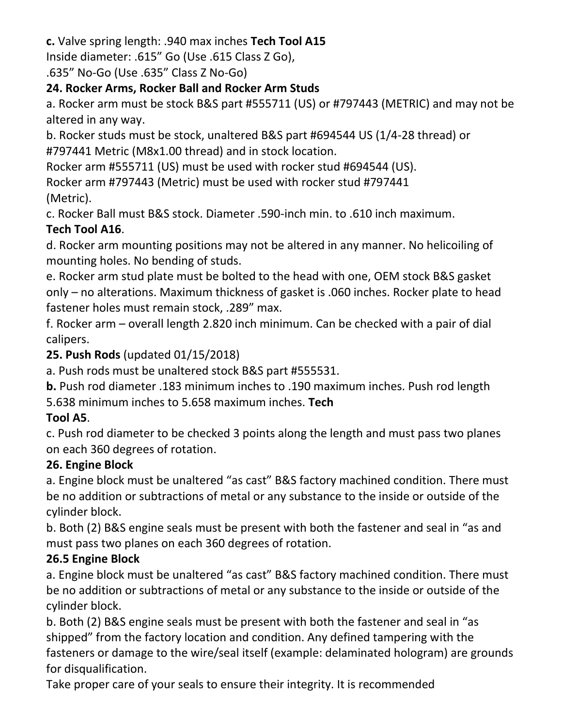**c.** Valve spring length: .940 max inches **Tech Tool A15**
Inside diameter: .615" Go (Use .615 Class Z Go),
.635" No-Go (Use .635" Class Z No-Go)

**24. Rocker Arms, Rocker Ball and Rocker Arm Studs**

a. Rocker arm must be stock B&S part #555711 (US) or #797443 (METRIC) and may not be altered in any way.

b. Rocker studs must be stock, unaltered B&S part #694544 US (1/4-28 thread) or #797441 Metric (M8x1.00 thread) and in stock location.
Rocker arm #555711 (US) must be used with rocker stud #694544 (US).
Rocker arm #797443 (Metric) must be used with rocker stud #797441 (Metric).

c. Rocker Ball must B&S stock. Diameter .590-inch min. to .610 inch maximum. **Tech Tool A16**.

d. Rocker arm mounting positions may not be altered in any manner. No helicoiling of mounting holes. No bending of studs.

e. Rocker arm stud plate must be bolted to the head with one, OEM stock B&S gasket only – no alterations. Maximum thickness of gasket is .060 inches. Rocker plate to head fastener holes must remain stock, .289" max.

f. Rocker arm – overall length 2.820 inch minimum. Can be checked with a pair of dial calipers.

**25. Push Rods** (updated 01/15/2018)

a. Push rods must be unaltered stock B&S part #555531.

**b.** Push rod diameter .183 minimum inches to .190 maximum inches. Push rod length 5.638 minimum inches to 5.658 maximum inches. **Tech Tool A5**.

c. Push rod diameter to be checked 3 points along the length and must pass two planes on each 360 degrees of rotation.

**26. Engine Block**

a. Engine block must be unaltered "as cast" B&S factory machined condition. There must be no addition or subtractions of metal or any substance to the inside or outside of the cylinder block.

b. Both (2) B&S engine seals must be present with both the fastener and seal in "as and must pass two planes on each 360 degrees of rotation.

**26.5 Engine Block**

a. Engine block must be unaltered "as cast" B&S factory machined condition. There must be no addition or subtractions of metal or any substance to the inside or outside of the cylinder block.

b. Both (2) B&S engine seals must be present with both the fastener and seal in "as shipped" from the factory location and condition. Any defined tampering with the fasteners or damage to the wire/seal itself (example: delaminated hologram) are grounds for disqualification.

Take proper care of your seals to ensure their integrity. It is recommended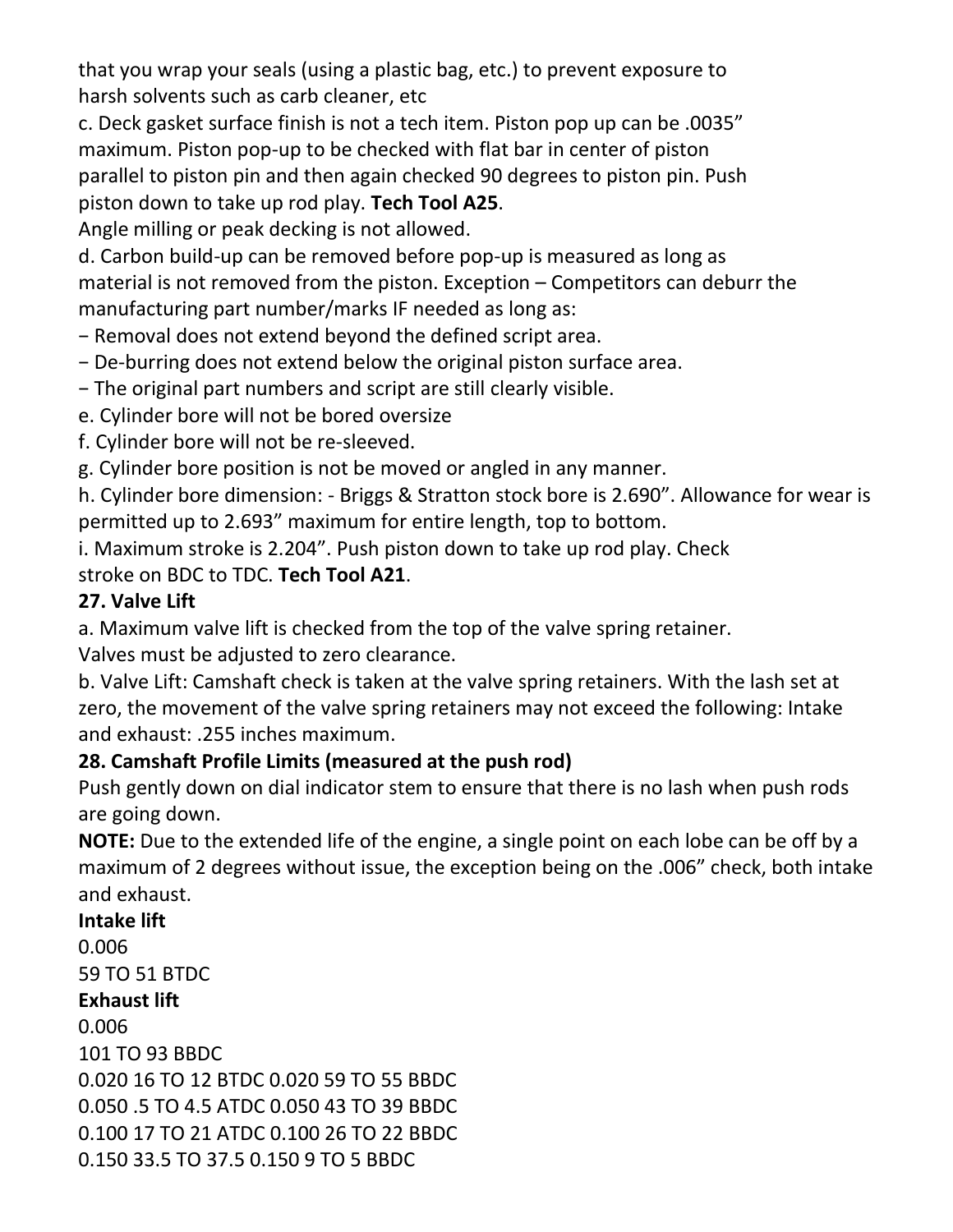that you wrap your seals (using a plastic bag, etc.) to prevent exposure to harsh solvents such as carb cleaner, etc

c. Deck gasket surface finish is not a tech item. Piston pop up can be .0035" maximum. Piston pop-up to be checked with flat bar in center of piston parallel to piston pin and then again checked 90 degrees to piston pin. Push piston down to take up rod play. **Tech Tool A25**.

Angle milling or peak decking is not allowed.

d. Carbon build-up can be removed before pop-up is measured as long as material is not removed from the piston. Exception – Competitors can deburr the manufacturing part number/marks IF needed as long as:

− Removal does not extend beyond the defined script area.

− De-burring does not extend below the original piston surface area.

− The original part numbers and script are still clearly visible.

e. Cylinder bore will not be bored oversize

f. Cylinder bore will not be re-sleeved.

g. Cylinder bore position is not be moved or angled in any manner.

h. Cylinder bore dimension: - Briggs & Stratton stock bore is 2.690". Allowance for wear is permitted up to 2.693" maximum for entire length, top to bottom.

i. Maximum stroke is 2.204". Push piston down to take up rod play. Check stroke on BDC to TDC. **Tech Tool A21**.

**27. Valve Lift**

a. Maximum valve lift is checked from the top of the valve spring retainer. Valves must be adjusted to zero clearance.

b. Valve Lift: Camshaft check is taken at the valve spring retainers. With the lash set at zero, the movement of the valve spring retainers may not exceed the following: Intake and exhaust: .255 inches maximum.

**28. Camshaft Profile Limits (measured at the push rod)**

Push gently down on dial indicator stem to ensure that there is no lash when push rods are going down.

**NOTE:** Due to the extended life of the engine, a single point on each lobe can be off by a maximum of 2 degrees without issue, the exception being on the .006" check, both intake and exhaust.

**Intake lift**

0.006

59 TO 51 BTDC

**Exhaust lift**

0.006

101 TO 93 BBDC

0.020 16 TO 12 BTDC 0.020 59 TO 55 BBDC

0.050 .5 TO 4.5 ATDC 0.050 43 TO 39 BBDC

0.100 17 TO 21 ATDC 0.100 26 TO 22 BBDC

0.150 33.5 TO 37.5 0.150 9 TO 5 BBDC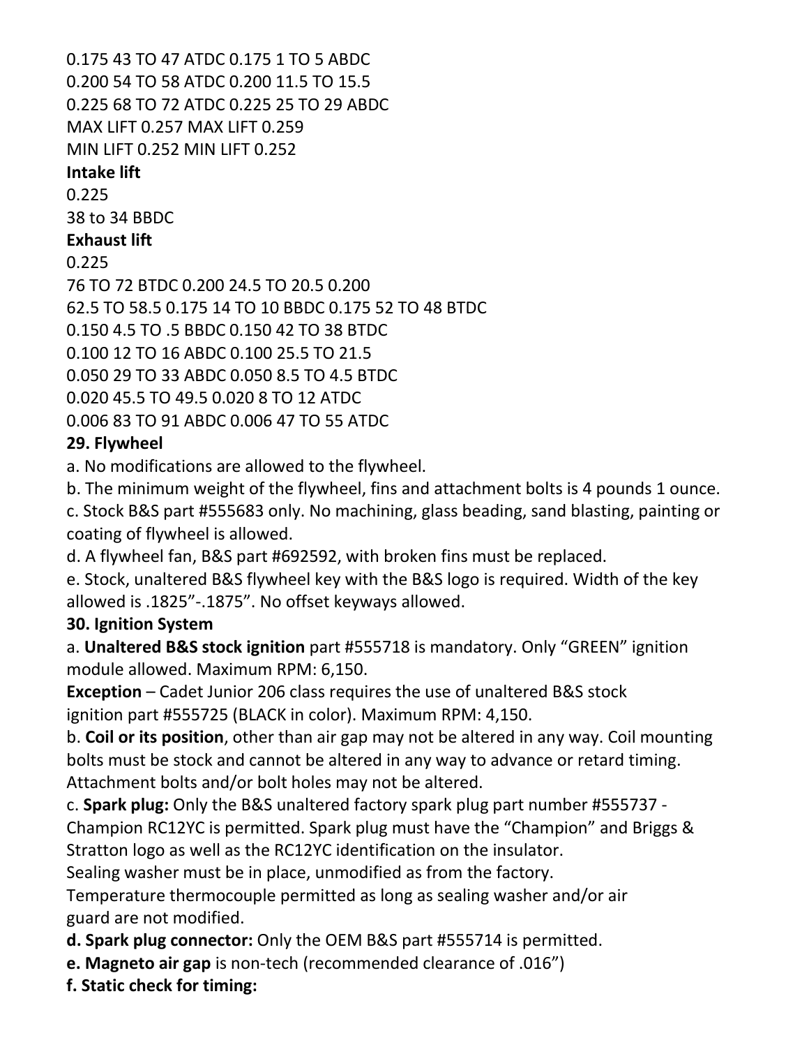0.175 43 TO 47 ATDC 0.175 1 TO 5 ABDC
0.200 54 TO 58 ATDC 0.200 11.5 TO 15.5
0.225 68 TO 72 ATDC 0.225 25 TO 29 ABDC
MAX LIFT 0.257 MAX LIFT 0.259
MIN LIFT 0.252 MIN LIFT 0.252

**Intake lift**

0.225

38 to 34 BBDC

**Exhaust lift**

0.225

76 TO 72 BTDC 0.200 24.5 TO 20.5 0.200
62.5 TO 58.5 0.175 14 TO 10 BBDC 0.175 52 TO 48 BTDC
0.150 4.5 TO .5 BBDC 0.150 42 TO 38 BTDC
0.100 12 TO 16 ABDC 0.100 25.5 TO 21.5
0.050 29 TO 33 ABDC 0.050 8.5 TO 4.5 BTDC
0.020 45.5 TO 49.5 0.020 8 TO 12 ATDC
0.006 83 TO 91 ABDC 0.006 47 TO 55 ATDC

**29. Flywheel**

a. No modifications are allowed to the flywheel.

b. The minimum weight of the flywheel, fins and attachment bolts is 4 pounds 1 ounce.

c. Stock B&S part #555683 only. No machining, glass beading, sand blasting, painting or coating of flywheel is allowed.

d. A flywheel fan, B&S part #692592, with broken fins must be replaced.

e. Stock, unaltered B&S flywheel key with the B&S logo is required. Width of the key allowed is .1825"-.1875". No offset keyways allowed.

**30. Ignition System**

a. **Unaltered B&S stock ignition** part #555718 is mandatory. Only "GREEN" ignition module allowed. Maximum RPM: 6,150.

**Exception** – Cadet Junior 206 class requires the use of unaltered B&S stock ignition part #555725 (BLACK in color). Maximum RPM: 4,150.

b. **Coil or its position**, other than air gap may not be altered in any way. Coil mounting bolts must be stock and cannot be altered in any way to advance or retard timing. Attachment bolts and/or bolt holes may not be altered.

c. **Spark plug:** Only the B&S unaltered factory spark plug part number #555737 - Champion RC12YC is permitted. Spark plug must have the "Champion" and Briggs & Stratton logo as well as the RC12YC identification on the insulator.
Sealing washer must be in place, unmodified as from the factory.
Temperature thermocouple permitted as long as sealing washer and/or air guard are not modified.

**d. Spark plug connector:** Only the OEM B&S part #555714 is permitted.

**e. Magneto air gap** is non-tech (recommended clearance of .016")

**f. Static check for timing:**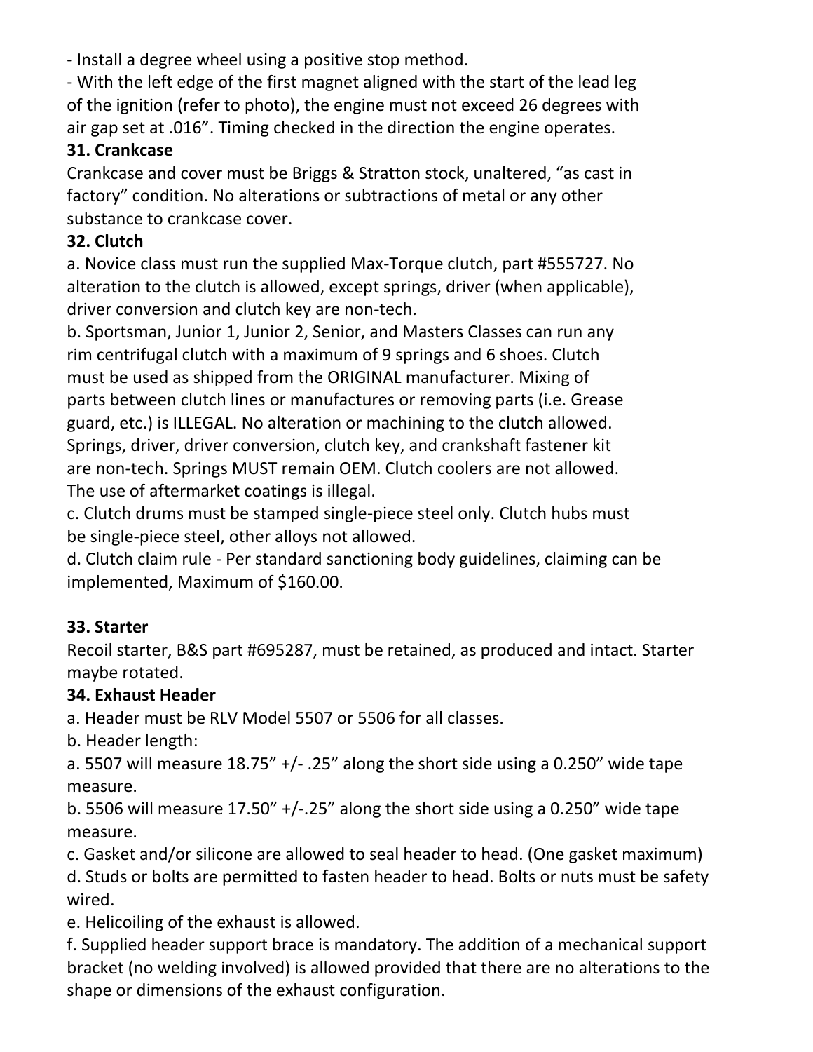- Install a degree wheel using a positive stop method.
- With the left edge of the first magnet aligned with the start of the lead leg of the ignition (refer to photo), the engine must not exceed 26 degrees with air gap set at .016”. Timing checked in the direction the engine operates.

**31. Crankcase**

Crankcase and cover must be Briggs & Stratton stock, unaltered, “as cast in factory” condition. No alterations or subtractions of metal or any other substance to crankcase cover.

**32. Clutch**

a. Novice class must run the supplied Max-Torque clutch, part #555727. No alteration to the clutch is allowed, except springs, driver (when applicable), driver conversion and clutch key are non-tech.

b. Sportsman, Junior 1, Junior 2, Senior, and Masters Classes can run any rim centrifugal clutch with a maximum of 9 springs and 6 shoes. Clutch must be used as shipped from the ORIGINAL manufacturer. Mixing of parts between clutch lines or manufactures or removing parts (i.e. Grease guard, etc.) is ILLEGAL. No alteration or machining to the clutch allowed. Springs, driver, driver conversion, clutch key, and crankshaft fastener kit are non-tech. Springs MUST remain OEM. Clutch coolers are not allowed. The use of aftermarket coatings is illegal.

c. Clutch drums must be stamped single-piece steel only. Clutch hubs must be single-piece steel, other alloys not allowed.

d. Clutch claim rule - Per standard sanctioning body guidelines, claiming can be implemented, Maximum of $160.00.

**33. Starter**

Recoil starter, B&S part #695287, must be retained, as produced and intact. Starter maybe rotated.

**34. Exhaust Header**

a. Header must be RLV Model 5507 or 5506 for all classes.

b. Header length:

a. 5507 will measure 18.75” +/- .25” along the short side using a 0.250” wide tape measure.

b. 5506 will measure 17.50” +/-.25” along the short side using a 0.250” wide tape measure.

c. Gasket and/or silicone are allowed to seal header to head. (One gasket maximum)

d. Studs or bolts are permitted to fasten header to head. Bolts or nuts must be safety wired.

e. Helicoiling of the exhaust is allowed.

f. Supplied header support brace is mandatory. The addition of a mechanical support bracket (no welding involved) is allowed provided that there are no alterations to the shape or dimensions of the exhaust configuration.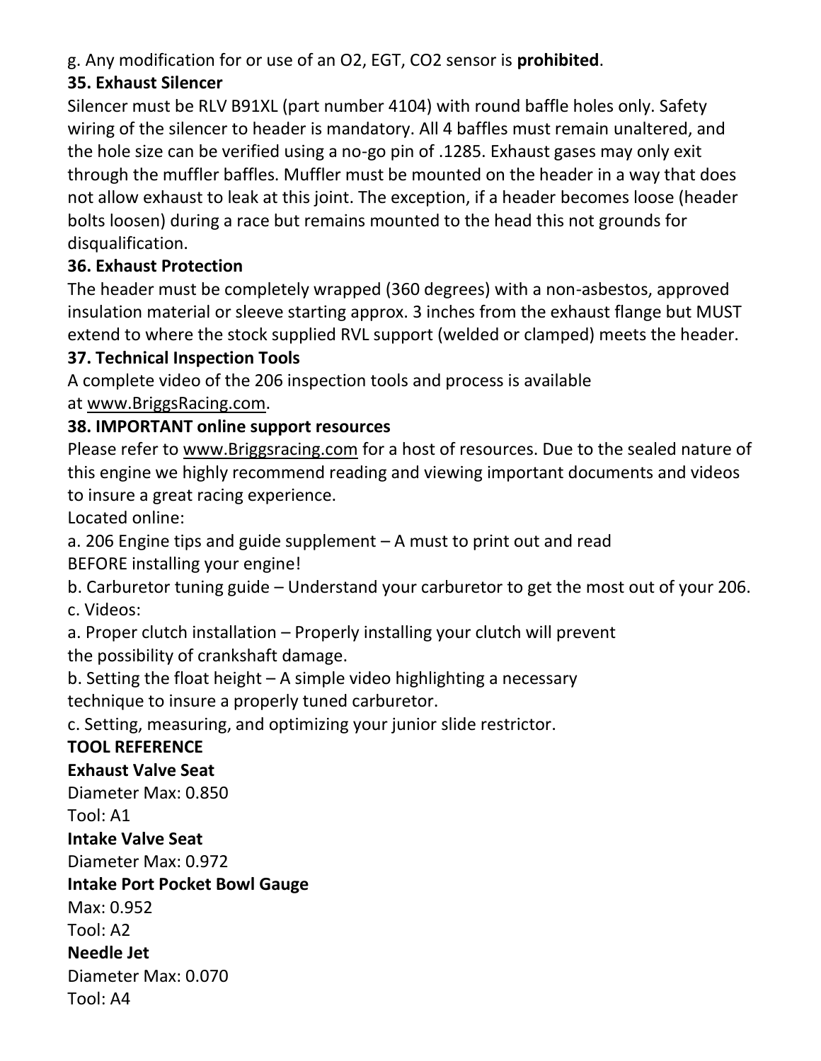g. Any modification for or use of an O2, EGT, CO2 sensor is **prohibited**.

### 35. Exhaust Silencer

Silencer must be RLV B91XL (part number 4104) with round baffle holes only. Safety wiring of the silencer to header is mandatory. All 4 baffles must remain unaltered, and the hole size can be verified using a no-go pin of .1285. Exhaust gases may only exit through the muffler baffles. Muffler must be mounted on the header in a way that does not allow exhaust to leak at this joint. The exception, if a header becomes loose (header bolts loosen) during a race but remains mounted to the head this not grounds for disqualification.

### 36. Exhaust Protection

The header must be completely wrapped (360 degrees) with a non-asbestos, approved insulation material or sleeve starting approx. 3 inches from the exhaust flange but MUST extend to where the stock supplied RVL support (welded or clamped) meets the header.

### 37. Technical Inspection Tools

A complete video of the 206 inspection tools and process is available at www.BriggsRacing.com.

### 38. IMPORTANT online support resources

Please refer to www.Briggsracing.com for a host of resources. Due to the sealed nature of this engine we highly recommend reading and viewing important documents and videos to insure a great racing experience.

Located online:

a. 206 Engine tips and guide supplement – A must to print out and read BEFORE installing your engine!

b. Carburetor tuning guide – Understand your carburetor to get the most out of your 206.

c. Videos:

a. Proper clutch installation – Properly installing your clutch will prevent the possibility of crankshaft damage.

b. Setting the float height – A simple video highlighting a necessary technique to insure a properly tuned carburetor.

c. Setting, measuring, and optimizing your junior slide restrictor.

### TOOL REFERENCE

**Exhaust Valve Seat**

Diameter Max: 0.850

Tool: A1

**Intake Valve Seat**

Diameter Max: 0.972

**Intake Port Pocket Bowl Gauge**

Max: 0.952

Tool: A2

**Needle Jet**

Diameter Max: 0.070

Tool: A4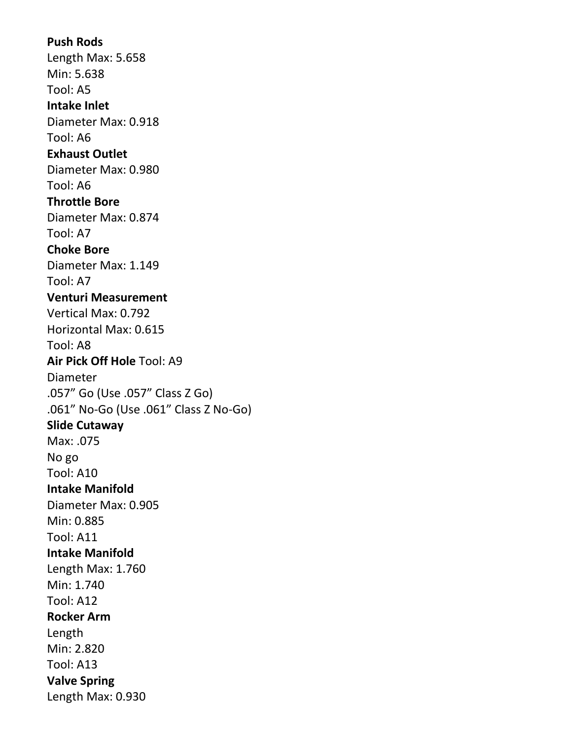**Push Rods**
Length Max: 5.658
Min: 5.638
Tool: A5

**Intake Inlet**
Diameter Max: 0.918
Tool: A6

**Exhaust Outlet**
Diameter Max: 0.980
Tool: A6

**Throttle Bore**
Diameter Max: 0.874
Tool: A7

**Choke Bore**
Diameter Max: 1.149
Tool: A7

**Venturi Measurement**
Vertical Max: 0.792
Horizontal Max: 0.615
Tool: A8

**Air Pick Off Hole** Tool: A9
Diameter
.057” Go (Use .057” Class Z Go)
.061” No-Go (Use .061” Class Z No-Go)

**Slide Cutaway**
Max: .075
No go
Tool: A10

**Intake Manifold**
Diameter Max: 0.905
Min: 0.885
Tool: A11

**Intake Manifold**
Length Max: 1.760
Min: 1.740
Tool: A12

**Rocker Arm**
Length
Min: 2.820
Tool: A13

**Valve Spring**
Length Max: 0.930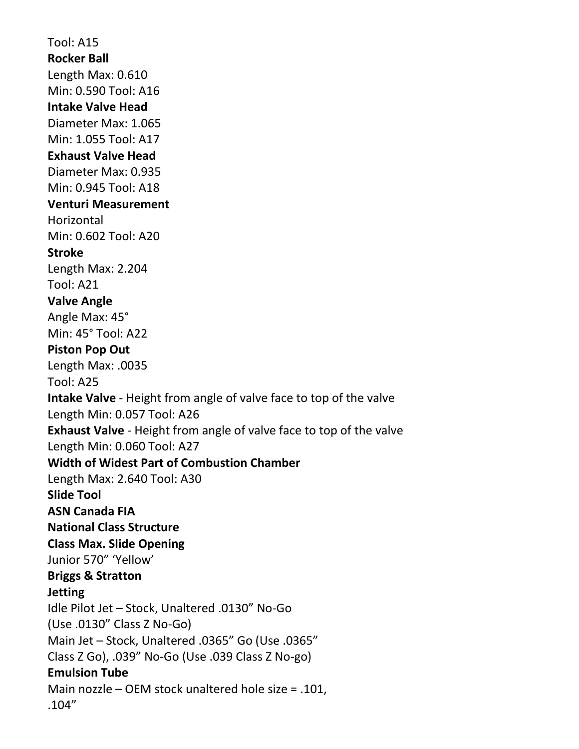Tool: A15

**Rocker Ball**

Length Max: 0.610
Min: 0.590 Tool: A16

**Intake Valve Head**

Diameter Max: 1.065
Min: 1.055 Tool: A17

**Exhaust Valve Head**

Diameter Max: 0.935
Min: 0.945 Tool: A18

**Venturi Measurement**

Horizontal
Min: 0.602 Tool: A20

**Stroke**

Length Max: 2.204
Tool: A21

**Valve Angle**

Angle Max: 45°
Min: 45° Tool: A22

**Piston Pop Out**

Length Max: .0035
Tool: A25

**Intake Valve** - Height from angle of valve face to top of the valve
Length Min: 0.057 Tool: A26

**Exhaust Valve** - Height from angle of valve face to top of the valve
Length Min: 0.060 Tool: A27

**Width of Widest Part of Combustion Chamber**

Length Max: 2.640 Tool: A30

**Slide Tool**

**ASN Canada FIA**

**National Class Structure**

**Class Max. Slide Opening**

Junior 570" 'Yellow'

**Briggs & Stratton**

**Jetting**

Idle Pilot Jet – Stock, Unaltered .0130" No-Go
(Use .0130" Class Z No-Go)
Main Jet – Stock, Unaltered .0365" Go (Use .0365"
Class Z Go), .039" No-Go (Use .039 Class Z No-go)

**Emulsion Tube**

Main nozzle – OEM stock unaltered hole size = .101,
.104"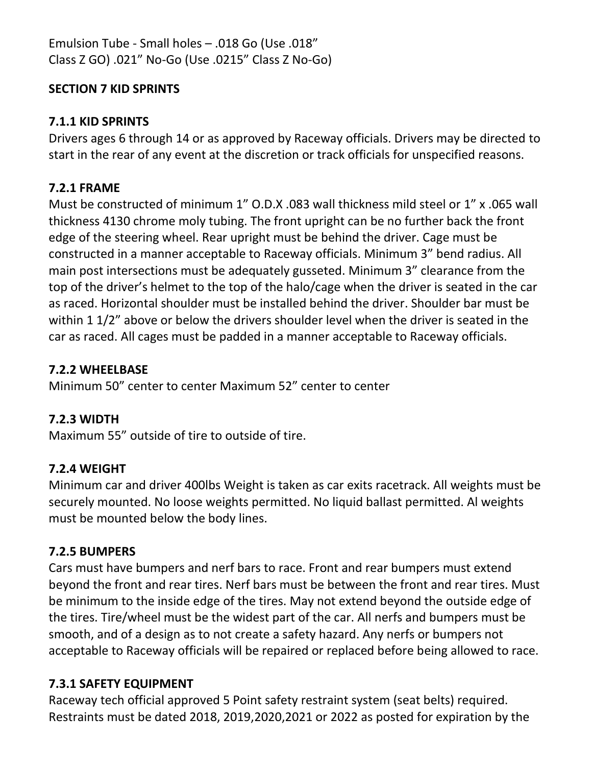Emulsion Tube - Small holes – .018 Go (Use .018” Class Z GO) .021” No-Go (Use .0215” Class Z No-Go)

## SECTION 7 KID SPRINTS

### 7.1.1 KID SPRINTS

Drivers ages 6 through 14 or as approved by Raceway officials. Drivers may be directed to start in the rear of any event at the discretion or track officials for unspecified reasons.

### 7.2.1 FRAME

Must be constructed of minimum 1” O.D.X .083 wall thickness mild steel or 1” x .065 wall thickness 4130 chrome moly tubing. The front upright can be no further back the front edge of the steering wheel. Rear upright must be behind the driver. Cage must be constructed in a manner acceptable to Raceway officials. Minimum 3” bend radius. All main post intersections must be adequately gusseted. Minimum 3” clearance from the top of the driver’s helmet to the top of the halo/cage when the driver is seated in the car as raced. Horizontal shoulder must be installed behind the driver. Shoulder bar must be within 1 1/2” above or below the drivers shoulder level when the driver is seated in the car as raced. All cages must be padded in a manner acceptable to Raceway officials.

### 7.2.2 WHEELBASE

Minimum 50” center to center Maximum 52” center to center

### 7.2.3 WIDTH

Maximum 55” outside of tire to outside of tire.

### 7.2.4 WEIGHT

Minimum car and driver 400lbs Weight is taken as car exits racetrack. All weights must be securely mounted. No loose weights permitted. No liquid ballast permitted. Al weights must be mounted below the body lines.

### 7.2.5 BUMPERS

Cars must have bumpers and nerf bars to race. Front and rear bumpers must extend beyond the front and rear tires. Nerf bars must be between the front and rear tires. Must be minimum to the inside edge of the tires. May not extend beyond the outside edge of the tires. Tire/wheel must be the widest part of the car. All nerfs and bumpers must be smooth, and of a design as to not create a safety hazard. Any nerfs or bumpers not acceptable to Raceway officials will be repaired or replaced before being allowed to race.

### 7.3.1 SAFETY EQUIPMENT

Raceway tech official approved 5 Point safety restraint system (seat belts) required. Restraints must be dated 2018, 2019,2020,2021 or 2022 as posted for expiration by the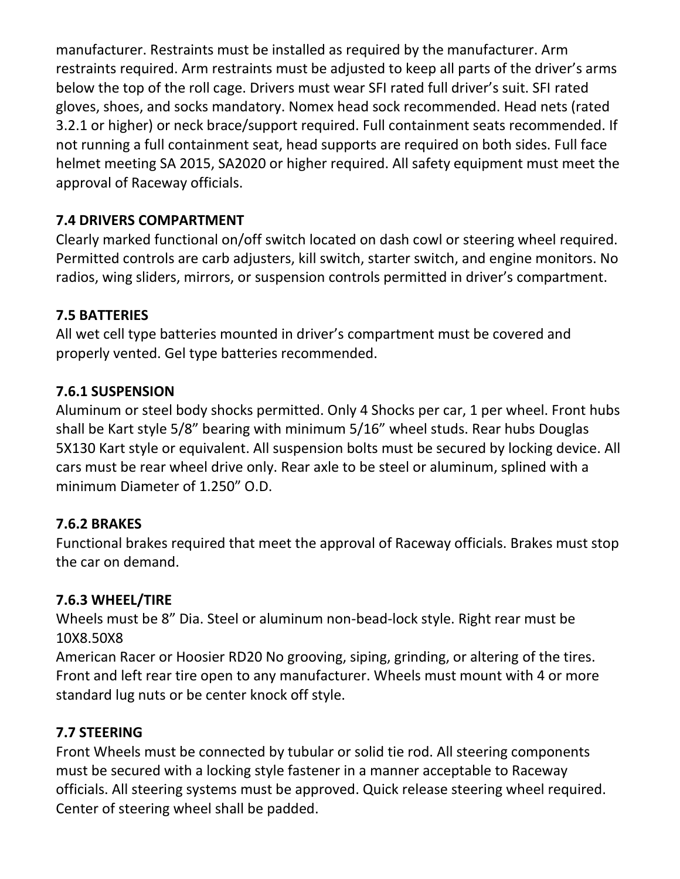manufacturer. Restraints must be installed as required by the manufacturer. Arm restraints required. Arm restraints must be adjusted to keep all parts of the driver's arms below the top of the roll cage. Drivers must wear SFI rated full driver's suit. SFI rated gloves, shoes, and socks mandatory. Nomex head sock recommended. Head nets (rated 3.2.1 or higher) or neck brace/support required. Full containment seats recommended. If not running a full containment seat, head supports are required on both sides. Full face helmet meeting SA 2015, SA2020 or higher required. All safety equipment must meet the approval of Raceway officials.

### 7.4 DRIVERS COMPARTMENT

Clearly marked functional on/off switch located on dash cowl or steering wheel required. Permitted controls are carb adjusters, kill switch, starter switch, and engine monitors. No radios, wing sliders, mirrors, or suspension controls permitted in driver's compartment.

### 7.5 BATTERIES

All wet cell type batteries mounted in driver's compartment must be covered and properly vented. Gel type batteries recommended.

### 7.6.1 SUSPENSION

Aluminum or steel body shocks permitted. Only 4 Shocks per car, 1 per wheel. Front hubs shall be Kart style 5/8" bearing with minimum 5/16" wheel studs. Rear hubs Douglas 5X130 Kart style or equivalent. All suspension bolts must be secured by locking device. All cars must be rear wheel drive only. Rear axle to be steel or aluminum, splined with a minimum Diameter of 1.250" O.D.

### 7.6.2 BRAKES

Functional brakes required that meet the approval of Raceway officials. Brakes must stop the car on demand.

### 7.6.3 WHEEL/TIRE

Wheels must be 8" Dia. Steel or aluminum non-bead-lock style. Right rear must be 10X8.50X8
American Racer or Hoosier RD20 No grooving, siping, grinding, or altering of the tires. Front and left rear tire open to any manufacturer. Wheels must mount with 4 or more standard lug nuts or be center knock off style.

### 7.7 STEERING

Front Wheels must be connected by tubular or solid tie rod. All steering components must be secured with a locking style fastener in a manner acceptable to Raceway officials. All steering systems must be approved. Quick release steering wheel required. Center of steering wheel shall be padded.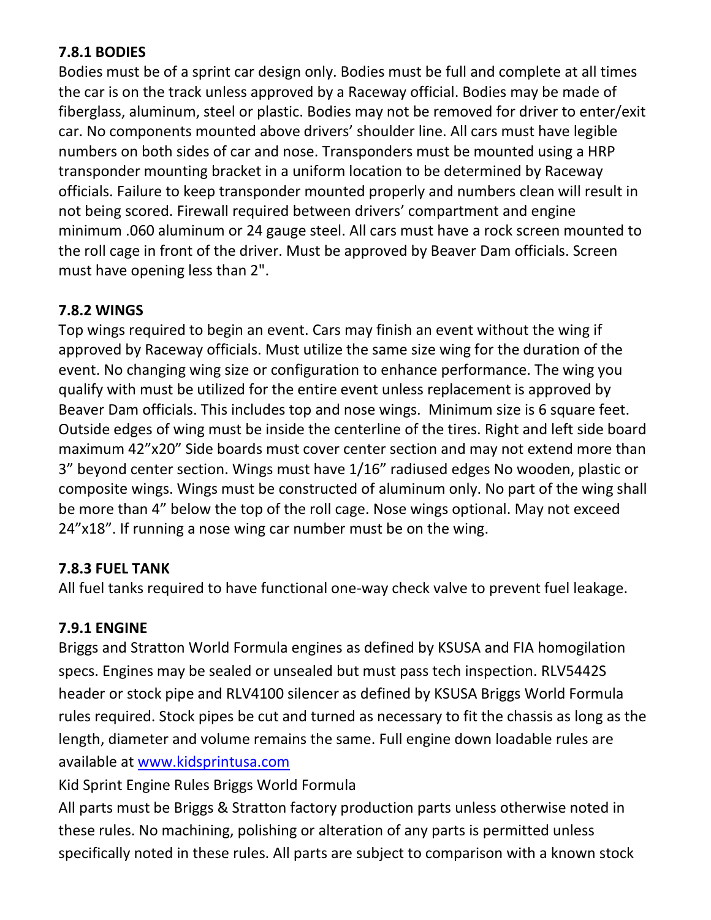### 7.8.1 BODIES

Bodies must be of a sprint car design only. Bodies must be full and complete at all times the car is on the track unless approved by a Raceway official. Bodies may be made of fiberglass, aluminum, steel or plastic. Bodies may not be removed for driver to enter/exit car. No components mounted above drivers' shoulder line. All cars must have legible numbers on both sides of car and nose. Transponders must be mounted using a HRP transponder mounting bracket in a uniform location to be determined by Raceway officials. Failure to keep transponder mounted properly and numbers clean will result in not being scored. Firewall required between drivers' compartment and engine minimum .060 aluminum or 24 gauge steel. All cars must have a rock screen mounted to the roll cage in front of the driver. Must be approved by Beaver Dam officials. Screen must have opening less than 2".

### 7.8.2 WINGS

Top wings required to begin an event. Cars may finish an event without the wing if approved by Raceway officials. Must utilize the same size wing for the duration of the event. No changing wing size or configuration to enhance performance. The wing you qualify with must be utilized for the entire event unless replacement is approved by Beaver Dam officials. This includes top and nose wings. Minimum size is 6 square feet. Outside edges of wing must be inside the centerline of the tires. Right and left side board maximum 42"x20" Side boards must cover center section and may not extend more than 3" beyond center section. Wings must have 1/16" radiused edges No wooden, plastic or composite wings. Wings must be constructed of aluminum only. No part of the wing shall be more than 4" below the top of the roll cage. Nose wings optional. May not exceed 24"x18". If running a nose wing car number must be on the wing.

### 7.8.3 FUEL TANK

All fuel tanks required to have functional one-way check valve to prevent fuel leakage.

### 7.9.1 ENGINE

Briggs and Stratton World Formula engines as defined by KSUSA and FIA homogilation specs. Engines may be sealed or unsealed but must pass tech inspection. RLV5442S header or stock pipe and RLV4100 silencer as defined by KSUSA Briggs World Formula rules required. Stock pipes be cut and turned as necessary to fit the chassis as long as the length, diameter and volume remains the same. Full engine down loadable rules are available at [www.kidsprintusa.com](www.kidsprintusa.com)

Kid Sprint Engine Rules Briggs World Formula

All parts must be Briggs & Stratton factory production parts unless otherwise noted in these rules. No machining, polishing or alteration of any parts is permitted unless specifically noted in these rules. All parts are subject to comparison with a known stock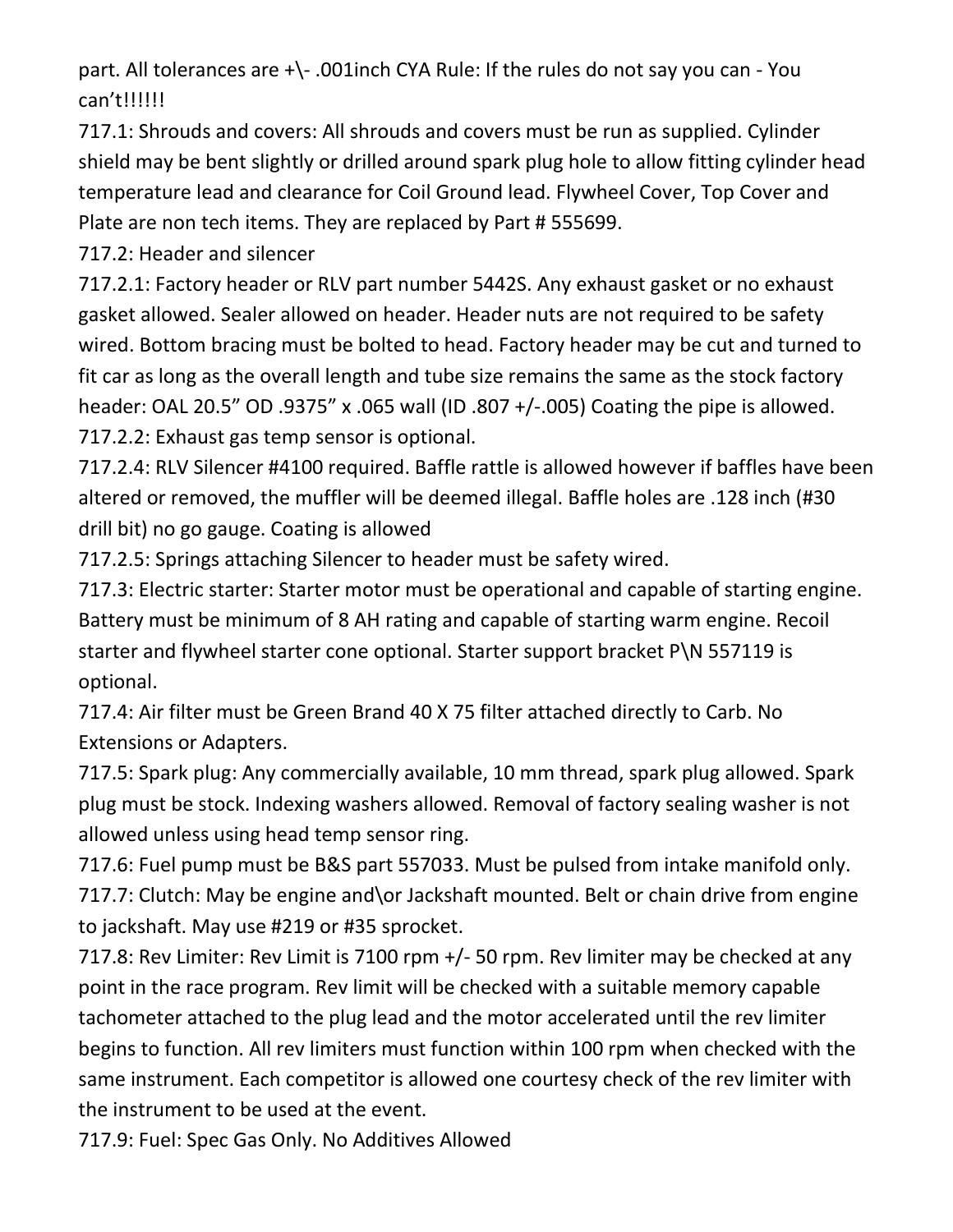part. All tolerances are +\- .001inch CYA Rule: If the rules do not say you can - You can't!!!!!!

717.1: Shrouds and covers: All shrouds and covers must be run as supplied. Cylinder shield may be bent slightly or drilled around spark plug hole to allow fitting cylinder head temperature lead and clearance for Coil Ground lead. Flywheel Cover, Top Cover and Plate are non tech items. They are replaced by Part # 555699.

717.2: Header and silencer

717.2.1: Factory header or RLV part number 5442S. Any exhaust gasket or no exhaust gasket allowed. Sealer allowed on header. Header nuts are not required to be safety wired. Bottom bracing must be bolted to head. Factory header may be cut and turned to fit car as long as the overall length and tube size remains the same as the stock factory header: OAL 20.5" OD .9375" x .065 wall (ID .807 +/-.005) Coating the pipe is allowed.

717.2.2: Exhaust gas temp sensor is optional.

717.2.4: RLV Silencer #4100 required. Baffle rattle is allowed however if baffles have been altered or removed, the muffler will be deemed illegal. Baffle holes are .128 inch (#30 drill bit) no go gauge. Coating is allowed

717.2.5: Springs attaching Silencer to header must be safety wired.

717.3: Electric starter: Starter motor must be operational and capable of starting engine. Battery must be minimum of 8 AH rating and capable of starting warm engine. Recoil starter and flywheel starter cone optional. Starter support bracket P\N 557119 is optional.

717.4: Air filter must be Green Brand 40 X 75 filter attached directly to Carb. No Extensions or Adapters.

717.5: Spark plug: Any commercially available, 10 mm thread, spark plug allowed. Spark plug must be stock. Indexing washers allowed. Removal of factory sealing washer is not allowed unless using head temp sensor ring.

717.6: Fuel pump must be B&S part 557033. Must be pulsed from intake manifold only.

717.7: Clutch: May be engine and\or Jackshaft mounted. Belt or chain drive from engine to jackshaft. May use #219 or #35 sprocket.

717.8: Rev Limiter: Rev Limit is 7100 rpm +/- 50 rpm. Rev limiter may be checked at any point in the race program. Rev limit will be checked with a suitable memory capable tachometer attached to the plug lead and the motor accelerated until the rev limiter begins to function. All rev limiters must function within 100 rpm when checked with the same instrument. Each competitor is allowed one courtesy check of the rev limiter with the instrument to be used at the event.

717.9: Fuel: Spec Gas Only. No Additives Allowed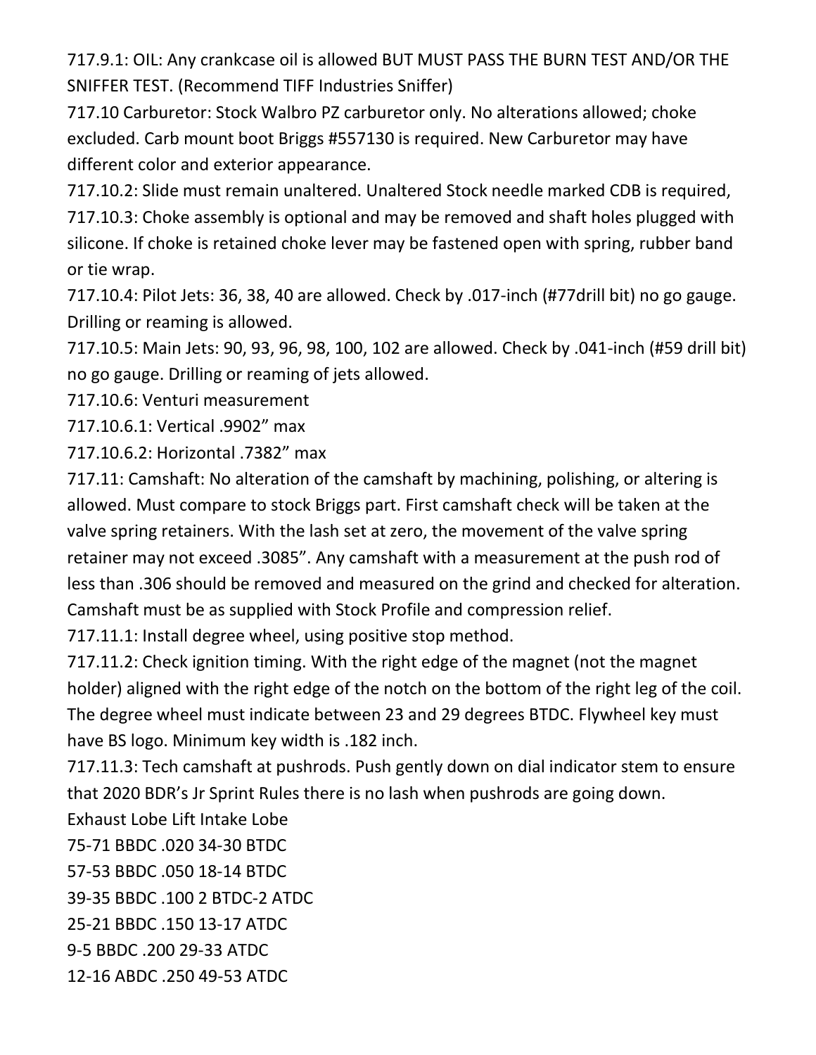717.9.1: OIL: Any crankcase oil is allowed BUT MUST PASS THE BURN TEST AND/OR THE SNIFFER TEST. (Recommend TIFF Industries Sniffer)

717.10 Carburetor: Stock Walbro PZ carburetor only. No alterations allowed; choke excluded. Carb mount boot Briggs #557130 is required. New Carburetor may have different color and exterior appearance.

717.10.2: Slide must remain unaltered. Unaltered Stock needle marked CDB is required,

717.10.3: Choke assembly is optional and may be removed and shaft holes plugged with silicone. If choke is retained choke lever may be fastened open with spring, rubber band or tie wrap.

717.10.4: Pilot Jets: 36, 38, 40 are allowed. Check by .017-inch (#77drill bit) no go gauge. Drilling or reaming is allowed.

717.10.5: Main Jets: 90, 93, 96, 98, 100, 102 are allowed. Check by .041-inch (#59 drill bit) no go gauge. Drilling or reaming of jets allowed.

717.10.6: Venturi measurement

717.10.6.1: Vertical .9902" max

717.10.6.2: Horizontal .7382" max

717.11: Camshaft: No alteration of the camshaft by machining, polishing, or altering is allowed. Must compare to stock Briggs part. First camshaft check will be taken at the valve spring retainers. With the lash set at zero, the movement of the valve spring retainer may not exceed .3085". Any camshaft with a measurement at the push rod of less than .306 should be removed and measured on the grind and checked for alteration. Camshaft must be as supplied with Stock Profile and compression relief.

717.11.1: Install degree wheel, using positive stop method.

717.11.2: Check ignition timing. With the right edge of the magnet (not the magnet holder) aligned with the right edge of the notch on the bottom of the right leg of the coil. The degree wheel must indicate between 23 and 29 degrees BTDC. Flywheel key must have BS logo. Minimum key width is .182 inch.

717.11.3: Tech camshaft at pushrods. Push gently down on dial indicator stem to ensure that 2020 BDR's Jr Sprint Rules there is no lash when pushrods are going down.

| Exhaust Lobe | Lift | Intake Lobe |
|---|---|---|
| 75-71 BBDC | .020 | 34-30 BTDC |
| 57-53 BBDC | .050 | 18-14 BTDC |
| 39-35 BBDC | .100 | 2 BTDC-2 ATDC |
| 25-21 BBDC | .150 | 13-17 ATDC |
| 9-5 BBDC | .200 | 29-33 ATDC |
| 12-16 ABDC | .250 | 49-53 ATDC |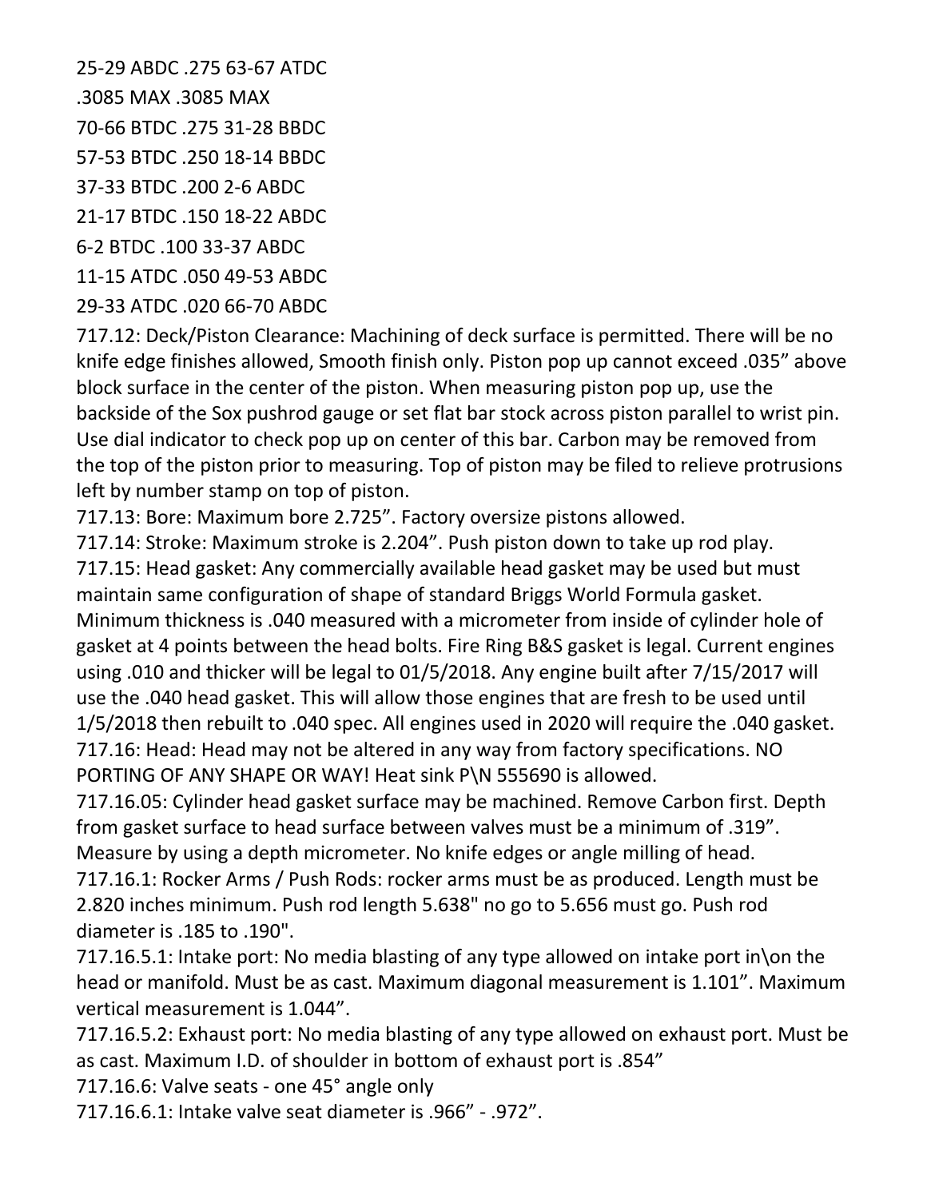25-29 ABDC .275 63-67 ATDC

.3085 MAX .3085 MAX

70-66 BTDC .275 31-28 BBDC

57-53 BTDC .250 18-14 BBDC

37-33 BTDC .200 2-6 ABDC

21-17 BTDC .150 18-22 ABDC

6-2 BTDC .100 33-37 ABDC

11-15 ATDC .050 49-53 ABDC

29-33 ATDC .020 66-70 ABDC

717.12: Deck/Piston Clearance: Machining of deck surface is permitted. There will be no knife edge finishes allowed, Smooth finish only. Piston pop up cannot exceed .035" above block surface in the center of the piston. When measuring piston pop up, use the backside of the Sox pushrod gauge or set flat bar stock across piston parallel to wrist pin. Use dial indicator to check pop up on center of this bar. Carbon may be removed from the top of the piston prior to measuring. Top of piston may be filed to relieve protrusions left by number stamp on top of piston.

717.13: Bore: Maximum bore 2.725". Factory oversize pistons allowed.

717.14: Stroke: Maximum stroke is 2.204". Push piston down to take up rod play.

717.15: Head gasket: Any commercially available head gasket may be used but must maintain same configuration of shape of standard Briggs World Formula gasket. Minimum thickness is .040 measured with a micrometer from inside of cylinder hole of gasket at 4 points between the head bolts. Fire Ring B&S gasket is legal. Current engines using .010 and thicker will be legal to 01/5/2018. Any engine built after 7/15/2017 will use the .040 head gasket. This will allow those engines that are fresh to be used until 1/5/2018 then rebuilt to .040 spec. All engines used in 2020 will require the .040 gasket.

717.16: Head: Head may not be altered in any way from factory specifications. NO PORTING OF ANY SHAPE OR WAY! Heat sink P\N 555690 is allowed.

717.16.05: Cylinder head gasket surface may be machined. Remove Carbon first. Depth from gasket surface to head surface between valves must be a minimum of .319". Measure by using a depth micrometer. No knife edges or angle milling of head.

717.16.1: Rocker Arms / Push Rods: rocker arms must be as produced. Length must be 2.820 inches minimum. Push rod length 5.638" no go to 5.656 must go. Push rod diameter is .185 to .190".

717.16.5.1: Intake port: No media blasting of any type allowed on intake port in\on the head or manifold. Must be as cast. Maximum diagonal measurement is 1.101". Maximum vertical measurement is 1.044".

717.16.5.2: Exhaust port: No media blasting of any type allowed on exhaust port. Must be as cast. Maximum I.D. of shoulder in bottom of exhaust port is .854"

717.16.6: Valve seats - one 45° angle only

717.16.6.1: Intake valve seat diameter is .966" - .972".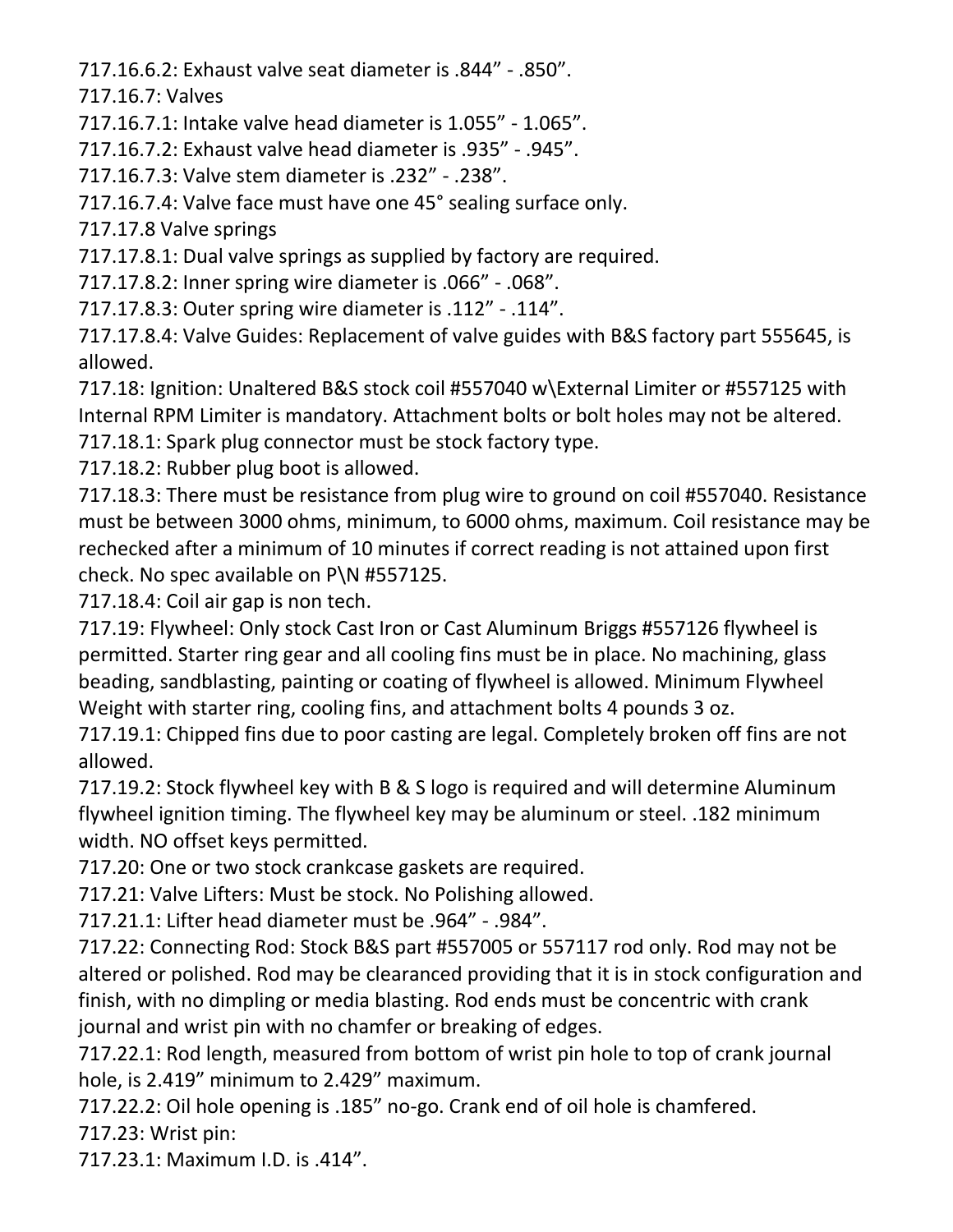717.16.6.2: Exhaust valve seat diameter is .844” - .850”.

717.16.7: Valves

717.16.7.1: Intake valve head diameter is 1.055” - 1.065”.

717.16.7.2: Exhaust valve head diameter is .935” - .945”.

717.16.7.3: Valve stem diameter is .232” - .238”.

717.16.7.4: Valve face must have one 45° sealing surface only.

717.17.8 Valve springs

717.17.8.1: Dual valve springs as supplied by factory are required.

717.17.8.2: Inner spring wire diameter is .066” - .068”.

717.17.8.3: Outer spring wire diameter is .112” - .114”.

717.17.8.4: Valve Guides: Replacement of valve guides with B&S factory part 555645, is allowed.

717.18: Ignition: Unaltered B&S stock coil #557040 w\External Limiter or #557125 with Internal RPM Limiter is mandatory. Attachment bolts or bolt holes may not be altered.

717.18.1: Spark plug connector must be stock factory type.

717.18.2: Rubber plug boot is allowed.

717.18.3: There must be resistance from plug wire to ground on coil #557040. Resistance must be between 3000 ohms, minimum, to 6000 ohms, maximum. Coil resistance may be rechecked after a minimum of 10 minutes if correct reading is not attained upon first check. No spec available on P\N #557125.

717.18.4: Coil air gap is non tech.

717.19: Flywheel: Only stock Cast Iron or Cast Aluminum Briggs #557126 flywheel is permitted. Starter ring gear and all cooling fins must be in place. No machining, glass beading, sandblasting, painting or coating of flywheel is allowed. Minimum Flywheel Weight with starter ring, cooling fins, and attachment bolts 4 pounds 3 oz.

717.19.1: Chipped fins due to poor casting are legal. Completely broken off fins are not allowed.

717.19.2: Stock flywheel key with B & S logo is required and will determine Aluminum flywheel ignition timing. The flywheel key may be aluminum or steel. .182 minimum width. NO offset keys permitted.

717.20: One or two stock crankcase gaskets are required.

717.21: Valve Lifters: Must be stock. No Polishing allowed.

717.21.1: Lifter head diameter must be .964” - .984”.

717.22: Connecting Rod: Stock B&S part #557005 or 557117 rod only. Rod may not be altered or polished. Rod may be clearanced providing that it is in stock configuration and finish, with no dimpling or media blasting. Rod ends must be concentric with crank journal and wrist pin with no chamfer or breaking of edges.

717.22.1: Rod length, measured from bottom of wrist pin hole to top of crank journal hole, is 2.419” minimum to 2.429” maximum.

717.22.2: Oil hole opening is .185” no-go. Crank end of oil hole is chamfered.

717.23: Wrist pin:

717.23.1: Maximum I.D. is .414”.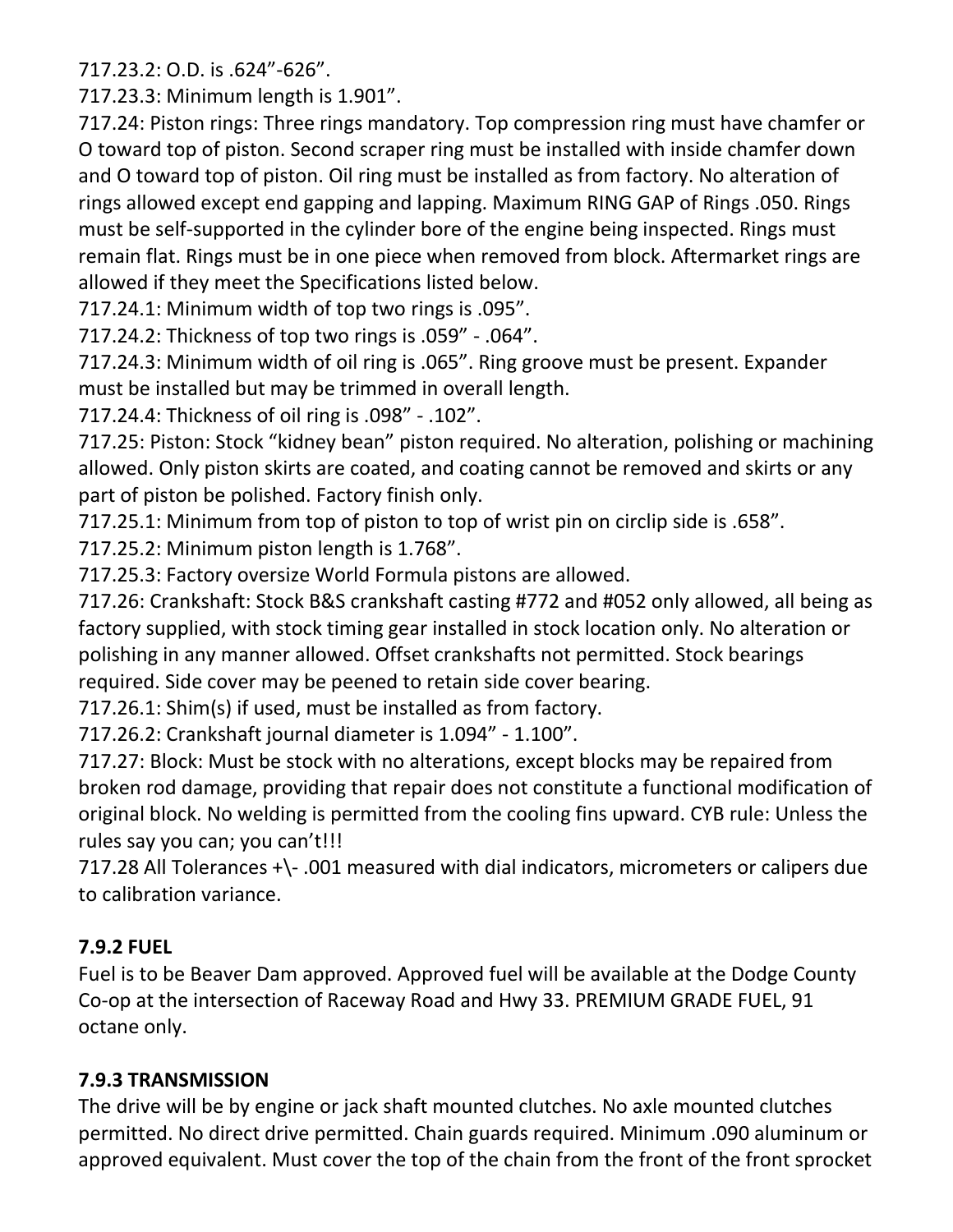717.23.2: O.D. is .624”-626”.

717.23.3: Minimum length is 1.901”.

717.24: Piston rings: Three rings mandatory. Top compression ring must have chamfer or O toward top of piston. Second scraper ring must be installed with inside chamfer down and O toward top of piston. Oil ring must be installed as from factory. No alteration of rings allowed except end gapping and lapping. Maximum RING GAP of Rings .050. Rings must be self-supported in the cylinder bore of the engine being inspected. Rings must remain flat. Rings must be in one piece when removed from block. Aftermarket rings are allowed if they meet the Specifications listed below.

717.24.1: Minimum width of top two rings is .095”.

717.24.2: Thickness of top two rings is .059” - .064”.

717.24.3: Minimum width of oil ring is .065”. Ring groove must be present. Expander must be installed but may be trimmed in overall length.

717.24.4: Thickness of oil ring is .098” - .102”.

717.25: Piston: Stock “kidney bean” piston required. No alteration, polishing or machining allowed. Only piston skirts are coated, and coating cannot be removed and skirts or any part of piston be polished. Factory finish only.

717.25.1: Minimum from top of piston to top of wrist pin on circlip side is .658”.

717.25.2: Minimum piston length is 1.768”.

717.25.3: Factory oversize World Formula pistons are allowed.

717.26: Crankshaft: Stock B&S crankshaft casting #772 and #052 only allowed, all being as factory supplied, with stock timing gear installed in stock location only. No alteration or polishing in any manner allowed. Offset crankshafts not permitted. Stock bearings required. Side cover may be peened to retain side cover bearing.

717.26.1: Shim(s) if used, must be installed as from factory.

717.26.2: Crankshaft journal diameter is 1.094” - 1.100”.

717.27: Block: Must be stock with no alterations, except blocks may be repaired from broken rod damage, providing that repair does not constitute a functional modification of original block. No welding is permitted from the cooling fins upward. CYB rule: Unless the rules say you can; you can’t!!!

717.28 All Tolerances +\- .001 measured with dial indicators, micrometers or calipers due to calibration variance.

### 7.9.2 FUEL

Fuel is to be Beaver Dam approved. Approved fuel will be available at the Dodge County Co-op at the intersection of Raceway Road and Hwy 33. PREMIUM GRADE FUEL, 91 octane only.

### 7.9.3 TRANSMISSION

The drive will be by engine or jack shaft mounted clutches. No axle mounted clutches permitted. No direct drive permitted. Chain guards required. Minimum .090 aluminum or approved equivalent. Must cover the top of the chain from the front of the front sprocket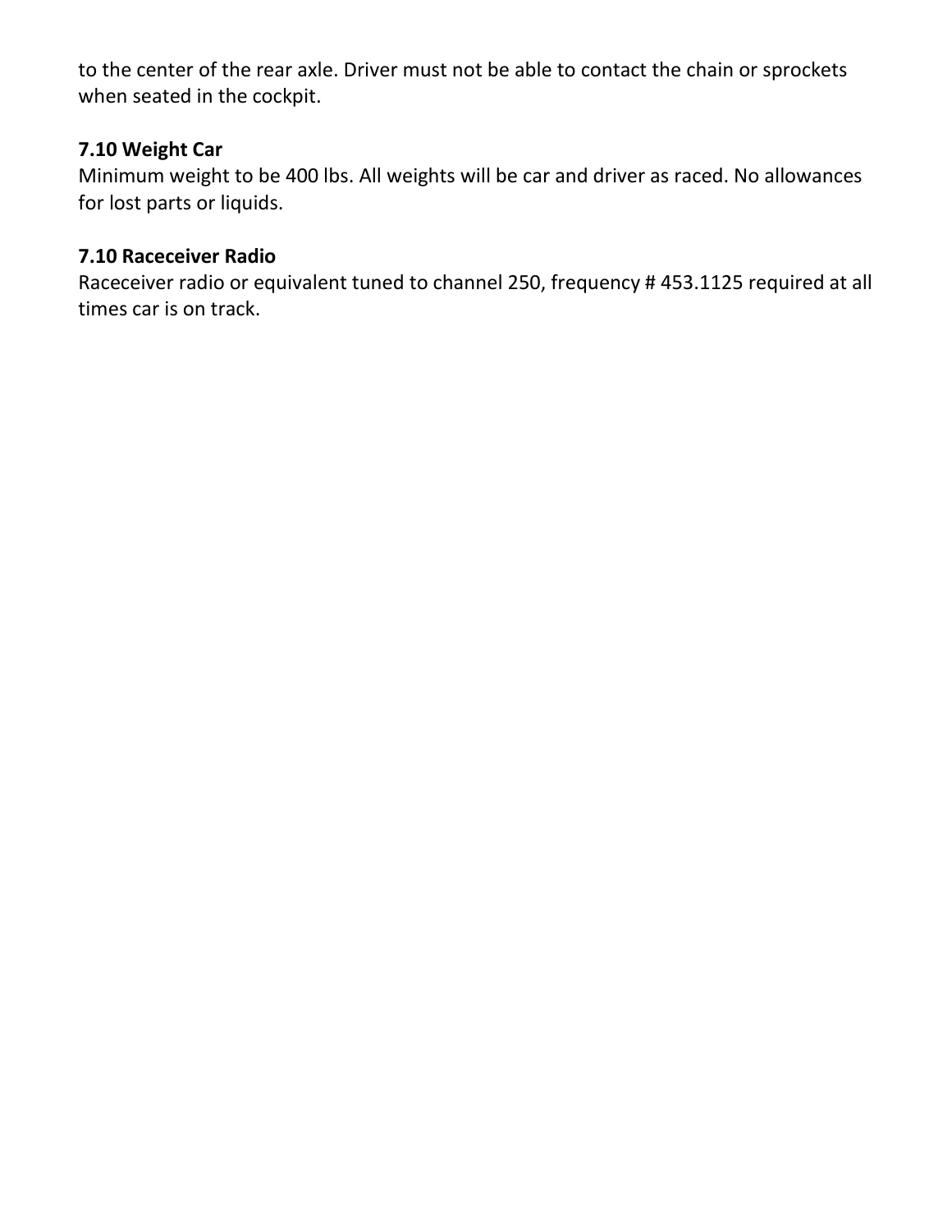to the center of the rear axle. Driver must not be able to contact the chain or sprockets when seated in the cockpit.

### 7.10 Weight Car

Minimum weight to be 400 lbs. All weights will be car and driver as raced. No allowances for lost parts or liquids.

### 7.10 Raceceiver Radio

Raceceiver radio or equivalent tuned to channel 250, frequency # 453.1125 required at all times car is on track.